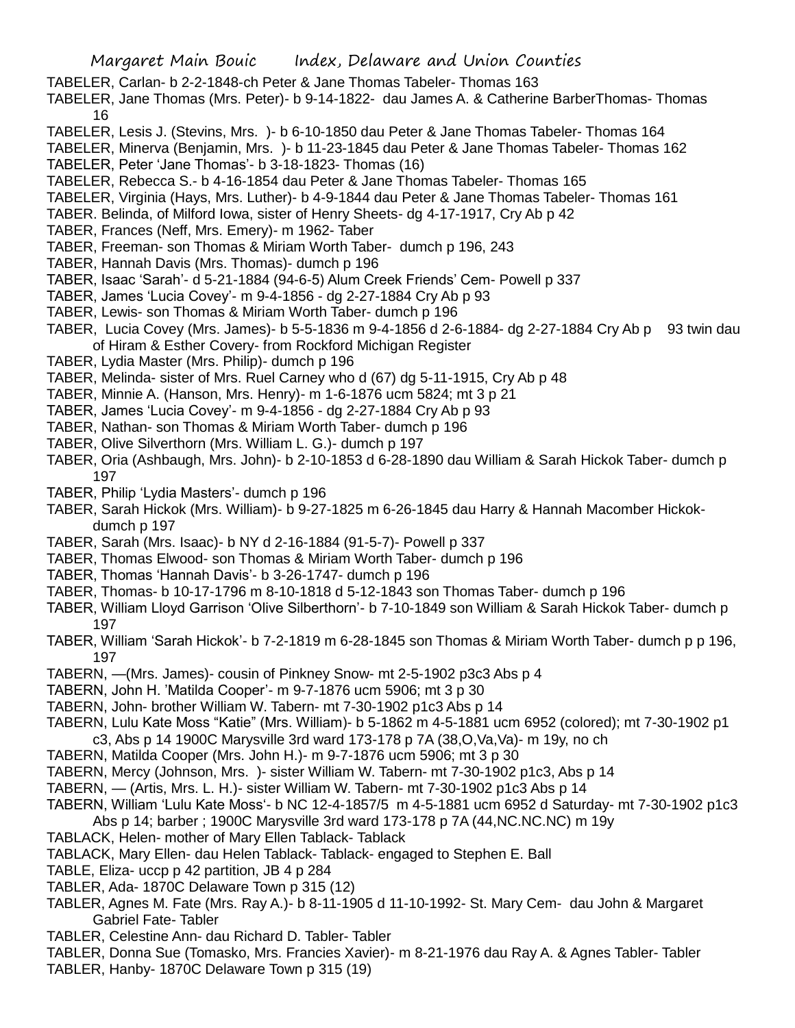TABELER, Carlan- b 2-2-1848-ch Peter & Jane Thomas Tabeler- Thomas 163

TABELER, Jane Thomas (Mrs. Peter)- b 9-14-1822- dau James A. & Catherine BarberThomas- Thomas 16

TABELER, Lesis J. (Stevins, Mrs. )- b 6-10-1850 dau Peter & Jane Thomas Tabeler- Thomas 164

TABELER, Minerva (Benjamin, Mrs. )- b 11-23-1845 dau Peter & Jane Thomas Tabeler- Thomas 162

TABELER, Peter 'Jane Thomas'- b 3-18-1823- Thomas (16)

TABELER, Rebecca S.- b 4-16-1854 dau Peter & Jane Thomas Tabeler- Thomas 165

TABELER, Virginia (Hays, Mrs. Luther)- b 4-9-1844 dau Peter & Jane Thomas Tabeler- Thomas 161

TABER. Belinda, of Milford Iowa, sister of Henry Sheets- dg 4-17-1917, Cry Ab p 42

TABER, Frances (Neff, Mrs. Emery)- m 1962- Taber

TABER, Freeman- son Thomas & Miriam Worth Taber- dumch p 196, 243

TABER, Hannah Davis (Mrs. Thomas)- dumch p 196

TABER, Isaac 'Sarah'- d 5-21-1884 (94-6-5) Alum Creek Friends' Cem- Powell p 337

TABER, James 'Lucia Covey'- m 9-4-1856 - dg 2-27-1884 Cry Ab p 93

TABER, Lewis- son Thomas & Miriam Worth Taber- dumch p 196

TABER, Lucia Covey (Mrs. James)- b 5-5-1836 m 9-4-1856 d 2-6-1884- dg 2-27-1884 Cry Ab p 93 twin dau of Hiram & Esther Covery- from Rockford Michigan Register

TABER, Lydia Master (Mrs. Philip)- dumch p 196

TABER, Melinda- sister of Mrs. Ruel Carney who d (67) dg 5-11-1915, Cry Ab p 48

TABER, Minnie A. (Hanson, Mrs. Henry)- m 1-6-1876 ucm 5824; mt 3 p 21

TABER, James 'Lucia Covey'- m 9-4-1856 - dg 2-27-1884 Cry Ab p 93

TABER, Nathan- son Thomas & Miriam Worth Taber- dumch p 196

TABER, Olive Silverthorn (Mrs. William L. G.)- dumch p 197

TABER, Oria (Ashbaugh, Mrs. John)- b 2-10-1853 d 6-28-1890 dau William & Sarah Hickok Taber- dumch p 197

TABER, Philip 'Lydia Masters'- dumch p 196

TABER, Sarah Hickok (Mrs. William)- b 9-27-1825 m 6-26-1845 dau Harry & Hannah Macomber Hickok- dumch p 197

TABER, Sarah (Mrs. Isaac)- b NY d 2-16-1884 (91-5-7)- Powell p 337

TABER, Thomas Elwood- son Thomas & Miriam Worth Taber- dumch p 196

TABER, Thomas 'Hannah Davis'- b 3-26-1747- dumch p 196

TABER, Thomas- b 10-17-1796 m 8-10-1818 d 5-12-1843 son Thomas Taber- dumch p 196

TABER, William Lloyd Garrison 'Olive Silberthorn'- b 7-10-1849 son William & Sarah Hickok Taber- dumch p 197

TABER, William 'Sarah Hickok'- b 7-2-1819 m 6-28-1845 son Thomas & Miriam Worth Taber- dumch p p 196, 197

TABERN, —(Mrs. James)- cousin of Pinkney Snow- mt 2-5-1902 p3c3 Abs p 4

TABERN, John H. 'Matilda Cooper'- m 9-7-1876 ucm 5906; mt 3 p 30

TABERN, John- brother William W. Tabern- mt 7-30-1902 p1c3 Abs p 14

TABERN, Lulu Kate Moss "Katie" (Mrs. William)- b 5-1862 m 4-5-1881 ucm 6952 (colored); mt 7-30-1902 p1 c3, Abs p 14 1900C Marysville 3rd ward 173-178 p 7A (38,O,Va,Va)- m 19y, no ch

TABERN, Matilda Cooper (Mrs. John H.)- m 9-7-1876 ucm 5906; mt 3 p 30

TABERN, Mercy (Johnson, Mrs. )- sister William W. Tabern- mt 7-30-1902 p1c3, Abs p 14

TABERN, — (Artis, Mrs. L. H.)- sister William W. Tabern- mt 7-30-1902 p1c3 Abs p 14

TABERN, William 'Lulu Kate Moss'- b NC 12-4-1857/5 m 4-5-1881 ucm 6952 d Saturday- mt 7-30-1902 p1c3 Abs p 14; barber ; 1900C Marysville 3rd ward 173-178 p 7A (44,NC.NC.NC) m 19y

TABLACK, Helen- mother of Mary Ellen Tablack- Tablack

TABLACK, Mary Ellen- dau Helen Tablack- Tablack- engaged to Stephen E. Ball

TABLE, Eliza- uccp p 42 partition, JB 4 p 284

TABLER, Ada- 1870C Delaware Town p 315 (12)

TABLER, Agnes M. Fate (Mrs. Ray A.)- b 8-11-1905 d 11-10-1992- St. Mary Cem- dau John & Margaret Gabriel Fate- Tabler

TABLER, Celestine Ann- dau Richard D. Tabler- Tabler

TABLER, Donna Sue (Tomasko, Mrs. Francies Xavier)- m 8-21-1976 dau Ray A. & Agnes Tabler- Tabler

TABLER, Hanby- 1870C Delaware Town p 315 (19)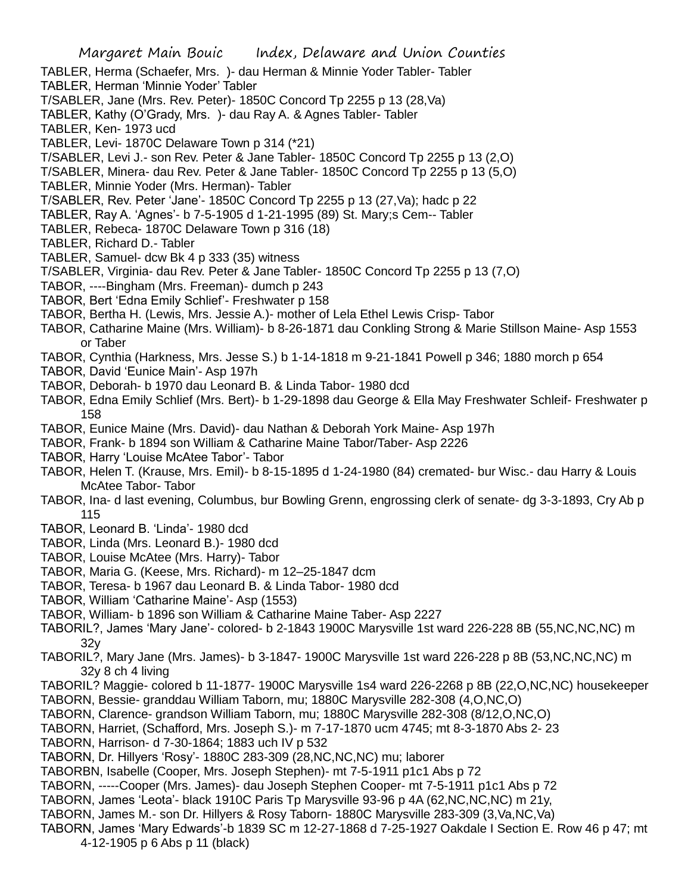TABLER, Herma (Schaefer, Mrs. )- dau Herman & Minnie Yoder Tabler- Tabler

TABLER, Herman 'Minnie Yoder' Tabler

T/SABLER, Jane (Mrs. Rev. Peter)- 1850C Concord Tp 2255 p 13 (28,Va)

TABLER, Kathy (O'Grady, Mrs. )- dau Ray A. & Agnes Tabler- Tabler

TABLER, Ken- 1973 ucd

TABLER, Levi- 1870C Delaware Town p 314 (*21)

T/SABLER, Levi J.- son Rev. Peter & Jane Tabler- 1850C Concord Tp 2255 p 13 (2,O)

T/SABLER, Minera- dau Rev. Peter & Jane Tabler- 1850C Concord Tp 2255 p 13 (5,O)

TABLER, Minnie Yoder (Mrs. Herman)- Tabler

T/SABLER, Rev. Peter 'Jane'- 1850C Concord Tp 2255 p 13 (27,Va); hadc p 22

TABLER, Ray A. 'Agnes'- b 7-5-1905 d 1-21-1995 (89) St. Mary;s Cem-- Tabler

TABLER, Rebeca- 1870C Delaware Town p 316 (18)

TABLER, Richard D.- Tabler

TABLER, Samuel- dcw Bk 4 p 333 (35) witness

T/SABLER, Virginia- dau Rev. Peter & Jane Tabler- 1850C Concord Tp 2255 p 13 (7,O)

TABOR, ----Bingham (Mrs. Freeman)- dumch p 243

TABOR, Bert 'Edna Emily Schlief'- Freshwater p 158

TABOR, Bertha H. (Lewis, Mrs. Jessie A.)- mother of Lela Ethel Lewis Crisp- Tabor

TABOR, Catharine Maine (Mrs. William)- b 8-26-1871 dau Conkling Strong & Marie Stillson Maine- Asp 1553 or Taber

TABOR, Cynthia (Harkness, Mrs. Jesse S.) b 1-14-1818 m 9-21-1841 Powell p 346; 1880 morch p 654

TABOR, David 'Eunice Main'- Asp 197h

TABOR, Deborah- b 1970 dau Leonard B. & Linda Tabor- 1980 dcd

TABOR, Edna Emily Schlief (Mrs. Bert)- b 1-29-1898 dau George & Ella May Freshwater Schleif- Freshwater p 158

TABOR, Eunice Maine (Mrs. David)- dau Nathan & Deborah York Maine- Asp 197h

TABOR, Frank- b 1894 son William & Catharine Maine Tabor/Taber- Asp 2226

TABOR, Harry 'Louise McAtee Tabor'- Tabor

TABOR, Helen T. (Krause, Mrs. Emil)- b 8-15-1895 d 1-24-1980 (84) cremated- bur Wisc.- dau Harry & Louis McAtee Tabor- Tabor

TABOR, Ina- d last evening, Columbus, bur Bowling Grenn, engrossing clerk of senate- dg 3-3-1893, Cry Ab p 115

TABOR, Leonard B. 'Linda'- 1980 dcd

TABOR, Linda (Mrs. Leonard B.)- 1980 dcd

TABOR, Louise McAtee (Mrs. Harry)- Tabor

TABOR, Maria G. (Keese, Mrs. Richard)- m 12–25-1847 dcm

TABOR, Teresa- b 1967 dau Leonard B. & Linda Tabor- 1980 dcd

TABOR, William 'Catharine Maine'- Asp (1553)

TABOR, William- b 1896 son William & Catharine Maine Taber- Asp 2227

TABORIL?, James 'Mary Jane'- colored- b 2-1843 1900C Marysville 1st ward 226-228 8B (55,NC,NC,NC) m 32y

TABORIL?, Mary Jane (Mrs. James)- b 3-1847- 1900C Marysville 1st ward 226-228 p 8B (53,NC,NC,NC) m 32y 8 ch 4 living

TABORIL? Maggie- colored b 11-1877- 1900C Marysville 1s4 ward 226-2268 p 8B (22,O,NC,NC) housekeeper

TABORN, Bessie- granddau William Taborn, mu; 1880C Marysville 282-308 (4,O,NC,O)

TABORN, Clarence- grandson William Taborn, mu; 1880C Marysville 282-308 (8/12,O,NC,O)

TABORN, Harriet, (Schafford, Mrs. Joseph S.)- m 7-17-1870 ucm 4745; mt 8-3-1870 Abs 2- 23

TABORN, Harrison- d 7-30-1864; 1883 uch IV p 532

TABORN, Dr. Hillyers 'Rosy'- 1880C 283-309 (28,NC,NC,NC) mu; laborer

TABORBN, Isabelle (Cooper, Mrs. Joseph Stephen)- mt 7-5-1911 p1c1 Abs p 72

TABORN, -----Cooper (Mrs. James)- dau Joseph Stephen Cooper- mt 7-5-1911 p1c1 Abs p 72

TABORN, James 'Leota'- black 1910C Paris Tp Marysville 93-96 p 4A (62,NC,NC,NC) m 21y,

TABORN, James M.- son Dr. Hillyers & Rosy Taborn- 1880C Marysville 283-309 (3,Va,NC,Va)

TABORN, James 'Mary Edwards'-b 1839 SC m 12-27-1868 d 7-25-1927 Oakdale I Section E. Row 46 p 47; mt 4-12-1905 p 6 Abs p 11 (black)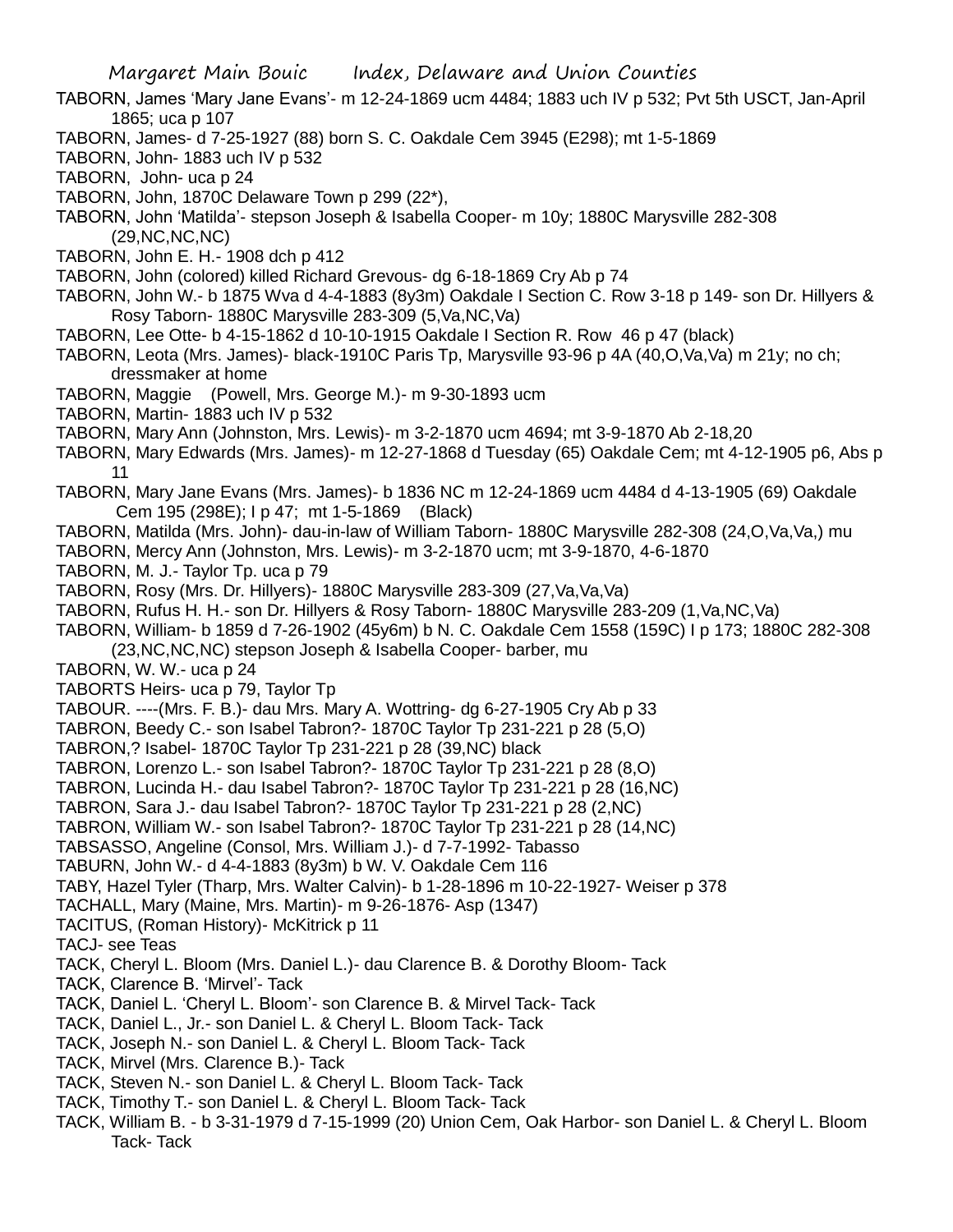TABORN, James 'Mary Jane Evans'- m 12-24-1869 ucm 4484; 1883 uch IV p 532; Pvt 5th USCT, Jan-April 1865; uca p 107

TABORN, James- d 7-25-1927 (88) born S. C. Oakdale Cem 3945 (E298); mt 1-5-1869

TABORN, John- 1883 uch IV p 532

TABORN, John- uca p 24

TABORN, John, 1870C Delaware Town p 299 (22*),

TABORN, John 'Matilda'- stepson Joseph & Isabella Cooper- m 10y; 1880C Marysville 282-308 (29,NC,NC,NC)

TABORN, John E. H.- 1908 dch p 412

TABORN, John (colored) killed Richard Grevous- dg 6-18-1869 Cry Ab p 74

TABORN, John W.- b 1875 Wva d 4-4-1883 (8y3m) Oakdale I Section C. Row 3-18 p 149- son Dr. Hillyers & Rosy Taborn- 1880C Marysville 283-309 (5,Va,NC,Va)

TABORN, Lee Otte- b 4-15-1862 d 10-10-1915 Oakdale I Section R. Row 46 p 47 (black)

TABORN, Leota (Mrs. James)- black-1910C Paris Tp, Marysville 93-96 p 4A (40,O,Va,Va) m 21y; no ch; dressmaker at home

TABORN, Maggie (Powell, Mrs. George M.)- m 9-30-1893 ucm

TABORN, Martin- 1883 uch IV p 532

TABORN, Mary Ann (Johnston, Mrs. Lewis)- m 3-2-1870 ucm 4694; mt 3-9-1870 Ab 2-18,20

TABORN, Mary Edwards (Mrs. James)- m 12-27-1868 d Tuesday (65) Oakdale Cem; mt 4-12-1905 p6, Abs p 11

TABORN, Mary Jane Evans (Mrs. James)- b 1836 NC m 12-24-1869 ucm 4484 d 4-13-1905 (69) Oakdale Cem 195 (298E); I p 47; mt 1-5-1869 (Black)

TABORN, Matilda (Mrs. John)- dau-in-law of William Taborn- 1880C Marysville 282-308 (24,O,Va,Va,) mu

TABORN, Mercy Ann (Johnston, Mrs. Lewis)- m 3-2-1870 ucm; mt 3-9-1870, 4-6-1870

TABORN, M. J.- Taylor Tp. uca p 79

TABORN, Rosy (Mrs. Dr. Hillyers)- 1880C Marysville 283-309 (27,Va,Va,Va)

TABORN, Rufus H. H.- son Dr. Hillyers & Rosy Taborn- 1880C Marysville 283-209 (1,Va,NC,Va)

TABORN, William- b 1859 d 7-26-1902 (45y6m) b N. C. Oakdale Cem 1558 (159C) I p 173; 1880C 282-308 (23,NC,NC,NC) stepson Joseph & Isabella Cooper- barber, mu

TABORN, W. W.- uca p 24

TABORTS Heirs- uca p 79, Taylor Tp

TABOUR. ----(Mrs. F. B.)- dau Mrs. Mary A. Wottring- dg 6-27-1905 Cry Ab p 33

TABRON, Beedy C.- son Isabel Tabron?- 1870C Taylor Tp 231-221 p 28 (5,O)

TABRON,? Isabel- 1870C Taylor Tp 231-221 p 28 (39,NC) black

TABRON, Lorenzo L.- son Isabel Tabron?- 1870C Taylor Tp 231-221 p 28 (8,O)

TABRON, Lucinda H.- dau Isabel Tabron?- 1870C Taylor Tp 231-221 p 28 (16,NC)

TABRON, Sara J.- dau Isabel Tabron?- 1870C Taylor Tp 231-221 p 28 (2,NC)

TABRON, William W.- son Isabel Tabron?- 1870C Taylor Tp 231-221 p 28 (14,NC)

TABSASSO, Angeline (Consol, Mrs. William J.)- d 7-7-1992- Tabasso

TABURN, John W.- d 4-4-1883 (8y3m) b W. V. Oakdale Cem 116

TABY, Hazel Tyler (Tharp, Mrs. Walter Calvin)- b 1-28-1896 m 10-22-1927- Weiser p 378

TACHALL, Mary (Maine, Mrs. Martin)- m 9-26-1876- Asp (1347)

TACITUS, (Roman History)- McKitrick p 11

TACJ- see Teas

TACK, Cheryl L. Bloom (Mrs. Daniel L.)- dau Clarence B. & Dorothy Bloom- Tack

TACK, Clarence B. 'Mirvel'- Tack

TACK, Daniel L. 'Cheryl L. Bloom'- son Clarence B. & Mirvel Tack- Tack

TACK, Daniel L., Jr.- son Daniel L. & Cheryl L. Bloom Tack- Tack

TACK, Joseph N.- son Daniel L. & Cheryl L. Bloom Tack- Tack

TACK, Mirvel (Mrs. Clarence B.)- Tack

TACK, Steven N.- son Daniel L. & Cheryl L. Bloom Tack- Tack

TACK, Timothy T.- son Daniel L. & Cheryl L. Bloom Tack- Tack

TACK, William B. - b 3-31-1979 d 7-15-1999 (20) Union Cem, Oak Harbor- son Daniel L. & Cheryl L. Bloom Tack- Tack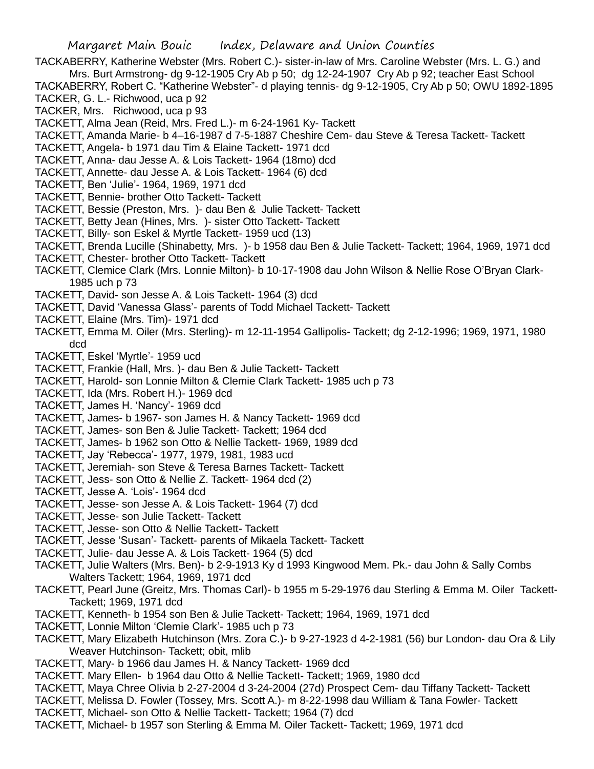TACKABERRY, Katherine Webster (Mrs. Robert C.)- sister-in-law of Mrs. Caroline Webster (Mrs. L. G.) and Mrs. Burt Armstrong- dg 9-12-1905 Cry Ab p 50; dg 12-24-1907 Cry Ab p 92; teacher East School

TACKABERRY, Robert C. "Katherine Webster"- d playing tennis- dg 9-12-1905, Cry Ab p 50; OWU 1892-1895

TACKER, G. L.- Richwood, uca p 92

TACKER, Mrs. Richwood, uca p 93

TACKETT, Alma Jean (Reid, Mrs. Fred L.)- m 6-24-1961 Ky- Tackett

TACKETT, Amanda Marie- b 4–16-1987 d 7-5-1887 Cheshire Cem- dau Steve & Teresa Tackett- Tackett

TACKETT, Angela- b 1971 dau Tim & Elaine Tackett- 1971 dcd

TACKETT, Anna- dau Jesse A. & Lois Tackett- 1964 (18mo) dcd

TACKETT, Annette- dau Jesse A. & Lois Tackett- 1964 (6) dcd

TACKETT, Ben 'Julie'- 1964, 1969, 1971 dcd

TACKETT, Bennie- brother Otto Tackett- Tackett

TACKETT, Bessie (Preston, Mrs. )- dau Ben & Julie Tackett- Tackett

TACKETT, Betty Jean (Hines, Mrs. )- sister Otto Tackett- Tackett

TACKETT, Billy- son Eskel & Myrtle Tackett- 1959 ucd (13)

TACKETT, Brenda Lucille (Shinabetty, Mrs. )- b 1958 dau Ben & Julie Tackett- Tackett; 1964, 1969, 1971 dcd

TACKETT, Chester- brother Otto Tackett- Tackett

TACKETT, Clemice Clark (Mrs. Lonnie Milton)- b 10-17-1908 dau John Wilson & Nellie Rose O'Bryan Clark- 1985 uch p 73

TACKETT, David- son Jesse A. & Lois Tackett- 1964 (3) dcd

TACKETT, David 'Vanessa Glass'- parents of Todd Michael Tackett- Tackett

TACKETT, Elaine (Mrs. Tim)- 1971 dcd

TACKETT, Emma M. Oiler (Mrs. Sterling)- m 12-11-1954 Gallipolis- Tackett; dg 2-12-1996; 1969, 1971, 1980 dcd

TACKETT, Eskel 'Myrtle'- 1959 ucd

TACKETT, Frankie (Hall, Mrs. )- dau Ben & Julie Tackett- Tackett

TACKETT, Harold- son Lonnie Milton & Clemie Clark Tackett- 1985 uch p 73

TACKETT, Ida (Mrs. Robert H.)- 1969 dcd

TACKETT, James H. 'Nancy'- 1969 dcd

TACKETT, James- b 1967- son James H. & Nancy Tackett- 1969 dcd

TACKETT, James- son Ben & Julie Tackett- Tackett; 1964 dcd

TACKETT, James- b 1962 son Otto & Nellie Tackett- 1969, 1989 dcd

TACKETT, Jay 'Rebecca'- 1977, 1979, 1981, 1983 ucd

TACKETT, Jeremiah- son Steve & Teresa Barnes Tackett- Tackett

TACKETT, Jess- son Otto & Nellie Z. Tackett- 1964 dcd (2)

TACKETT, Jesse A. 'Lois'- 1964 dcd

TACKETT, Jesse- son Jesse A. & Lois Tackett- 1964 (7) dcd

TACKETT, Jesse- son Julie Tackett- Tackett

TACKETT, Jesse- son Otto & Nellie Tackett- Tackett

TACKETT, Jesse 'Susan'- Tackett- parents of Mikaela Tackett- Tackett

TACKETT, Julie- dau Jesse A. & Lois Tackett- 1964 (5) dcd

TACKETT, Julie Walters (Mrs. Ben)- b 2-9-1913 Ky d 1993 Kingwood Mem. Pk.- dau John & Sally Combs Walters Tackett; 1964, 1969, 1971 dcd

TACKETT, Pearl June (Greitz, Mrs. Thomas Carl)- b 1955 m 5-29-1976 dau Sterling & Emma M. Oiler Tackett- Tackett; 1969, 1971 dcd

TACKETT, Kenneth- b 1954 son Ben & Julie Tackett- Tackett; 1964, 1969, 1971 dcd

TACKETT, Lonnie Milton 'Clemie Clark'- 1985 uch p 73

TACKETT, Mary Elizabeth Hutchinson (Mrs. Zora C.)- b 9-27-1923 d 4-2-1981 (56) bur London- dau Ora & Lily Weaver Hutchinson- Tackett; obit, mlib

TACKETT, Mary- b 1966 dau James H. & Nancy Tackett- 1969 dcd

TACKETT. Mary Ellen- b 1964 dau Otto & Nellie Tackett- Tackett; 1969, 1980 dcd

TACKETT, Maya Chree Olivia b 2-27-2004 d 3-24-2004 (27d) Prospect Cem- dau Tiffany Tackett- Tackett

TACKETT, Melissa D. Fowler (Tossey, Mrs. Scott A.)- m 8-22-1998 dau William & Tana Fowler- Tackett

TACKETT, Michael- son Otto & Nellie Tackett- Tackett; 1964 (7) dcd

TACKETT, Michael- b 1957 son Sterling & Emma M. Oiler Tackett- Tackett; 1969, 1971 dcd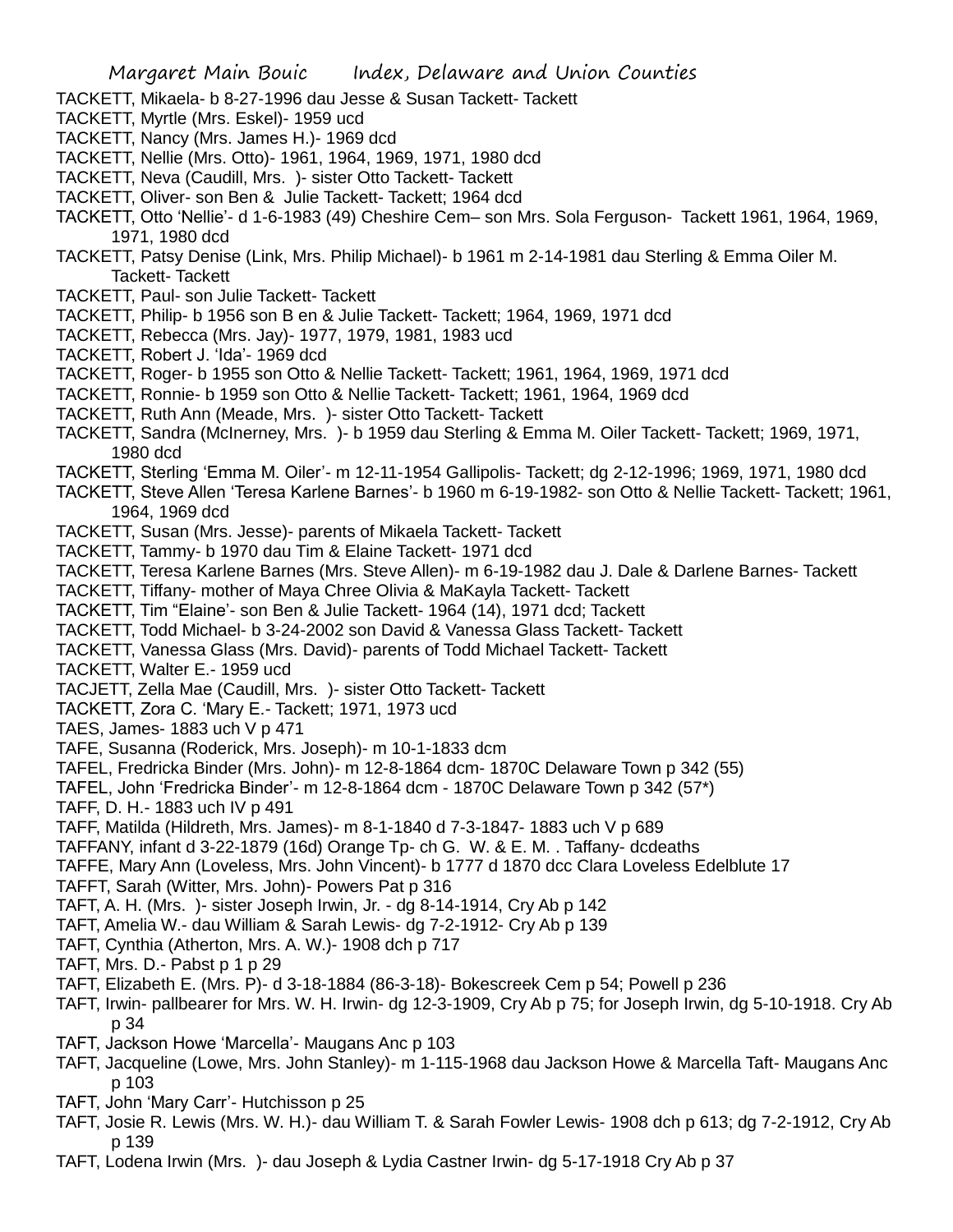TACKETT, Mikaela- b 8-27-1996 dau Jesse & Susan Tackett- Tackett

TACKETT, Myrtle (Mrs. Eskel)- 1959 ucd

TACKETT, Nancy (Mrs. James H.)- 1969 dcd

TACKETT, Nellie (Mrs. Otto)- 1961, 1964, 1969, 1971, 1980 dcd

TACKETT, Neva (Caudill, Mrs. )- sister Otto Tackett- Tackett

TACKETT, Oliver- son Ben & Julie Tackett- Tackett; 1964 dcd

TACKETT, Otto 'Nellie'- d 1-6-1983 (49) Cheshire Cem– son Mrs. Sola Ferguson- Tackett 1961, 1964, 1969, 1971, 1980 dcd

TACKETT, Patsy Denise (Link, Mrs. Philip Michael)- b 1961 m 2-14-1981 dau Sterling & Emma Oiler M. Tackett- Tackett

TACKETT, Paul- son Julie Tackett- Tackett

TACKETT, Philip- b 1956 son B en & Julie Tackett- Tackett; 1964, 1969, 1971 dcd

TACKETT, Rebecca (Mrs. Jay)- 1977, 1979, 1981, 1983 ucd

TACKETT, Robert J. 'Ida'- 1969 dcd

TACKETT, Roger- b 1955 son Otto & Nellie Tackett- Tackett; 1961, 1964, 1969, 1971 dcd

TACKETT, Ronnie- b 1959 son Otto & Nellie Tackett- Tackett; 1961, 1964, 1969 dcd

TACKETT, Ruth Ann (Meade, Mrs. )- sister Otto Tackett- Tackett

TACKETT, Sandra (McInerney, Mrs. )- b 1959 dau Sterling & Emma M. Oiler Tackett- Tackett; 1969, 1971, 1980 dcd

TACKETT, Sterling 'Emma M. Oiler'- m 12-11-1954 Gallipolis- Tackett; dg 2-12-1996; 1969, 1971, 1980 dcd

TACKETT, Steve Allen 'Teresa Karlene Barnes'- b 1960 m 6-19-1982- son Otto & Nellie Tackett- Tackett; 1961, 1964, 1969 dcd

TACKETT, Susan (Mrs. Jesse)- parents of Mikaela Tackett- Tackett

TACKETT, Tammy- b 1970 dau Tim & Elaine Tackett- 1971 dcd

TACKETT, Teresa Karlene Barnes (Mrs. Steve Allen)- m 6-19-1982 dau J. Dale & Darlene Barnes- Tackett

TACKETT, Tiffany- mother of Maya Chree Olivia & MaKayla Tackett- Tackett

TACKETT, Tim "Elaine'- son Ben & Julie Tackett- 1964 (14), 1971 dcd; Tackett

TACKETT, Todd Michael- b 3-24-2002 son David & Vanessa Glass Tackett- Tackett

TACKETT, Vanessa Glass (Mrs. David)- parents of Todd Michael Tackett- Tackett

TACKETT, Walter E.- 1959 ucd

TACJETT, Zella Mae (Caudill, Mrs. )- sister Otto Tackett- Tackett

TACKETT, Zora C. 'Mary E.- Tackett; 1971, 1973 ucd

TAES, James- 1883 uch V p 471

TAFE, Susanna (Roderick, Mrs. Joseph)- m 10-1-1833 dcm

TAFEL, Fredricka Binder (Mrs. John)- m 12-8-1864 dcm- 1870C Delaware Town p 342 (55)

TAFEL, John 'Fredricka Binder'- m 12-8-1864 dcm - 1870C Delaware Town p 342 (57*)

TAFF, D. H.- 1883 uch IV p 491

TAFF, Matilda (Hildreth, Mrs. James)- m 8-1-1840 d 7-3-1847- 1883 uch V p 689

TAFFANY, infant d 3-22-1879 (16d) Orange Tp- ch G. W. & E. M. . Taffany- dcdeaths

TAFFE, Mary Ann (Loveless, Mrs. John Vincent)- b 1777 d 1870 dcc Clara Loveless Edelblute 17

TAFFT, Sarah (Witter, Mrs. John)- Powers Pat p 316

TAFT, A. H. (Mrs. )- sister Joseph Irwin, Jr. - dg 8-14-1914, Cry Ab p 142

TAFT, Amelia W.- dau William & Sarah Lewis- dg 7-2-1912- Cry Ab p 139

TAFT, Cynthia (Atherton, Mrs. A. W.)- 1908 dch p 717

TAFT, Mrs. D.- Pabst p 1 p 29

TAFT, Elizabeth E. (Mrs. P)- d 3-18-1884 (86-3-18)- Bokescreek Cem p 54; Powell p 236

TAFT, Irwin- pallbearer for Mrs. W. H. Irwin- dg 12-3-1909, Cry Ab p 75; for Joseph Irwin, dg 5-10-1918. Cry Ab p 34

TAFT, Jackson Howe 'Marcella'- Maugans Anc p 103

TAFT, Jacqueline (Lowe, Mrs. John Stanley)- m 1-115-1968 dau Jackson Howe & Marcella Taft- Maugans Anc p 103

TAFT, John 'Mary Carr'- Hutchisson p 25

TAFT, Josie R. Lewis (Mrs. W. H.)- dau William T. & Sarah Fowler Lewis- 1908 dch p 613; dg 7-2-1912, Cry Ab p 139

TAFT, Lodena Irwin (Mrs. )- dau Joseph & Lydia Castner Irwin- dg 5-17-1918 Cry Ab p 37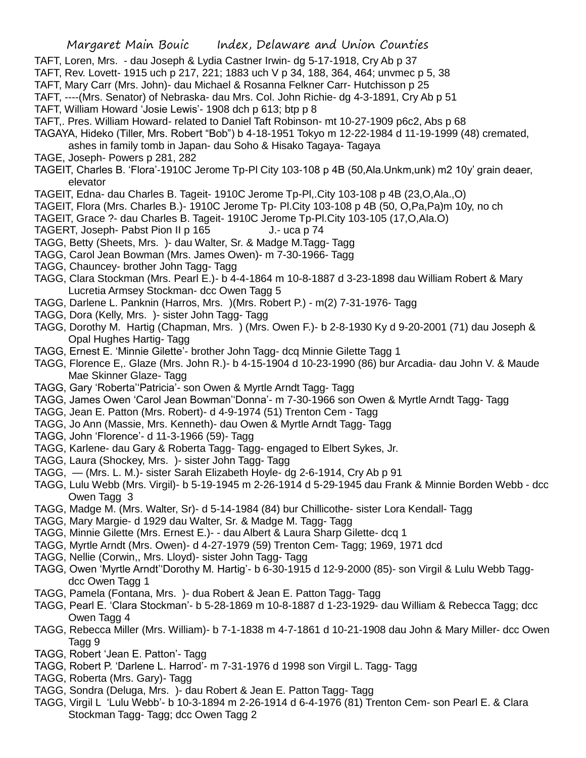TAFT, Loren, Mrs. - dau Joseph & Lydia Castner Irwin- dg 5-17-1918, Cry Ab p 37

TAFT, Rev. Lovett- 1915 uch p 217, 221; 1883 uch V p 34, 188, 364, 464; unvmec p 5, 38

TAFT, Mary Carr (Mrs. John)- dau Michael & Rosanna Felkner Carr- Hutchisson p 25

TAFT, ----(Mrs. Senator) of Nebraska- dau Mrs. Col. John Richie- dg 4-3-1891, Cry Ab p 51

TAFT, William Howard 'Josie Lewis'- 1908 dch p 613; btp p 8

TAFT,. Pres. William Howard- related to Daniel Taft Robinson- mt 10-27-1909 p6c2, Abs p 68

TAGAYA, Hideko (Tiller, Mrs. Robert "Bob") b 4-18-1951 Tokyo m 12-22-1984 d 11-19-1999 (48) cremated, ashes in family tomb in Japan- dau Soho & Hisako Tagaya- Tagaya

TAGE, Joseph- Powers p 281, 282

TAGEIT, Charles B. 'Flora'-1910C Jerome Tp-Pl City 103-108 p 4B (50,Ala.Unkm,unk) m2 10y' grain deaer, elevator

TAGEIT, Edna- dau Charles B. Tageit- 1910C Jerome Tp-Pl,.City 103-108 p 4B (23,O,Ala.,O)

TAGEIT, Flora (Mrs. Charles B.)- 1910C Jerome Tp- Pl.City 103-108 p 4B (50, O,Pa,Pa)m 10y, no ch

TAGEIT, Grace ?- dau Charles B. Tageit- 1910C Jerome Tp-Pl.City 103-105 (17,O,Ala.O)

TAGERT, Joseph- Pabst Pion II p 165 J.- uca p 74

TAGG, Betty (Sheets, Mrs. )- dau Walter, Sr. & Madge M.Tagg- Tagg

TAGG, Carol Jean Bowman (Mrs. James Owen)- m 7-30-1966- Tagg

TAGG, Chauncey- brother John Tagg- Tagg

TAGG, Clara Stockman (Mrs. Pearl E.)- b 4-4-1864 m 10-8-1887 d 3-23-1898 dau William Robert & Mary Lucretia Armsey Stockman- dcc Owen Tagg 5

TAGG, Darlene L. Panknin (Harros, Mrs. )(Mrs. Robert P.) - m(2) 7-31-1976- Tagg

TAGG, Dora (Kelly, Mrs. )- sister John Tagg- Tagg

TAGG, Dorothy M. Hartig (Chapman, Mrs. ) (Mrs. Owen F.)- b 2-8-1930 Ky d 9-20-2001 (71) dau Joseph & Opal Hughes Hartig- Tagg

TAGG, Ernest E. 'Minnie Gilette'- brother John Tagg- dcq Minnie Gilette Tagg 1

TAGG, Florence E,. Glaze (Mrs. John R.)- b 4-15-1904 d 10-23-1990 (86) bur Arcadia- dau John V. & Maude Mae Skinner Glaze- Tagg

TAGG, Gary 'Roberta''Patricia'- son Owen & Myrtle Arndt Tagg- Tagg

TAGG, James Owen 'Carol Jean Bowman''Donna'- m 7-30-1966 son Owen & Myrtle Arndt Tagg- Tagg

TAGG, Jean E. Patton (Mrs. Robert)- d 4-9-1974 (51) Trenton Cem - Tagg

TAGG, Jo Ann (Massie, Mrs. Kenneth)- dau Owen & Myrtle Arndt Tagg- Tagg

TAGG, John 'Florence'- d 11-3-1966 (59)- Tagg

TAGG, Karlene- dau Gary & Roberta Tagg- Tagg- engaged to Elbert Sykes, Jr.

TAGG, Laura (Shockey, Mrs. )- sister John Tagg- Tagg

TAGG, — (Mrs. L. M.)- sister Sarah Elizabeth Hoyle- dg 2-6-1914, Cry Ab p 91

TAGG, Lulu Webb (Mrs. Virgil)- b 5-19-1945 m 2-26-1914 d 5-29-1945 dau Frank & Minnie Borden Webb - dcc Owen Tagg 3

TAGG, Madge M. (Mrs. Walter, Sr)- d 5-14-1984 (84) bur Chillicothe- sister Lora Kendall- Tagg

TAGG, Mary Margie- d 1929 dau Walter, Sr. & Madge M. Tagg- Tagg

TAGG, Minnie Gilette (Mrs. Ernest E.)- - dau Albert & Laura Sharp Gilette- dcq 1

TAGG, Myrtle Arndt (Mrs. Owen)- d 4-27-1979 (59) Trenton Cem- Tagg; 1969, 1971 dcd

TAGG, Nellie (Corwin,, Mrs. Lloyd)- sister John Tagg- Tagg

TAGG, Owen 'Myrtle Arndt''Dorothy M. Hartig'- b 6-30-1915 d 12-9-2000 (85)- son Virgil & Lulu Webb Tagg- dcc Owen Tagg 1

TAGG, Pamela (Fontana, Mrs. )- dua Robert & Jean E. Patton Tagg- Tagg

TAGG, Pearl E. 'Clara Stockman'- b 5-28-1869 m 10-8-1887 d 1-23-1929- dau William & Rebecca Tagg; dcc Owen Tagg 4

TAGG, Rebecca Miller (Mrs. William)- b 7-1-1838 m 4-7-1861 d 10-21-1908 dau John & Mary Miller- dcc Owen Tagg 9

TAGG, Robert 'Jean E. Patton'- Tagg

TAGG, Robert P. 'Darlene L. Harrod'- m 7-31-1976 d 1998 son Virgil L. Tagg- Tagg

TAGG, Roberta (Mrs. Gary)- Tagg

TAGG, Sondra (Deluga, Mrs. )- dau Robert & Jean E. Patton Tagg- Tagg

TAGG, Virgil L 'Lulu Webb'- b 10-3-1894 m 2-26-1914 d 6-4-1976 (81) Trenton Cem- son Pearl E. & Clara Stockman Tagg- Tagg; dcc Owen Tagg 2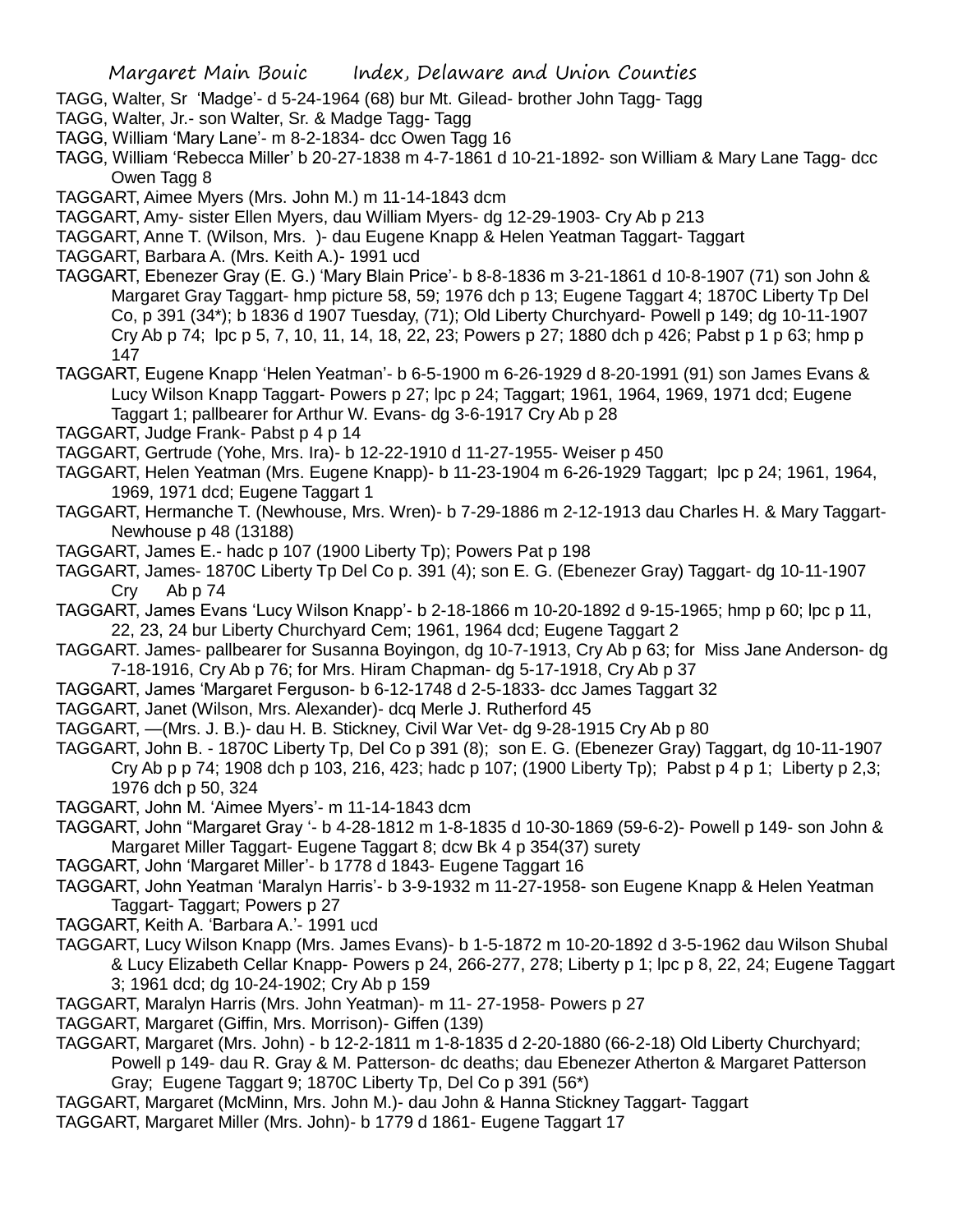TAGG, Walter, Sr 'Madge'- d 5-24-1964 (68) bur Mt. Gilead- brother John Tagg- Tagg

TAGG, Walter, Jr.- son Walter, Sr. & Madge Tagg- Tagg

TAGG, William 'Mary Lane'- m 8-2-1834- dcc Owen Tagg 16

TAGG, William 'Rebecca Miller' b 20-27-1838 m 4-7-1861 d 10-21-1892- son William & Mary Lane Tagg- dcc Owen Tagg 8

TAGGART, Aimee Myers (Mrs. John M.) m 11-14-1843 dcm

TAGGART, Amy- sister Ellen Myers, dau William Myers- dg 12-29-1903- Cry Ab p 213

TAGGART, Anne T. (Wilson, Mrs. )- dau Eugene Knapp & Helen Yeatman Taggart- Taggart

TAGGART, Barbara A. (Mrs. Keith A.)- 1991 ucd

TAGGART, Ebenezer Gray (E. G.) 'Mary Blain Price'- b 8-8-1836 m 3-21-1861 d 10-8-1907 (71) son John & Margaret Gray Taggart- hmp picture 58, 59; 1976 dch p 13; Eugene Taggart 4; 1870C Liberty Tp Del Co, p 391 (34*); b 1836 d 1907 Tuesday, (71); Old Liberty Churchyard- Powell p 149; dg 10-11-1907 Cry Ab p 74; lpc p 5, 7, 10, 11, 14, 18, 22, 23; Powers p 27; 1880 dch p 426; Pabst p 1 p 63; hmp p 147

TAGGART, Eugene Knapp 'Helen Yeatman'- b 6-5-1900 m 6-26-1929 d 8-20-1991 (91) son James Evans & Lucy Wilson Knapp Taggart- Powers p 27; lpc p 24; Taggart; 1961, 1964, 1969, 1971 dcd; Eugene Taggart 1; pallbearer for Arthur W. Evans- dg 3-6-1917 Cry Ab p 28

TAGGART, Judge Frank- Pabst p 4 p 14

TAGGART, Gertrude (Yohe, Mrs. Ira)- b 12-22-1910 d 11-27-1955- Weiser p 450

TAGGART, Helen Yeatman (Mrs. Eugene Knapp)- b 11-23-1904 m 6-26-1929 Taggart; lpc p 24; 1961, 1964, 1969, 1971 dcd; Eugene Taggart 1

TAGGART, Hermanche T. (Newhouse, Mrs. Wren)- b 7-29-1886 m 2-12-1913 dau Charles H. & Mary Taggart- Newhouse p 48 (13188)

TAGGART, James E.- hadc p 107 (1900 Liberty Tp); Powers Pat p 198

TAGGART, James- 1870C Liberty Tp Del Co p. 391 (4); son E. G. (Ebenezer Gray) Taggart- dg 10-11-1907 Cry Ab p 74

TAGGART, James Evans 'Lucy Wilson Knapp'- b 2-18-1866 m 10-20-1892 d 9-15-1965; hmp p 60; lpc p 11, 22, 23, 24 bur Liberty Churchyard Cem; 1961, 1964 dcd; Eugene Taggart 2

TAGGART. James- pallbearer for Susanna Boyingon, dg 10-7-1913, Cry Ab p 63; for Miss Jane Anderson- dg 7-18-1916, Cry Ab p 76; for Mrs. Hiram Chapman- dg 5-17-1918, Cry Ab p 37

TAGGART, James 'Margaret Ferguson- b 6-12-1748 d 2-5-1833- dcc James Taggart 32

TAGGART, Janet (Wilson, Mrs. Alexander)- dcq Merle J. Rutherford 45

TAGGART, —(Mrs. J. B.)- dau H. B. Stickney, Civil War Vet- dg 9-28-1915 Cry Ab p 80

TAGGART, John B. - 1870C Liberty Tp, Del Co p 391 (8); son E. G. (Ebenezer Gray) Taggart, dg 10-11-1907 Cry Ab p p 74; 1908 dch p 103, 216, 423; hadc p 107; (1900 Liberty Tp); Pabst p 4 p 1; Liberty p 2,3; 1976 dch p 50, 324

TAGGART, John M. 'Aimee Myers'- m 11-14-1843 dcm

TAGGART, John "Margaret Gray '- b 4-28-1812 m 1-8-1835 d 10-30-1869 (59-6-2)- Powell p 149- son John & Margaret Miller Taggart- Eugene Taggart 8; dcw Bk 4 p 354(37) surety

TAGGART, John 'Margaret Miller'- b 1778 d 1843- Eugene Taggart 16

TAGGART, John Yeatman 'Maralyn Harris'- b 3-9-1932 m 11-27-1958- son Eugene Knapp & Helen Yeatman Taggart- Taggart; Powers p 27

TAGGART, Keith A. 'Barbara A.'- 1991 ucd

TAGGART, Lucy Wilson Knapp (Mrs. James Evans)- b 1-5-1872 m 10-20-1892 d 3-5-1962 dau Wilson Shubal & Lucy Elizabeth Cellar Knapp- Powers p 24, 266-277, 278; Liberty p 1; lpc p 8, 22, 24; Eugene Taggart 3; 1961 dcd; dg 10-24-1902; Cry Ab p 159

TAGGART, Maralyn Harris (Mrs. John Yeatman)- m 11- 27-1958- Powers p 27

TAGGART, Margaret (Giffin, Mrs. Morrison)- Giffen (139)

TAGGART, Margaret (Mrs. John) - b 12-2-1811 m 1-8-1835 d 2-20-1880 (66-2-18) Old Liberty Churchyard; Powell p 149- dau R. Gray & M. Patterson- dc deaths; dau Ebenezer Atherton & Margaret Patterson Gray; Eugene Taggart 9; 1870C Liberty Tp, Del Co p 391 (56*)

TAGGART, Margaret (McMinn, Mrs. John M.)- dau John & Hanna Stickney Taggart- Taggart

TAGGART, Margaret Miller (Mrs. John)- b 1779 d 1861- Eugene Taggart 17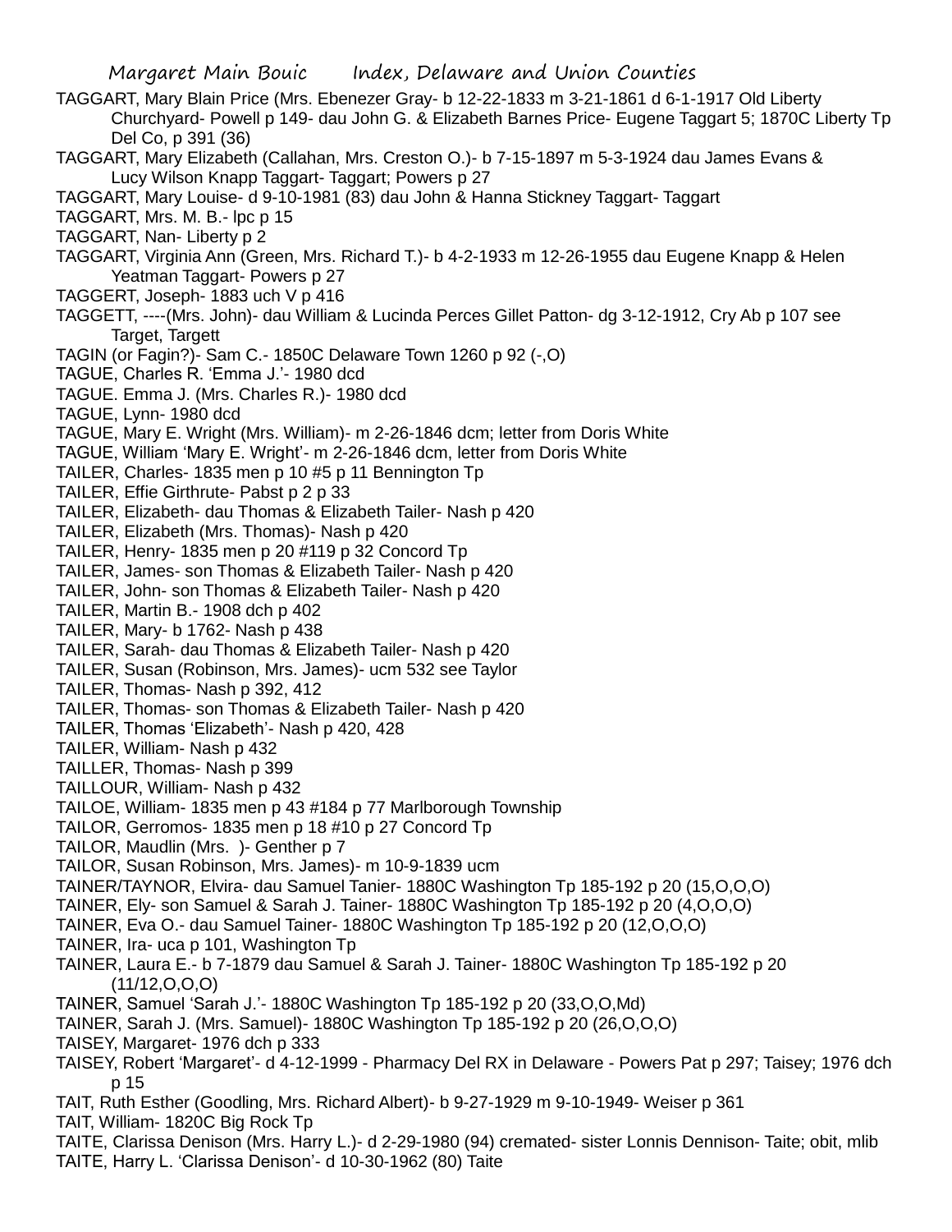TAGGART, Mary Blain Price (Mrs. Ebenezer Gray- b 12-22-1833 m 3-21-1861 d 6-1-1917 Old Liberty Churchyard- Powell p 149- dau John G. & Elizabeth Barnes Price- Eugene Taggart 5; 1870C Liberty Tp Del Co, p 391 (36)

TAGGART, Mary Elizabeth (Callahan, Mrs. Creston O.)- b 7-15-1897 m 5-3-1924 dau James Evans & Lucy Wilson Knapp Taggart- Taggart; Powers p 27

TAGGART, Mary Louise- d 9-10-1981 (83) dau John & Hanna Stickney Taggart- Taggart

TAGGART, Mrs. M. B.- lpc p 15

TAGGART, Nan- Liberty p 2

TAGGART, Virginia Ann (Green, Mrs. Richard T.)- b 4-2-1933 m 12-26-1955 dau Eugene Knapp & Helen Yeatman Taggart- Powers p 27

TAGGERT, Joseph- 1883 uch V p 416

TAGGETT, ----(Mrs. John)- dau William & Lucinda Perces Gillet Patton- dg 3-12-1912, Cry Ab p 107 see Target, Targett

TAGIN (or Fagin?)- Sam C.- 1850C Delaware Town 1260 p 92 (-,O)

TAGUE, Charles R. 'Emma J.'- 1980 dcd

TAGUE. Emma J. (Mrs. Charles R.)- 1980 dcd

TAGUE, Lynn- 1980 dcd

TAGUE, Mary E. Wright (Mrs. William)- m 2-26-1846 dcm; letter from Doris White

TAGUE, William 'Mary E. Wright'- m 2-26-1846 dcm, letter from Doris White

TAILER, Charles- 1835 men p 10 #5 p 11 Bennington Tp

TAILER, Effie Girthrute- Pabst p 2 p 33

TAILER, Elizabeth- dau Thomas & Elizabeth Tailer- Nash p 420

TAILER, Elizabeth (Mrs. Thomas)- Nash p 420

TAILER, Henry- 1835 men p 20 #119 p 32 Concord Tp

TAILER, James- son Thomas & Elizabeth Tailer- Nash p 420

TAILER, John- son Thomas & Elizabeth Tailer- Nash p 420

TAILER, Martin B.- 1908 dch p 402

TAILER, Mary- b 1762- Nash p 438

TAILER, Sarah- dau Thomas & Elizabeth Tailer- Nash p 420

TAILER, Susan (Robinson, Mrs. James)- ucm 532 see Taylor

TAILER, Thomas- Nash p 392, 412

TAILER, Thomas- son Thomas & Elizabeth Tailer- Nash p 420

TAILER, Thomas 'Elizabeth'- Nash p 420, 428

TAILER, William- Nash p 432

TAILLER, Thomas- Nash p 399

TAILLOUR, William- Nash p 432

TAILOE, William- 1835 men p 43 #184 p 77 Marlborough Township

TAILOR, Gerromos- 1835 men p 18 #10 p 27 Concord Tp

TAILOR, Maudlin (Mrs. )- Genther p 7

TAILOR, Susan Robinson, Mrs. James)- m 10-9-1839 ucm

TAINER/TAYNOR, Elvira- dau Samuel Tanier- 1880C Washington Tp 185-192 p 20 (15,O,O,O)

TAINER, Ely- son Samuel & Sarah J. Tainer- 1880C Washington Tp 185-192 p 20 (4,O,O,O)

TAINER, Eva O.- dau Samuel Tainer- 1880C Washington Tp 185-192 p 20 (12,O,O,O)

TAINER, Ira- uca p 101, Washington Tp

TAINER, Laura E.- b 7-1879 dau Samuel & Sarah J. Tainer- 1880C Washington Tp 185-192 p 20 (11/12,O,O,O)

TAINER, Samuel 'Sarah J.'- 1880C Washington Tp 185-192 p 20 (33,O,O,Md)

TAINER, Sarah J. (Mrs. Samuel)- 1880C Washington Tp 185-192 p 20 (26,O,O,O)

TAISEY, Margaret- 1976 dch p 333

TAISEY, Robert 'Margaret'- d 4-12-1999 - Pharmacy Del RX in Delaware - Powers Pat p 297; Taisey; 1976 dch p 15

TAIT, Ruth Esther (Goodling, Mrs. Richard Albert)- b 9-27-1929 m 9-10-1949- Weiser p 361

TAIT, William- 1820C Big Rock Tp

TAITE, Clarissa Denison (Mrs. Harry L.)- d 2-29-1980 (94) cremated- sister Lonnis Dennison- Taite; obit, mlib

TAITE, Harry L. 'Clarissa Denison'- d 10-30-1962 (80) Taite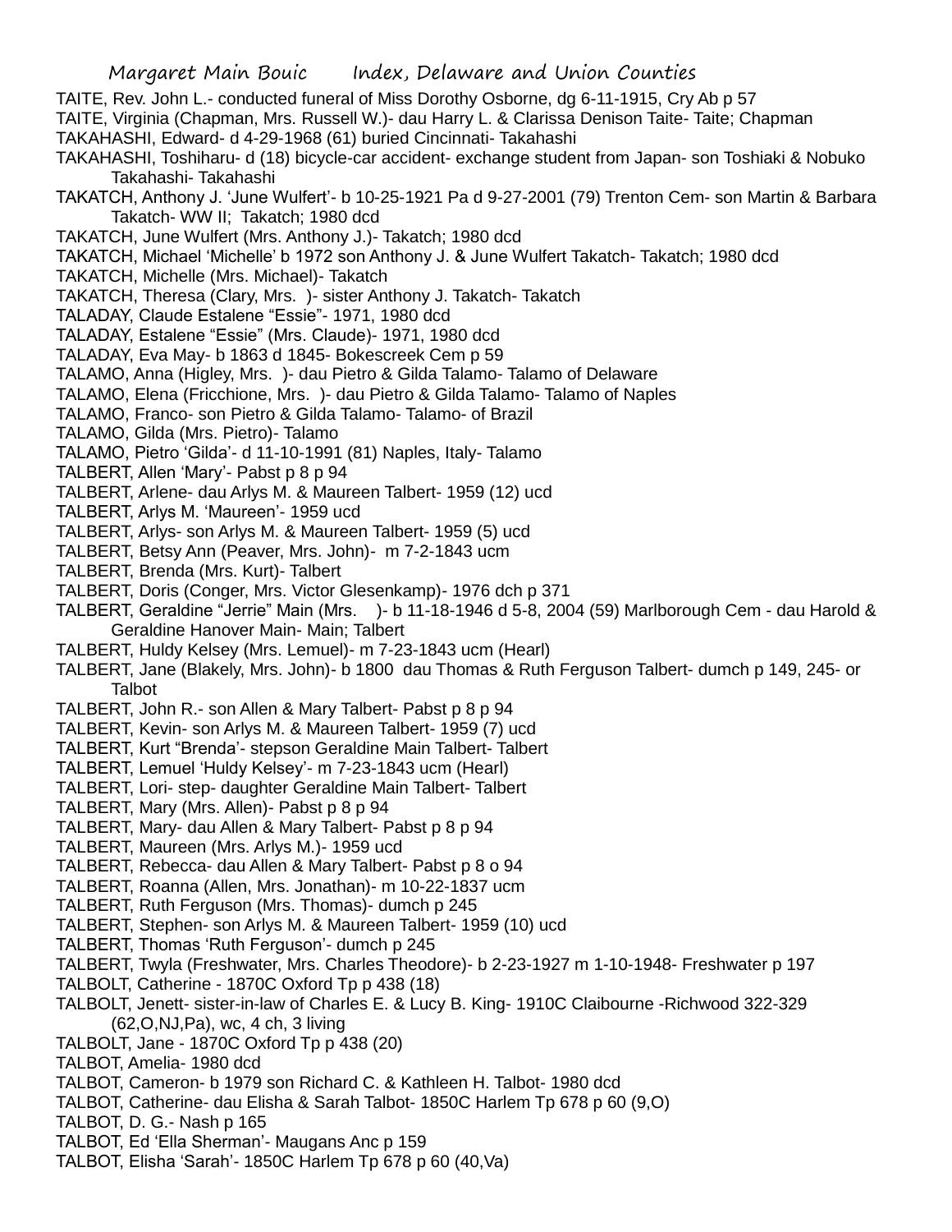TAITE, Rev. John L.- conducted funeral of Miss Dorothy Osborne, dg 6-11-1915, Cry Ab p 57

TAITE, Virginia (Chapman, Mrs. Russell W.)- dau Harry L. & Clarissa Denison Taite- Taite; Chapman

TAKAHASHI, Edward- d 4-29-1968 (61) buried Cincinnati- Takahashi

TAKAHASHI, Toshiharu- d (18) bicycle-car accident- exchange student from Japan- son Toshiaki & Nobuko Takahashi- Takahashi

TAKATCH, Anthony J. 'June Wulfert'- b 10-25-1921 Pa d 9-27-2001 (79) Trenton Cem- son Martin & Barbara Takatch- WW II; Takatch; 1980 dcd

TAKATCH, June Wulfert (Mrs. Anthony J.)- Takatch; 1980 dcd

TAKATCH, Michael 'Michelle' b 1972 son Anthony J. & June Wulfert Takatch- Takatch; 1980 dcd

TAKATCH, Michelle (Mrs. Michael)- Takatch

TAKATCH, Theresa (Clary, Mrs. )- sister Anthony J. Takatch- Takatch

TALADAY, Claude Estalene "Essie"- 1971, 1980 dcd

TALADAY, Estalene "Essie" (Mrs. Claude)- 1971, 1980 dcd

TALADAY, Eva May- b 1863 d 1845- Bokescreek Cem p 59

TALAMO, Anna (Higley, Mrs. )- dau Pietro & Gilda Talamo- Talamo of Delaware

TALAMO, Elena (Fricchione, Mrs. )- dau Pietro & Gilda Talamo- Talamo of Naples

TALAMO, Franco- son Pietro & Gilda Talamo- Talamo- of Brazil

TALAMO, Gilda (Mrs. Pietro)- Talamo

TALAMO, Pietro 'Gilda'- d 11-10-1991 (81) Naples, Italy- Talamo

TALBERT, Allen 'Mary'- Pabst p 8 p 94

TALBERT, Arlene- dau Arlys M. & Maureen Talbert- 1959 (12) ucd

TALBERT, Arlys M. 'Maureen'- 1959 ucd

TALBERT, Arlys- son Arlys M. & Maureen Talbert- 1959 (5) ucd

TALBERT, Betsy Ann (Peaver, Mrs. John)- m 7-2-1843 ucm

TALBERT, Brenda (Mrs. Kurt)- Talbert

TALBERT, Doris (Conger, Mrs. Victor Glesenkamp)- 1976 dch p 371

TALBERT, Geraldine "Jerrie" Main (Mrs. )- b 11-18-1946 d 5-8, 2004 (59) Marlborough Cem - dau Harold & Geraldine Hanover Main- Main; Talbert

TALBERT, Huldy Kelsey (Mrs. Lemuel)- m 7-23-1843 ucm (Hearl)

TALBERT, Jane (Blakely, Mrs. John)- b 1800 dau Thomas & Ruth Ferguson Talbert- dumch p 149, 245- or Talbot

TALBERT, John R.- son Allen & Mary Talbert- Pabst p 8 p 94

TALBERT, Kevin- son Arlys M. & Maureen Talbert- 1959 (7) ucd

TALBERT, Kurt "Brenda'- stepson Geraldine Main Talbert- Talbert

TALBERT, Lemuel 'Huldy Kelsey'- m 7-23-1843 ucm (Hearl)

TALBERT, Lori- step- daughter Geraldine Main Talbert- Talbert

TALBERT, Mary (Mrs. Allen)- Pabst p 8 p 94

TALBERT, Mary- dau Allen & Mary Talbert- Pabst p 8 p 94

TALBERT, Maureen (Mrs. Arlys M.)- 1959 ucd

TALBERT, Rebecca- dau Allen & Mary Talbert- Pabst p 8 o 94

TALBERT, Roanna (Allen, Mrs. Jonathan)- m 10-22-1837 ucm

TALBERT, Ruth Ferguson (Mrs. Thomas)- dumch p 245

TALBERT, Stephen- son Arlys M. & Maureen Talbert- 1959 (10) ucd

TALBERT, Thomas 'Ruth Ferguson'- dumch p 245

TALBERT, Twyla (Freshwater, Mrs. Charles Theodore)- b 2-23-1927 m 1-10-1948- Freshwater p 197

TALBOLT, Catherine - 1870C Oxford Tp p 438 (18)

TALBOLT, Jenett- sister-in-law of Charles E. & Lucy B. King- 1910C Claibourne -Richwood 322-329 (62,O,NJ,Pa), wc, 4 ch, 3 living

TALBOLT, Jane - 1870C Oxford Tp p 438 (20)

TALBOT, Amelia- 1980 dcd

TALBOT, Cameron- b 1979 son Richard C. & Kathleen H. Talbot- 1980 dcd

TALBOT, Catherine- dau Elisha & Sarah Talbot- 1850C Harlem Tp 678 p 60 (9,O)

TALBOT, D. G.- Nash p 165

TALBOT, Ed 'Ella Sherman'- Maugans Anc p 159

TALBOT, Elisha 'Sarah'- 1850C Harlem Tp 678 p 60 (40,Va)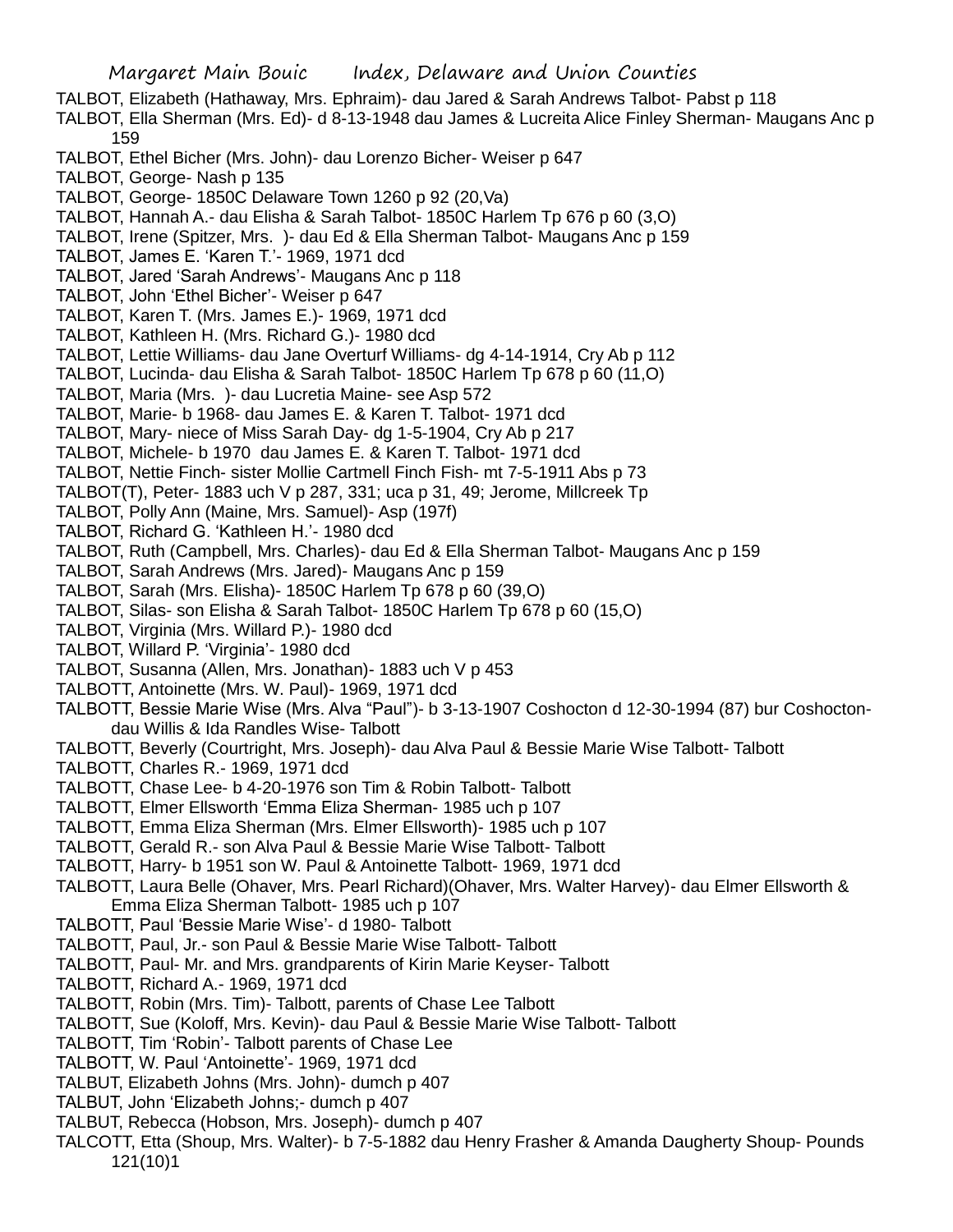TALBOT, Elizabeth (Hathaway, Mrs. Ephraim)- dau Jared & Sarah Andrews Talbot- Pabst p 118

TALBOT, Ella Sherman (Mrs. Ed)- d 8-13-1948 dau James & Lucreita Alice Finley Sherman- Maugans Anc p 159

TALBOT, Ethel Bicher (Mrs. John)- dau Lorenzo Bicher- Weiser p 647

TALBOT, George- Nash p 135

TALBOT, George- 1850C Delaware Town 1260 p 92 (20,Va)

TALBOT, Hannah A.- dau Elisha & Sarah Talbot- 1850C Harlem Tp 676 p 60 (3,O)

TALBOT, Irene (Spitzer, Mrs. )- dau Ed & Ella Sherman Talbot- Maugans Anc p 159

TALBOT, James E. 'Karen T.'- 1969, 1971 dcd

TALBOT, Jared 'Sarah Andrews'- Maugans Anc p 118

TALBOT, John 'Ethel Bicher'- Weiser p 647

TALBOT, Karen T. (Mrs. James E.)- 1969, 1971 dcd

TALBOT, Kathleen H. (Mrs. Richard G.)- 1980 dcd

TALBOT, Lettie Williams- dau Jane Overturf Williams- dg 4-14-1914, Cry Ab p 112

TALBOT, Lucinda- dau Elisha & Sarah Talbot- 1850C Harlem Tp 678 p 60 (11,O)

TALBOT, Maria (Mrs. )- dau Lucretia Maine- see Asp 572

TALBOT, Marie- b 1968- dau James E. & Karen T. Talbot- 1971 dcd

TALBOT, Mary- niece of Miss Sarah Day- dg 1-5-1904, Cry Ab p 217

TALBOT, Michele- b 1970 dau James E. & Karen T. Talbot- 1971 dcd

TALBOT, Nettie Finch- sister Mollie Cartmell Finch Fish- mt 7-5-1911 Abs p 73

TALBOT(T), Peter- 1883 uch V p 287, 331; uca p 31, 49; Jerome, Millcreek Tp

TALBOT, Polly Ann (Maine, Mrs. Samuel)- Asp (197f)

TALBOT, Richard G. 'Kathleen H.'- 1980 dcd

TALBOT, Ruth (Campbell, Mrs. Charles)- dau Ed & Ella Sherman Talbot- Maugans Anc p 159

TALBOT, Sarah Andrews (Mrs. Jared)- Maugans Anc p 159

TALBOT, Sarah (Mrs. Elisha)- 1850C Harlem Tp 678 p 60 (39,O)

TALBOT, Silas- son Elisha & Sarah Talbot- 1850C Harlem Tp 678 p 60 (15,O)

TALBOT, Virginia (Mrs. Willard P.)- 1980 dcd

TALBOT, Willard P. 'Virginia'- 1980 dcd

TALBOT, Susanna (Allen, Mrs. Jonathan)- 1883 uch V p 453

TALBOTT, Antoinette (Mrs. W. Paul)- 1969, 1971 dcd

TALBOTT, Bessie Marie Wise (Mrs. Alva "Paul")- b 3-13-1907 Coshocton d 12-30-1994 (87) bur Coshocton- dau Willis & Ida Randles Wise- Talbott

TALBOTT, Beverly (Courtright, Mrs. Joseph)- dau Alva Paul & Bessie Marie Wise Talbott- Talbott

TALBOTT, Charles R.- 1969, 1971 dcd

TALBOTT, Chase Lee- b 4-20-1976 son Tim & Robin Talbott- Talbott

TALBOTT, Elmer Ellsworth 'Emma Eliza Sherman- 1985 uch p 107

TALBOTT, Emma Eliza Sherman (Mrs. Elmer Ellsworth)- 1985 uch p 107

TALBOTT, Gerald R.- son Alva Paul & Bessie Marie Wise Talbott- Talbott

TALBOTT, Harry- b 1951 son W. Paul & Antoinette Talbott- 1969, 1971 dcd

TALBOTT, Laura Belle (Ohaver, Mrs. Pearl Richard)(Ohaver, Mrs. Walter Harvey)- dau Elmer Ellsworth & Emma Eliza Sherman Talbott- 1985 uch p 107

TALBOTT, Paul 'Bessie Marie Wise'- d 1980- Talbott

TALBOTT, Paul, Jr.- son Paul & Bessie Marie Wise Talbott- Talbott

TALBOTT, Paul- Mr. and Mrs. grandparents of Kirin Marie Keyser- Talbott

TALBOTT, Richard A.- 1969, 1971 dcd

TALBOTT, Robin (Mrs. Tim)- Talbott, parents of Chase Lee Talbott

TALBOTT, Sue (Koloff, Mrs. Kevin)- dau Paul & Bessie Marie Wise Talbott- Talbott

TALBOTT, Tim 'Robin'- Talbott parents of Chase Lee

TALBOTT, W. Paul 'Antoinette'- 1969, 1971 dcd

TALBUT, Elizabeth Johns (Mrs. John)- dumch p 407

TALBUT, John 'Elizabeth Johns;- dumch p 407

TALBUT, Rebecca (Hobson, Mrs. Joseph)- dumch p 407

TALCOTT, Etta (Shoup, Mrs. Walter)- b 7-5-1882 dau Henry Frasher & Amanda Daugherty Shoup- Pounds 121(10)1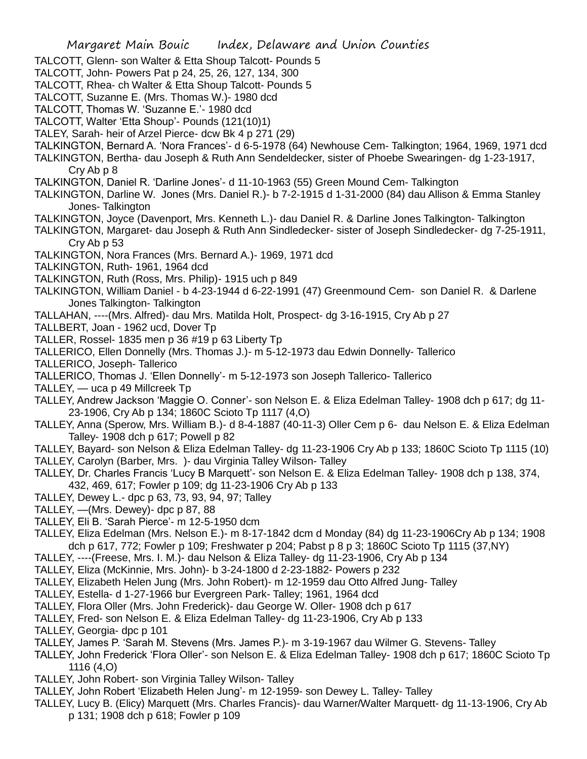TALCOTT, Glenn- son Walter & Etta Shoup Talcott- Pounds 5

TALCOTT, John- Powers Pat p 24, 25, 26, 127, 134, 300

TALCOTT, Rhea- ch Walter & Etta Shoup Talcott- Pounds 5

TALCOTT, Suzanne E. (Mrs. Thomas W.)- 1980 dcd

TALCOTT, Thomas W. 'Suzanne E.'- 1980 dcd

TALCOTT, Walter 'Etta Shoup'- Pounds (121(10)1)

TALEY, Sarah- heir of Arzel Pierce- dcw Bk 4 p 271 (29)

TALKINGTON, Bernard A. 'Nora Frances'- d 6-5-1978 (64) Newhouse Cem- Talkington; 1964, 1969, 1971 dcd

TALKINGTON, Bertha- dau Joseph & Ruth Ann Sendeldecker, sister of Phoebe Swearingen- dg 1-23-1917, Cry Ab p 8

TALKINGTON, Daniel R. 'Darline Jones'- d 11-10-1963 (55) Green Mound Cem- Talkington

TALKINGTON, Darline W. Jones (Mrs. Daniel R.)- b 7-2-1915 d 1-31-2000 (84) dau Allison & Emma Stanley Jones- Talkington

TALKINGTON, Joyce (Davenport, Mrs. Kenneth L.)- dau Daniel R. & Darline Jones Talkington- Talkington

TALKINGTON, Margaret- dau Joseph & Ruth Ann Sindledecker- sister of Joseph Sindledecker- dg 7-25-1911, Cry Ab p 53

TALKINGTON, Nora Frances (Mrs. Bernard A.)- 1969, 1971 dcd

TALKINGTON, Ruth- 1961, 1964 dcd

TALKINGTON, Ruth (Ross, Mrs. Philip)- 1915 uch p 849

TALKINGTON, William Daniel - b 4-23-1944 d 6-22-1991 (47) Greenmound Cem- son Daniel R. & Darlene Jones Talkington- Talkington

TALLAHAN, ----(Mrs. Alfred)- dau Mrs. Matilda Holt, Prospect- dg 3-16-1915, Cry Ab p 27

TALLBERT, Joan - 1962 ucd, Dover Tp

TALLER, Rossel- 1835 men p 36 #19 p 63 Liberty Tp

TALLERICO, Ellen Donnelly (Mrs. Thomas J.)- m 5-12-1973 dau Edwin Donnelly- Tallerico

TALLERICO, Joseph- Tallerico

TALLERICO, Thomas J. 'Ellen Donnelly'- m 5-12-1973 son Joseph Tallerico- Tallerico

TALLEY, — uca p 49 Millcreek Tp

TALLEY, Andrew Jackson 'Maggie O. Conner'- son Nelson E. & Eliza Edelman Talley- 1908 dch p 617; dg 11-23-1906, Cry Ab p 134; 1860C Scioto Tp 1117 (4,O)

TALLEY, Anna (Sperow, Mrs. William B.)- d 8-4-1887 (40-11-3) Oller Cem p 6- dau Nelson E. & Eliza Edelman Talley- 1908 dch p 617; Powell p 82

TALLEY, Bayard- son Nelson & Eliza Edelman Talley- dg 11-23-1906 Cry Ab p 133; 1860C Scioto Tp 1115 (10)

TALLEY, Carolyn (Barber, Mrs. )- dau Virginia Talley Wilson- Talley

TALLEY, Dr. Charles Francis 'Lucy B Marquett'- son Nelson E. & Eliza Edelman Talley- 1908 dch p 138, 374, 432, 469, 617; Fowler p 109; dg 11-23-1906 Cry Ab p 133

TALLEY, Dewey L.- dpc p 63, 73, 93, 94, 97; Talley

TALLEY, —(Mrs. Dewey)- dpc p 87, 88

TALLEY, Eli B. 'Sarah Pierce'- m 12-5-1950 dcm

TALLEY, Eliza Edelman (Mrs. Nelson E.)- m 8-17-1842 dcm d Monday (84) dg 11-23-1906Cry Ab p 134; 1908 dch p 617, 772; Fowler p 109; Freshwater p 204; Pabst p 8 p 3; 1860C Scioto Tp 1115 (37,NY)

TALLEY, ----(Freese, Mrs. I. M.)- dau Nelson & Eliza Talley- dg 11-23-1906, Cry Ab p 134

TALLEY, Eliza (McKinnie, Mrs. John)- b 3-24-1800 d 2-23-1882- Powers p 232

TALLEY, Elizabeth Helen Jung (Mrs. John Robert)- m 12-1959 dau Otto Alfred Jung- Talley

TALLEY, Estella- d 1-27-1966 bur Evergreen Park- Talley; 1961, 1964 dcd

TALLEY, Flora Oller (Mrs. John Frederick)- dau George W. Oller- 1908 dch p 617

TALLEY, Fred- son Nelson E. & Eliza Edelman Talley- dg 11-23-1906, Cry Ab p 133

TALLEY, Georgia- dpc p 101

TALLEY, James P. 'Sarah M. Stevens (Mrs. James P.)- m 3-19-1967 dau Wilmer G. Stevens- Talley

TALLEY, John Frederick 'Flora Oller'- son Nelson E. & Eliza Edelman Talley- 1908 dch p 617; 1860C Scioto Tp 1116 (4,O)

TALLEY, John Robert- son Virginia Talley Wilson- Talley

TALLEY, John Robert 'Elizabeth Helen Jung'- m 12-1959- son Dewey L. Talley- Talley

TALLEY, Lucy B. (Elicy) Marquett (Mrs. Charles Francis)- dau Warner/Walter Marquett- dg 11-13-1906, Cry Ab p 131; 1908 dch p 618; Fowler p 109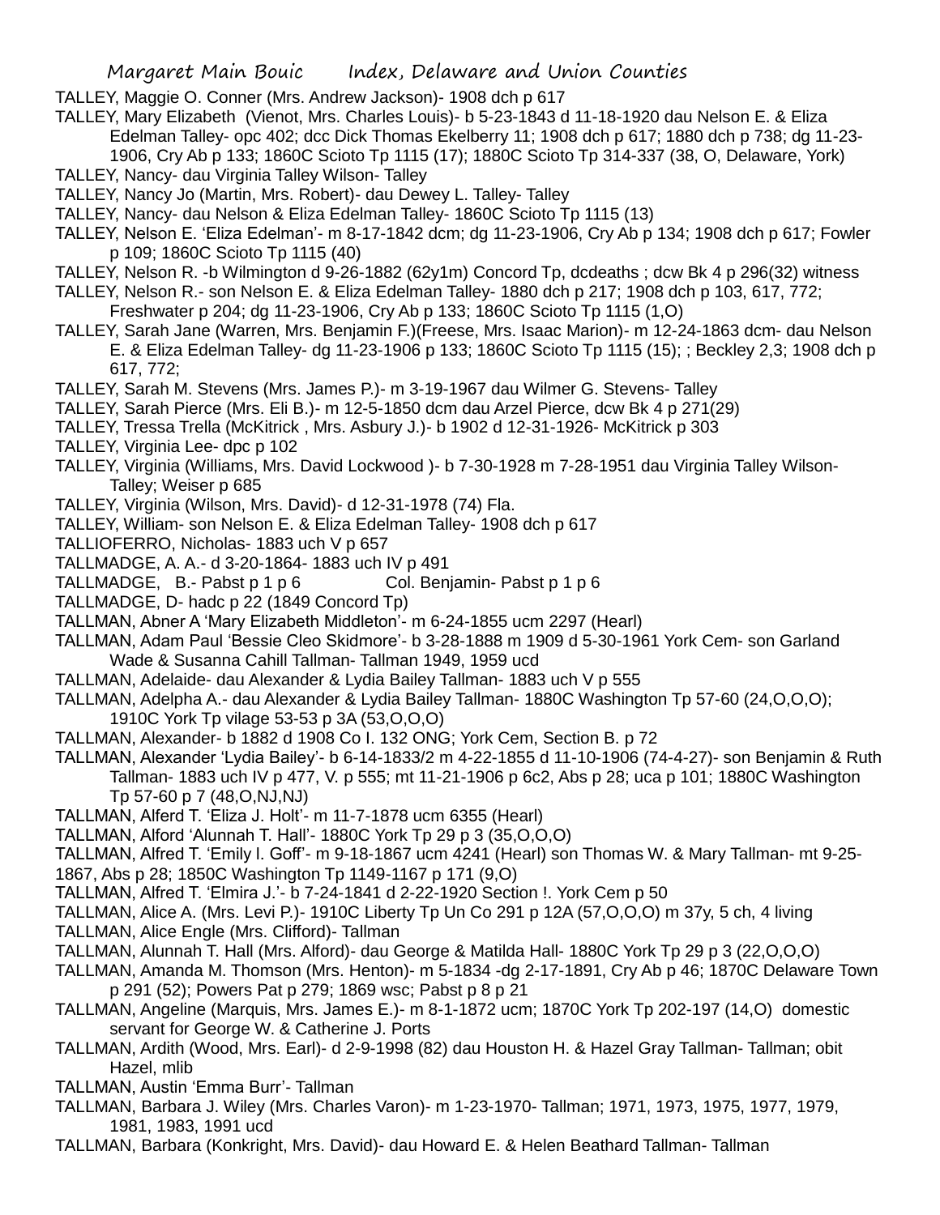TALLEY, Maggie O. Conner (Mrs. Andrew Jackson)- 1908 dch p 617

TALLEY, Mary Elizabeth (Vienot, Mrs. Charles Louis)- b 5-23-1843 d 11-18-1920 dau Nelson E. & Eliza Edelman Talley- opc 402; dcc Dick Thomas Ekelberry 11; 1908 dch p 617; 1880 dch p 738; dg 11-23-1906, Cry Ab p 133; 1860C Scioto Tp 1115 (17); 1880C Scioto Tp 314-337 (38, O, Delaware, York)

TALLEY, Nancy- dau Virginia Talley Wilson- Talley

TALLEY, Nancy Jo (Martin, Mrs. Robert)- dau Dewey L. Talley- Talley

TALLEY, Nancy- dau Nelson & Eliza Edelman Talley- 1860C Scioto Tp 1115 (13)

TALLEY, Nelson E. 'Eliza Edelman'- m 8-17-1842 dcm; dg 11-23-1906, Cry Ab p 134; 1908 dch p 617; Fowler p 109; 1860C Scioto Tp 1115 (40)

TALLEY, Nelson R. -b Wilmington d 9-26-1882 (62y1m) Concord Tp, dcdeaths ; dcw Bk 4 p 296(32) witness

TALLEY, Nelson R.- son Nelson E. & Eliza Edelman Talley- 1880 dch p 217; 1908 dch p 103, 617, 772; Freshwater p 204; dg 11-23-1906, Cry Ab p 133; 1860C Scioto Tp 1115 (1,O)

TALLEY, Sarah Jane (Warren, Mrs. Benjamin F.)(Freese, Mrs. Isaac Marion)- m 12-24-1863 dcm- dau Nelson E. & Eliza Edelman Talley- dg 11-23-1906 p 133; 1860C Scioto Tp 1115 (15); ; Beckley 2,3; 1908 dch p 617, 772;

TALLEY, Sarah M. Stevens (Mrs. James P.)- m 3-19-1967 dau Wilmer G. Stevens- Talley

TALLEY, Sarah Pierce (Mrs. Eli B.)- m 12-5-1850 dcm dau Arzel Pierce, dcw Bk 4 p 271(29)

TALLEY, Tressa Trella (McKitrick , Mrs. Asbury J.)- b 1902 d 12-31-1926- McKitrick p 303

TALLEY, Virginia Lee- dpc p 102

TALLEY, Virginia (Williams, Mrs. David Lockwood )- b 7-30-1928 m 7-28-1951 dau Virginia Talley Wilson- Talley; Weiser p 685

TALLEY, Virginia (Wilson, Mrs. David)- d 12-31-1978 (74) Fla.

TALLEY, William- son Nelson E. & Eliza Edelman Talley- 1908 dch p 617

TALLIOFERRO, Nicholas- 1883 uch V p 657

TALLMADGE, A. A.- d 3-20-1864- 1883 uch IV p 491

TALLMADGE, B.- Pabst p 1 p 6 Col. Benjamin- Pabst p 1 p 6

TALLMADGE, D- hadc p 22 (1849 Concord Tp)

TALLMAN, Abner A 'Mary Elizabeth Middleton'- m 6-24-1855 ucm 2297 (Hearl)

TALLMAN, Adam Paul 'Bessie Cleo Skidmore'- b 3-28-1888 m 1909 d 5-30-1961 York Cem- son Garland Wade & Susanna Cahill Tallman- Tallman 1949, 1959 ucd

TALLMAN, Adelaide- dau Alexander & Lydia Bailey Tallman- 1883 uch V p 555

TALLMAN, Adelpha A.- dau Alexander & Lydia Bailey Tallman- 1880C Washington Tp 57-60 (24,O,O,O); 1910C York Tp vilage 53-53 p 3A (53,O,O,O)

TALLMAN, Alexander- b 1882 d 1908 Co I. 132 ONG; York Cem, Section B. p 72

TALLMAN, Alexander 'Lydia Bailey'- b 6-14-1833/2 m 4-22-1855 d 11-10-1906 (74-4-27)- son Benjamin & Ruth Tallman- 1883 uch IV p 477, V. p 555; mt 11-21-1906 p 6c2, Abs p 28; uca p 101; 1880C Washington Tp 57-60 p 7 (48,O,NJ,NJ)

TALLMAN, Alferd T. 'Eliza J. Holt'- m 11-7-1878 ucm 6355 (Hearl)

TALLMAN, Alford 'Alunnah T. Hall'- 1880C York Tp 29 p 3 (35,O,O,O)

TALLMAN, Alfred T. 'Emily I. Goff'- m 9-18-1867 ucm 4241 (Hearl) son Thomas W. & Mary Tallman- mt 9-25-1867, Abs p 28; 1850C Washington Tp 1149-1167 p 171 (9,O)

TALLMAN, Alfred T. 'Elmira J.'- b 7-24-1841 d 2-22-1920 Section !. York Cem p 50

TALLMAN, Alice A. (Mrs. Levi P.)- 1910C Liberty Tp Un Co 291 p 12A (57,O,O,O) m 37y, 5 ch, 4 living

TALLMAN, Alice Engle (Mrs. Clifford)- Tallman

TALLMAN, Alunnah T. Hall (Mrs. Alford)- dau George & Matilda Hall- 1880C York Tp 29 p 3 (22,O,O,O)

TALLMAN, Amanda M. Thomson (Mrs. Henton)- m 5-1834 -dg 2-17-1891, Cry Ab p 46; 1870C Delaware Town p 291 (52); Powers Pat p 279; 1869 wsc; Pabst p 8 p 21

TALLMAN, Angeline (Marquis, Mrs. James E.)- m 8-1-1872 ucm; 1870C York Tp 202-197 (14,O) domestic servant for George W. & Catherine J. Ports

TALLMAN, Ardith (Wood, Mrs. Earl)- d 2-9-1998 (82) dau Houston H. & Hazel Gray Tallman- Tallman; obit Hazel, mlib

TALLMAN, Austin 'Emma Burr'- Tallman

TALLMAN, Barbara J. Wiley (Mrs. Charles Varon)- m 1-23-1970- Tallman; 1971, 1973, 1975, 1977, 1979, 1981, 1983, 1991 ucd

TALLMAN, Barbara (Konkright, Mrs. David)- dau Howard E. & Helen Beathard Tallman- Tallman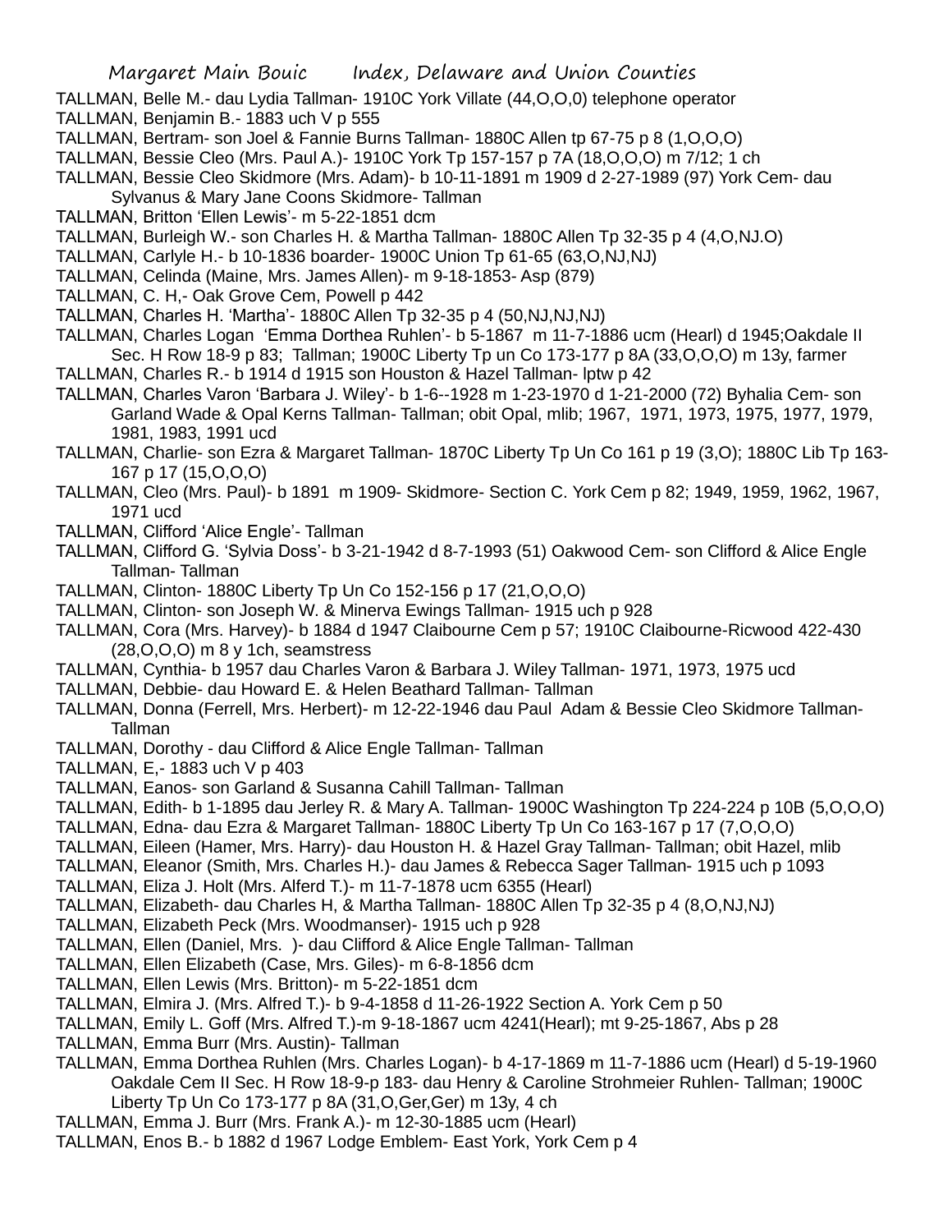TALLMAN, Belle M.- dau Lydia Tallman- 1910C York Villate (44,O,O,0) telephone operator

TALLMAN, Benjamin B.- 1883 uch V p 555

TALLMAN, Bertram- son Joel & Fannie Burns Tallman- 1880C Allen tp 67-75 p 8 (1,O,O,O)

TALLMAN, Bessie Cleo (Mrs. Paul A.)- 1910C York Tp 157-157 p 7A (18,O,O,O) m 7/12; 1 ch

TALLMAN, Bessie Cleo Skidmore (Mrs. Adam)- b 10-11-1891 m 1909 d 2-27-1989 (97) York Cem- dau Sylvanus & Mary Jane Coons Skidmore- Tallman

TALLMAN, Britton 'Ellen Lewis'- m 5-22-1851 dcm

TALLMAN, Burleigh W.- son Charles H. & Martha Tallman- 1880C Allen Tp 32-35 p 4 (4,O,NJ.O)

TALLMAN, Carlyle H.- b 10-1836 boarder- 1900C Union Tp 61-65 (63,O,NJ,NJ)

TALLMAN, Celinda (Maine, Mrs. James Allen)- m 9-18-1853- Asp (879)

TALLMAN, C. H,- Oak Grove Cem, Powell p 442

TALLMAN, Charles H. 'Martha'- 1880C Allen Tp 32-35 p 4 (50,NJ,NJ,NJ)

TALLMAN, Charles Logan 'Emma Dorthea Ruhlen'- b 5-1867 m 11-7-1886 ucm (Hearl) d 1945;Oakdale II Sec. H Row 18-9 p 83; Tallman; 1900C Liberty Tp un Co 173-177 p 8A (33,O,O,O) m 13y, farmer

TALLMAN, Charles R.- b 1914 d 1915 son Houston & Hazel Tallman- lptw p 42

TALLMAN, Charles Varon 'Barbara J. Wiley'- b 1-6--1928 m 1-23-1970 d 1-21-2000 (72) Byhalia Cem- son Garland Wade & Opal Kerns Tallman- Tallman; obit Opal, mlib; 1967, 1971, 1973, 1975, 1977, 1979, 1981, 1983, 1991 ucd

TALLMAN, Charlie- son Ezra & Margaret Tallman- 1870C Liberty Tp Un Co 161 p 19 (3,O); 1880C Lib Tp 163-167 p 17 (15,O,O,O)

TALLMAN, Cleo (Mrs. Paul)- b 1891 m 1909- Skidmore- Section C. York Cem p 82; 1949, 1959, 1962, 1967, 1971 ucd

TALLMAN, Clifford 'Alice Engle'- Tallman

TALLMAN, Clifford G. 'Sylvia Doss'- b 3-21-1942 d 8-7-1993 (51) Oakwood Cem- son Clifford & Alice Engle Tallman- Tallman

TALLMAN, Clinton- 1880C Liberty Tp Un Co 152-156 p 17 (21,O,O,O)

TALLMAN, Clinton- son Joseph W. & Minerva Ewings Tallman- 1915 uch p 928

TALLMAN, Cora (Mrs. Harvey)- b 1884 d 1947 Claibourne Cem p 57; 1910C Claibourne-Ricwood 422-430 (28,O,O,O) m 8 y 1ch, seamstress

TALLMAN, Cynthia- b 1957 dau Charles Varon & Barbara J. Wiley Tallman- 1971, 1973, 1975 ucd

TALLMAN, Debbie- dau Howard E. & Helen Beathard Tallman- Tallman

TALLMAN, Donna (Ferrell, Mrs. Herbert)- m 12-22-1946 dau Paul Adam & Bessie Cleo Skidmore Tallman- Tallman

TALLMAN, Dorothy - dau Clifford & Alice Engle Tallman- Tallman

TALLMAN, E,- 1883 uch V p 403

TALLMAN, Eanos- son Garland & Susanna Cahill Tallman- Tallman

TALLMAN, Edith- b 1-1895 dau Jerley R. & Mary A. Tallman- 1900C Washington Tp 224-224 p 10B (5,O,O,O)

TALLMAN, Edna- dau Ezra & Margaret Tallman- 1880C Liberty Tp Un Co 163-167 p 17 (7,O,O,O)

TALLMAN, Eileen (Hamer, Mrs. Harry)- dau Houston H. & Hazel Gray Tallman- Tallman; obit Hazel, mlib

TALLMAN, Eleanor (Smith, Mrs. Charles H.)- dau James & Rebecca Sager Tallman- 1915 uch p 1093

TALLMAN, Eliza J. Holt (Mrs. Alferd T.)- m 11-7-1878 ucm 6355 (Hearl)

TALLMAN, Elizabeth- dau Charles H, & Martha Tallman- 1880C Allen Tp 32-35 p 4 (8,O,NJ,NJ)

TALLMAN, Elizabeth Peck (Mrs. Woodmanser)- 1915 uch p 928

TALLMAN, Ellen (Daniel, Mrs. )- dau Clifford & Alice Engle Tallman- Tallman

TALLMAN, Ellen Elizabeth (Case, Mrs. Giles)- m 6-8-1856 dcm

TALLMAN, Ellen Lewis (Mrs. Britton)- m 5-22-1851 dcm

TALLMAN, Elmira J. (Mrs. Alfred T.)- b 9-4-1858 d 11-26-1922 Section A. York Cem p 50

TALLMAN, Emily L. Goff (Mrs. Alfred T.)-m 9-18-1867 ucm 4241(Hearl); mt 9-25-1867, Abs p 28

TALLMAN, Emma Burr (Mrs. Austin)- Tallman

TALLMAN, Emma Dorthea Ruhlen (Mrs. Charles Logan)- b 4-17-1869 m 11-7-1886 ucm (Hearl) d 5-19-1960 Oakdale Cem II Sec. H Row 18-9-p 183- dau Henry & Caroline Strohmeier Ruhlen- Tallman; 1900C Liberty Tp Un Co 173-177 p 8A (31,O,Ger,Ger) m 13y, 4 ch

TALLMAN, Emma J. Burr (Mrs. Frank A.)- m 12-30-1885 ucm (Hearl)

TALLMAN, Enos B.- b 1882 d 1967 Lodge Emblem- East York, York Cem p 4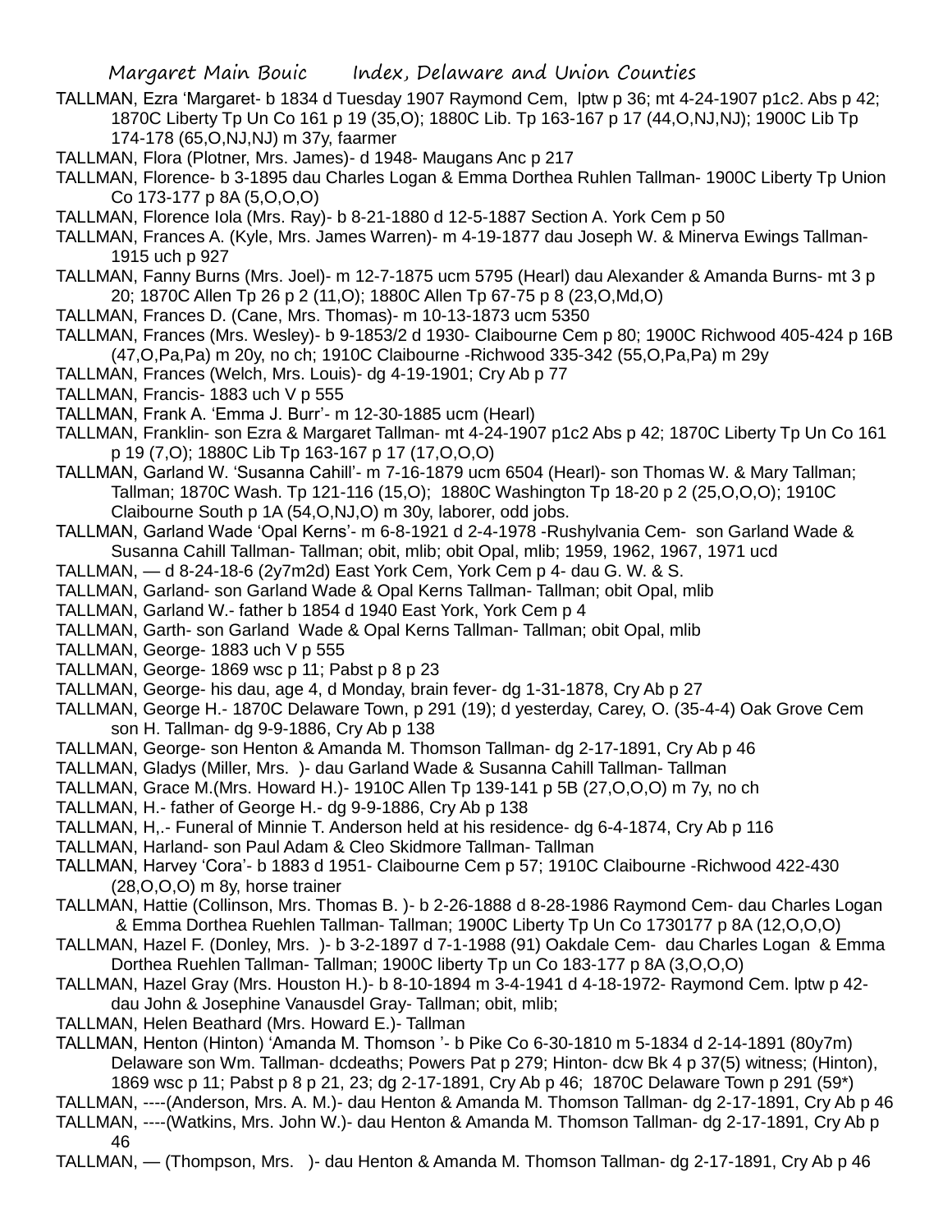TALLMAN, Ezra 'Margaret- b 1834 d Tuesday 1907 Raymond Cem, lptw p 36; mt 4-24-1907 p1c2. Abs p 42; 1870C Liberty Tp Un Co 161 p 19 (35,O); 1880C Lib. Tp 163-167 p 17 (44,O,NJ,NJ); 1900C Lib Tp 174-178 (65,O,NJ,NJ) m 37y, faarmer

TALLMAN, Flora (Plotner, Mrs. James)- d 1948- Maugans Anc p 217

TALLMAN, Florence- b 3-1895 dau Charles Logan & Emma Dorthea Ruhlen Tallman- 1900C Liberty Tp Union Co 173-177 p 8A (5,O,O,O)

TALLMAN, Florence Iola (Mrs. Ray)- b 8-21-1880 d 12-5-1887 Section A. York Cem p 50

TALLMAN, Frances A. (Kyle, Mrs. James Warren)- m 4-19-1877 dau Joseph W. & Minerva Ewings Tallman- 1915 uch p 927

TALLMAN, Fanny Burns (Mrs. Joel)- m 12-7-1875 ucm 5795 (Hearl) dau Alexander & Amanda Burns- mt 3 p 20; 1870C Allen Tp 26 p 2 (11,O); 1880C Allen Tp 67-75 p 8 (23,O,Md,O)

TALLMAN, Frances D. (Cane, Mrs. Thomas)- m 10-13-1873 ucm 5350

TALLMAN, Frances (Mrs. Wesley)- b 9-1853/2 d 1930- Claibourne Cem p 80; 1900C Richwood 405-424 p 16B (47,O,Pa,Pa) m 20y, no ch; 1910C Claibourne -Richwood 335-342 (55,O,Pa,Pa) m 29y

TALLMAN, Frances (Welch, Mrs. Louis)- dg 4-19-1901; Cry Ab p 77

TALLMAN, Francis- 1883 uch V p 555

TALLMAN, Frank A. 'Emma J. Burr'- m 12-30-1885 ucm (Hearl)

TALLMAN, Franklin- son Ezra & Margaret Tallman- mt 4-24-1907 p1c2 Abs p 42; 1870C Liberty Tp Un Co 161 p 19 (7,O); 1880C Lib Tp 163-167 p 17 (17,O,O,O)

TALLMAN, Garland W. 'Susanna Cahill'- m 7-16-1879 ucm 6504 (Hearl)- son Thomas W. & Mary Tallman; Tallman; 1870C Wash. Tp 121-116 (15,O); 1880C Washington Tp 18-20 p 2 (25,O,O,O); 1910C Claibourne South p 1A (54,O,NJ,O) m 30y, laborer, odd jobs.

TALLMAN, Garland Wade 'Opal Kerns'- m 6-8-1921 d 2-4-1978 -Rushylvania Cem- son Garland Wade & Susanna Cahill Tallman- Tallman; obit, mlib; obit Opal, mlib; 1959, 1962, 1967, 1971 ucd

TALLMAN, — d 8-24-18-6 (2y7m2d) East York Cem, York Cem p 4- dau G. W. & S.

TALLMAN, Garland- son Garland Wade & Opal Kerns Tallman- Tallman; obit Opal, mlib

TALLMAN, Garland W.- father b 1854 d 1940 East York, York Cem p 4

TALLMAN, Garth- son Garland Wade & Opal Kerns Tallman- Tallman; obit Opal, mlib

TALLMAN, George- 1883 uch V p 555

TALLMAN, George- 1869 wsc p 11; Pabst p 8 p 23

TALLMAN, George- his dau, age 4, d Monday, brain fever- dg 1-31-1878, Cry Ab p 27

TALLMAN, George H.- 1870C Delaware Town, p 291 (19); d yesterday, Carey, O. (35-4-4) Oak Grove Cem son H. Tallman- dg 9-9-1886, Cry Ab p 138

TALLMAN, George- son Henton & Amanda M. Thomson Tallman- dg 2-17-1891, Cry Ab p 46

TALLMAN, Gladys (Miller, Mrs. )- dau Garland Wade & Susanna Cahill Tallman- Tallman

TALLMAN, Grace M.(Mrs. Howard H.)- 1910C Allen Tp 139-141 p 5B (27,O,O,O) m 7y, no ch

TALLMAN, H.- father of George H.- dg 9-9-1886, Cry Ab p 138

TALLMAN, H,.- Funeral of Minnie T. Anderson held at his residence- dg 6-4-1874, Cry Ab p 116

TALLMAN, Harland- son Paul Adam & Cleo Skidmore Tallman- Tallman

TALLMAN, Harvey 'Cora'- b 1883 d 1951- Claibourne Cem p 57; 1910C Claibourne -Richwood 422-430 (28,O,O,O) m 8y, horse trainer

TALLMAN, Hattie (Collinson, Mrs. Thomas B. )- b 2-26-1888 d 8-28-1986 Raymond Cem- dau Charles Logan & Emma Dorthea Ruehlen Tallman- Tallman; 1900C Liberty Tp Un Co 1730177 p 8A (12,O,O,O)

TALLMAN, Hazel F. (Donley, Mrs. )- b 3-2-1897 d 7-1-1988 (91) Oakdale Cem- dau Charles Logan & Emma Dorthea Ruehlen Tallman- Tallman; 1900C liberty Tp un Co 183-177 p 8A (3,O,O,O)

TALLMAN, Hazel Gray (Mrs. Houston H.)- b 8-10-1894 m 3-4-1941 d 4-18-1972- Raymond Cem. lptw p 42- dau John & Josephine Vanausdel Gray- Tallman; obit, mlib;

TALLMAN, Helen Beathard (Mrs. Howard E.)- Tallman

TALLMAN, Henton (Hinton) 'Amanda M. Thomson '- b Pike Co 6-30-1810 m 5-1834 d 2-14-1891 (80y7m) Delaware son Wm. Tallman- dcdeaths; Powers Pat p 279; Hinton- dcw Bk 4 p 37(5) witness; (Hinton), 1869 wsc p 11; Pabst p 8 p 21, 23; dg 2-17-1891, Cry Ab p 46; 1870C Delaware Town p 291 (59*)

TALLMAN, ----(Anderson, Mrs. A. M.)- dau Henton & Amanda M. Thomson Tallman- dg 2-17-1891, Cry Ab p 46

TALLMAN, ----(Watkins, Mrs. John W.)- dau Henton & Amanda M. Thomson Tallman- dg 2-17-1891, Cry Ab p 46

TALLMAN, — (Thompson, Mrs. )- dau Henton & Amanda M. Thomson Tallman- dg 2-17-1891, Cry Ab p 46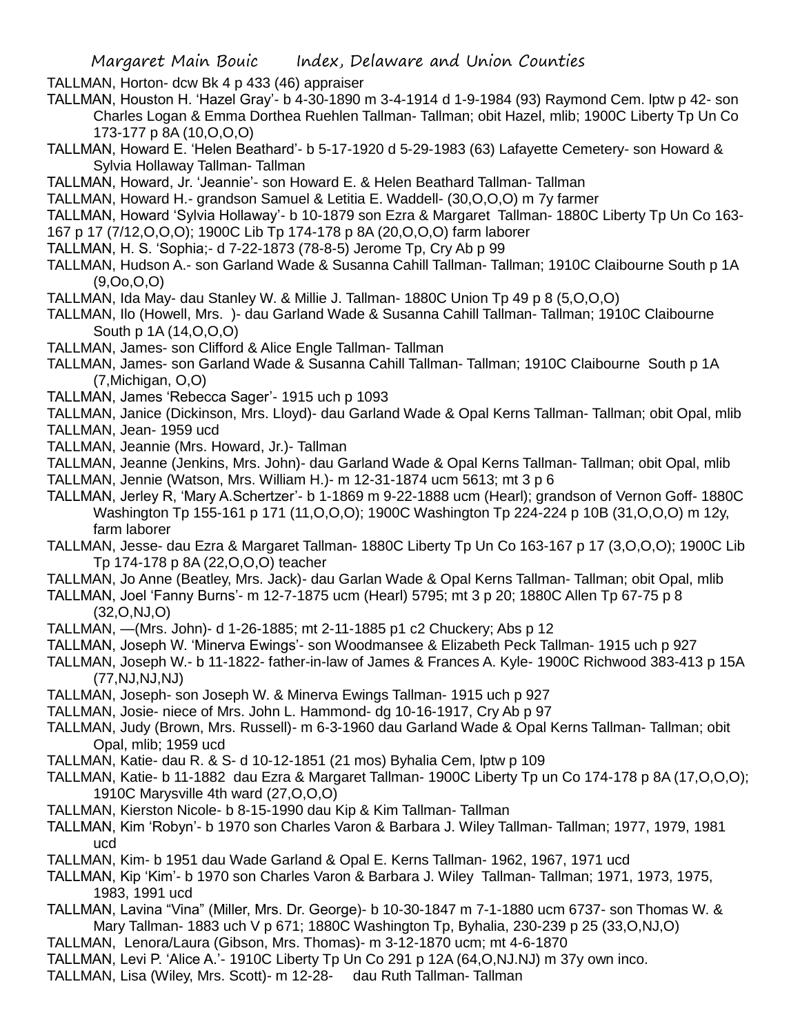TALLMAN, Horton- dcw Bk 4 p 433 (46) appraiser

TALLMAN, Houston H. 'Hazel Gray'- b 4-30-1890 m 3-4-1914 d 1-9-1984 (93) Raymond Cem. lptw p 42- son Charles Logan & Emma Dorthea Ruehlen Tallman- Tallman; obit Hazel, mlib; 1900C Liberty Tp Un Co 173-177 p 8A (10,O,O,O)

TALLMAN, Howard E. 'Helen Beathard'- b 5-17-1920 d 5-29-1983 (63) Lafayette Cemetery- son Howard & Sylvia Hollaway Tallman- Tallman

TALLMAN, Howard, Jr. 'Jeannie'- son Howard E. & Helen Beathard Tallman- Tallman

TALLMAN, Howard H.- grandson Samuel & Letitia E. Waddell- (30,O,O,O) m 7y farmer

TALLMAN, Howard 'Sylvia Hollaway'- b 10-1879 son Ezra & Margaret Tallman- 1880C Liberty Tp Un Co 163-167 p 17 (7/12,O,O,O); 1900C Lib Tp 174-178 p 8A (20,O,O,O) farm laborer

TALLMAN, H. S. 'Sophia;- d 7-22-1873 (78-8-5) Jerome Tp, Cry Ab p 99

TALLMAN, Hudson A.- son Garland Wade & Susanna Cahill Tallman- Tallman; 1910C Claibourne South p 1A (9,Oo,O,O)

TALLMAN, Ida May- dau Stanley W. & Millie J. Tallman- 1880C Union Tp 49 p 8 (5,O,O,O)

TALLMAN, Ilo (Howell, Mrs. )- dau Garland Wade & Susanna Cahill Tallman- Tallman; 1910C Claibourne South p 1A (14,O,O,O)

TALLMAN, James- son Clifford & Alice Engle Tallman- Tallman

TALLMAN, James- son Garland Wade & Susanna Cahill Tallman- Tallman; 1910C Claibourne South p 1A (7,Michigan, O,O)

TALLMAN, James 'Rebecca Sager'- 1915 uch p 1093

TALLMAN, Janice (Dickinson, Mrs. Lloyd)- dau Garland Wade & Opal Kerns Tallman- Tallman; obit Opal, mlib

TALLMAN, Jean- 1959 ucd

TALLMAN, Jeannie (Mrs. Howard, Jr.)- Tallman

TALLMAN, Jeanne (Jenkins, Mrs. John)- dau Garland Wade & Opal Kerns Tallman- Tallman; obit Opal, mlib

TALLMAN, Jennie (Watson, Mrs. William H.)- m 12-31-1874 ucm 5613; mt 3 p 6

TALLMAN, Jerley R, 'Mary A.Schertzer'- b 1-1869 m 9-22-1888 ucm (Hearl); grandson of Vernon Goff- 1880C Washington Tp 155-161 p 171 (11,O,O,O); 1900C Washington Tp 224-224 p 10B (31,O,O,O) m 12y, farm laborer

TALLMAN, Jesse- dau Ezra & Margaret Tallman- 1880C Liberty Tp Un Co 163-167 p 17 (3,O,O,O); 1900C Lib Tp 174-178 p 8A (22,O,O,O) teacher

TALLMAN, Jo Anne (Beatley, Mrs. Jack)- dau Garlan Wade & Opal Kerns Tallman- Tallman; obit Opal, mlib

TALLMAN, Joel 'Fanny Burns'- m 12-7-1875 ucm (Hearl) 5795; mt 3 p 20; 1880C Allen Tp 67-75 p 8 (32,O,NJ,O)

TALLMAN, —(Mrs. John)- d 1-26-1885; mt 2-11-1885 p1 c2 Chuckery; Abs p 12

TALLMAN, Joseph W. 'Minerva Ewings'- son Woodmansee & Elizabeth Peck Tallman- 1915 uch p 927

TALLMAN, Joseph W.- b 11-1822- father-in-law of James & Frances A. Kyle- 1900C Richwood 383-413 p 15A (77,NJ,NJ,NJ)

TALLMAN, Joseph- son Joseph W. & Minerva Ewings Tallman- 1915 uch p 927

TALLMAN, Josie- niece of Mrs. John L. Hammond- dg 10-16-1917, Cry Ab p 97

TALLMAN, Judy (Brown, Mrs. Russell)- m 6-3-1960 dau Garland Wade & Opal Kerns Tallman- Tallman; obit Opal, mlib; 1959 ucd

TALLMAN, Katie- dau R. & S- d 10-12-1851 (21 mos) Byhalia Cem, lptw p 109

TALLMAN, Katie- b 11-1882 dau Ezra & Margaret Tallman- 1900C Liberty Tp un Co 174-178 p 8A (17,O,O,O); 1910C Marysville 4th ward (27,O,O,O)

TALLMAN, Kierston Nicole- b 8-15-1990 dau Kip & Kim Tallman- Tallman

TALLMAN, Kim 'Robyn'- b 1970 son Charles Varon & Barbara J. Wiley Tallman- Tallman; 1977, 1979, 1981 ucd

TALLMAN, Kim- b 1951 dau Wade Garland & Opal E. Kerns Tallman- 1962, 1967, 1971 ucd

TALLMAN, Kip 'Kim'- b 1970 son Charles Varon & Barbara J. Wiley Tallman- Tallman; 1971, 1973, 1975, 1983, 1991 ucd

TALLMAN, Lavina "Vina" (Miller, Mrs. Dr. George)- b 10-30-1847 m 7-1-1880 ucm 6737- son Thomas W. & Mary Tallman- 1883 uch V p 671; 1880C Washington Tp, Byhalia, 230-239 p 25 (33,O,NJ,O)

TALLMAN, Lenora/Laura (Gibson, Mrs. Thomas)- m 3-12-1870 ucm; mt 4-6-1870

TALLMAN, Levi P. 'Alice A.'- 1910C Liberty Tp Un Co 291 p 12A (64,O,NJ.NJ) m 37y own inco.

TALLMAN, Lisa (Wiley, Mrs. Scott)- m 12-28- dau Ruth Tallman- Tallman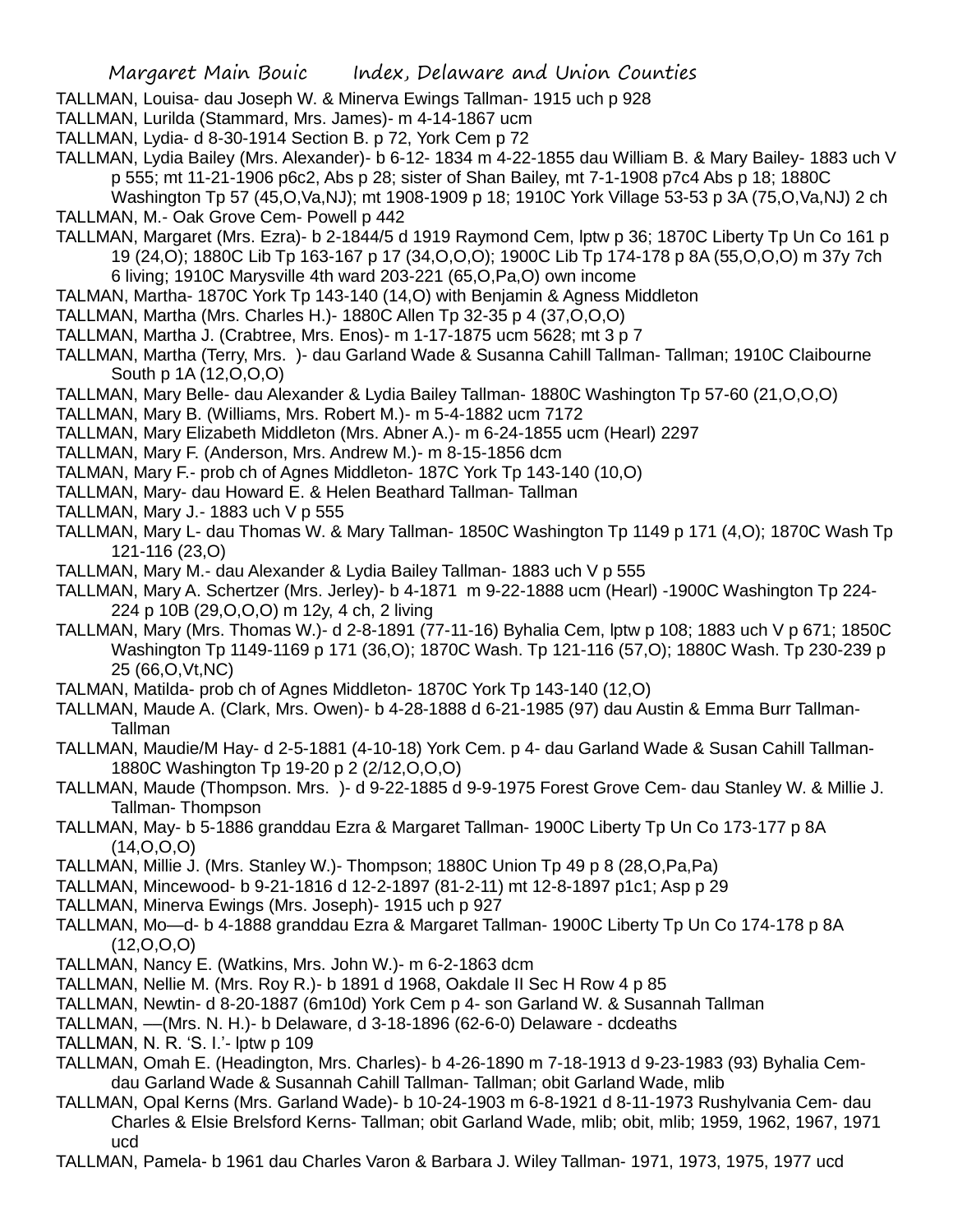TALLMAN, Louisa- dau Joseph W. & Minerva Ewings Tallman- 1915 uch p 928

TALLMAN, Lurilda (Stammard, Mrs. James)- m 4-14-1867 ucm

TALLMAN, Lydia- d 8-30-1914 Section B. p 72, York Cem p 72

TALLMAN, Lydia Bailey (Mrs. Alexander)- b 6-12- 1834 m 4-22-1855 dau William B. & Mary Bailey- 1883 uch V p 555; mt 11-21-1906 p6c2, Abs p 28; sister of Shan Bailey, mt 7-1-1908 p7c4 Abs p 18; 1880C Washington Tp 57 (45,O,Va,NJ); mt 1908-1909 p 18; 1910C York Village 53-53 p 3A (75,O,Va,NJ) 2 ch

TALLMAN, M.- Oak Grove Cem- Powell p 442

TALLMAN, Margaret (Mrs. Ezra)- b 2-1844/5 d 1919 Raymond Cem, lptw p 36; 1870C Liberty Tp Un Co 161 p 19 (24,O); 1880C Lib Tp 163-167 p 17 (34,O,O,O); 1900C Lib Tp 174-178 p 8A (55,O,O,O) m 37y 7ch 6 living; 1910C Marysville 4th ward 203-221 (65,O,Pa,O) own income

TALMAN, Martha- 1870C York Tp 143-140 (14,O) with Benjamin & Agness Middleton

TALLMAN, Martha (Mrs. Charles H.)- 1880C Allen Tp 32-35 p 4 (37,O,O,O)

TALLMAN, Martha J. (Crabtree, Mrs. Enos)- m 1-17-1875 ucm 5628; mt 3 p 7

TALLMAN, Martha (Terry, Mrs. )- dau Garland Wade & Susanna Cahill Tallman- Tallman; 1910C Claibourne South p 1A (12,O,O,O)

TALLMAN, Mary Belle- dau Alexander & Lydia Bailey Tallman- 1880C Washington Tp 57-60 (21,O,O,O)

TALLMAN, Mary B. (Williams, Mrs. Robert M.)- m 5-4-1882 ucm 7172

TALLMAN, Mary Elizabeth Middleton (Mrs. Abner A.)- m 6-24-1855 ucm (Hearl) 2297

TALLMAN, Mary F. (Anderson, Mrs. Andrew M.)- m 8-15-1856 dcm

TALMAN, Mary F.- prob ch of Agnes Middleton- 187C York Tp 143-140 (10,O)

TALLMAN, Mary- dau Howard E. & Helen Beathard Tallman- Tallman

TALLMAN, Mary J.- 1883 uch V p 555

TALLMAN, Mary L- dau Thomas W. & Mary Tallman- 1850C Washington Tp 1149 p 171 (4,O); 1870C Wash Tp 121-116 (23,O)

TALLMAN, Mary M.- dau Alexander & Lydia Bailey Tallman- 1883 uch V p 555

TALLMAN, Mary A. Schertzer (Mrs. Jerley)- b 4-1871 m 9-22-1888 ucm (Hearl) -1900C Washington Tp 224-224 p 10B (29,O,O,O) m 12y, 4 ch, 2 living

TALLMAN, Mary (Mrs. Thomas W.)- d 2-8-1891 (77-11-16) Byhalia Cem, lptw p 108; 1883 uch V p 671; 1850C Washington Tp 1149-1169 p 171 (36,O); 1870C Wash. Tp 121-116 (57,O); 1880C Wash. Tp 230-239 p 25 (66,O,Vt,NC)

TALMAN, Matilda- prob ch of Agnes Middleton- 1870C York Tp 143-140 (12,O)

TALLMAN, Maude A. (Clark, Mrs. Owen)- b 4-28-1888 d 6-21-1985 (97) dau Austin & Emma Burr Tallman- Tallman

TALLMAN, Maudie/M Hay- d 2-5-1881 (4-10-18) York Cem. p 4- dau Garland Wade & Susan Cahill Tallman- 1880C Washington Tp 19-20 p 2 (2/12,O,O,O)

TALLMAN, Maude (Thompson. Mrs. )- d 9-22-1885 d 9-9-1975 Forest Grove Cem- dau Stanley W. & Millie J. Tallman- Thompson

TALLMAN, May- b 5-1886 granddau Ezra & Margaret Tallman- 1900C Liberty Tp Un Co 173-177 p 8A (14,O,O,O)

TALLMAN, Millie J. (Mrs. Stanley W.)- Thompson; 1880C Union Tp 49 p 8 (28,O,Pa,Pa)

TALLMAN, Mincewood- b 9-21-1816 d 12-2-1897 (81-2-11) mt 12-8-1897 p1c1; Asp p 29

TALLMAN, Minerva Ewings (Mrs. Joseph)- 1915 uch p 927

TALLMAN, Mo—d- b 4-1888 granddau Ezra & Margaret Tallman- 1900C Liberty Tp Un Co 174-178 p 8A (12,O,O,O)

TALLMAN, Nancy E. (Watkins, Mrs. John W.)- m 6-2-1863 dcm

TALLMAN, Nellie M. (Mrs. Roy R.)- b 1891 d 1968, Oakdale II Sec H Row 4 p 85

TALLMAN, Newtin- d 8-20-1887 (6m10d) York Cem p 4- son Garland W. & Susannah Tallman

TALLMAN, —(Mrs. N. H.)- b Delaware, d 3-18-1896 (62-6-0) Delaware - dcdeaths

TALLMAN, N. R. 'S. I.'- lptw p 109

TALLMAN, Omah E. (Headington, Mrs. Charles)- b 4-26-1890 m 7-18-1913 d 9-23-1983 (93) Byhalia Cem- dau Garland Wade & Susannah Cahill Tallman- Tallman; obit Garland Wade, mlib

TALLMAN, Opal Kerns (Mrs. Garland Wade)- b 10-24-1903 m 6-8-1921 d 8-11-1973 Rushylvania Cem- dau Charles & Elsie Brelsford Kerns- Tallman; obit Garland Wade, mlib; obit, mlib; 1959, 1962, 1967, 1971 ucd

TALLMAN, Pamela- b 1961 dau Charles Varon & Barbara J. Wiley Tallman- 1971, 1973, 1975, 1977 ucd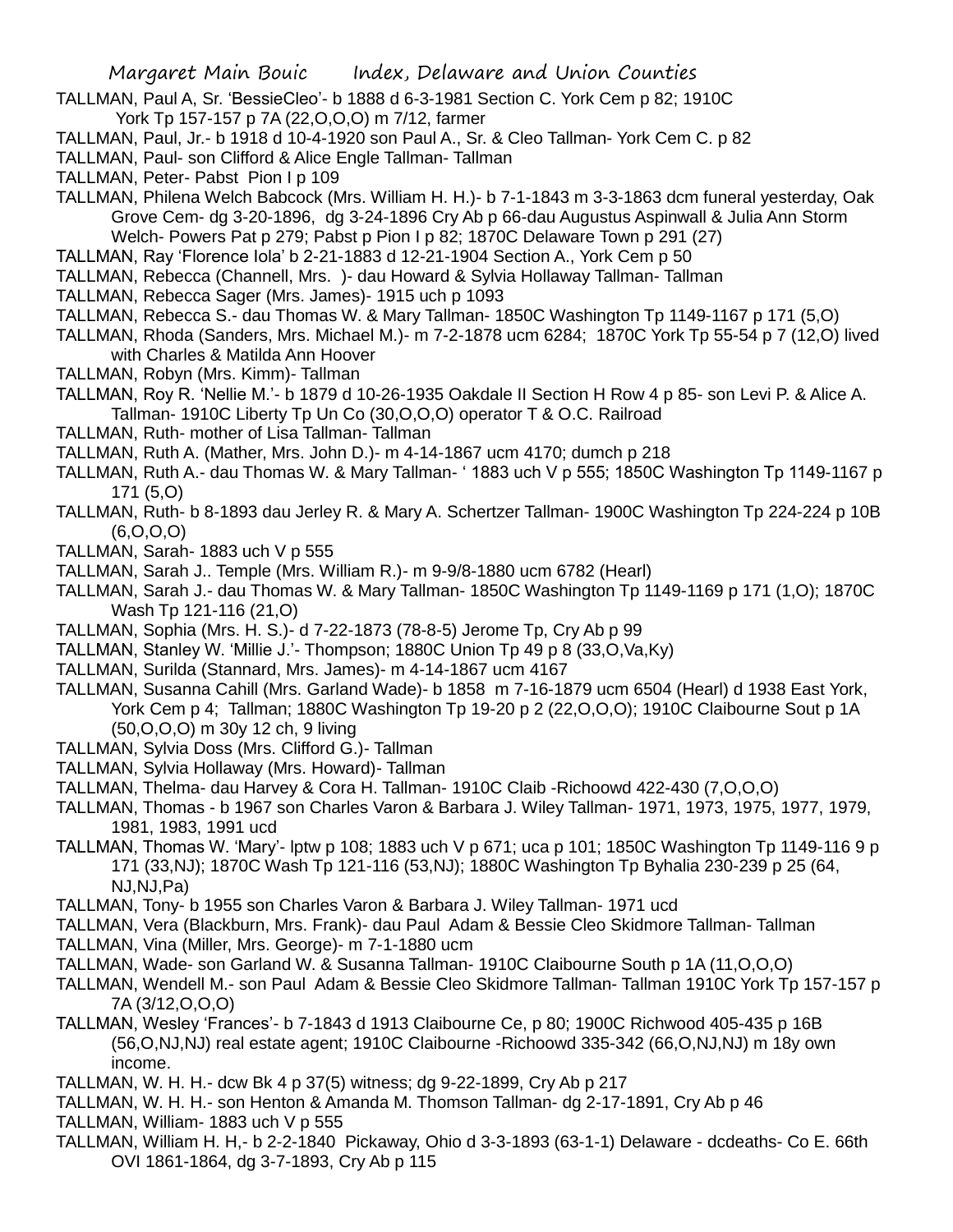TALLMAN, Paul A, Sr. 'BessieCleo'- b 1888 d 6-3-1981 Section C. York Cem p 82; 1910C York Tp 157-157 p 7A (22,O,O,O) m 7/12, farmer

TALLMAN, Paul, Jr.- b 1918 d 10-4-1920 son Paul A., Sr. & Cleo Tallman- York Cem C. p 82

TALLMAN, Paul- son Clifford & Alice Engle Tallman- Tallman

TALLMAN, Peter- Pabst Pion I p 109

TALLMAN, Philena Welch Babcock (Mrs. William H. H.)- b 7-1-1843 m 3-3-1863 dcm funeral yesterday, Oak Grove Cem- dg 3-20-1896, dg 3-24-1896 Cry Ab p 66-dau Augustus Aspinwall & Julia Ann Storm Welch- Powers Pat p 279; Pabst p Pion I p 82; 1870C Delaware Town p 291 (27)

TALLMAN, Ray 'Florence Iola' b 2-21-1883 d 12-21-1904 Section A., York Cem p 50

TALLMAN, Rebecca (Channell, Mrs. )- dau Howard & Sylvia Hollaway Tallman- Tallman

TALLMAN, Rebecca Sager (Mrs. James)- 1915 uch p 1093

TALLMAN, Rebecca S.- dau Thomas W. & Mary Tallman- 1850C Washington Tp 1149-1167 p 171 (5,O)

TALLMAN, Rhoda (Sanders, Mrs. Michael M.)- m 7-2-1878 ucm 6284; 1870C York Tp 55-54 p 7 (12,O) lived with Charles & Matilda Ann Hoover

TALLMAN, Robyn (Mrs. Kimm)- Tallman

TALLMAN, Roy R. 'Nellie M.'- b 1879 d 10-26-1935 Oakdale II Section H Row 4 p 85- son Levi P. & Alice A. Tallman- 1910C Liberty Tp Un Co (30,O,O,O) operator T & O.C. Railroad

TALLMAN, Ruth- mother of Lisa Tallman- Tallman

TALLMAN, Ruth A. (Mather, Mrs. John D.)- m 4-14-1867 ucm 4170; dumch p 218

TALLMAN, Ruth A.- dau Thomas W. & Mary Tallman- ' 1883 uch V p 555; 1850C Washington Tp 1149-1167 p 171 (5,O)

TALLMAN, Ruth- b 8-1893 dau Jerley R. & Mary A. Schertzer Tallman- 1900C Washington Tp 224-224 p 10B (6,O,O,O)

TALLMAN, Sarah- 1883 uch V p 555

TALLMAN, Sarah J.. Temple (Mrs. William R.)- m 9-9/8-1880 ucm 6782 (Hearl)

TALLMAN, Sarah J.- dau Thomas W. & Mary Tallman- 1850C Washington Tp 1149-1169 p 171 (1,O); 1870C Wash Tp 121-116 (21,O)

TALLMAN, Sophia (Mrs. H. S.)- d 7-22-1873 (78-8-5) Jerome Tp, Cry Ab p 99

TALLMAN, Stanley W. 'Millie J.'- Thompson; 1880C Union Tp 49 p 8 (33,O,Va,Ky)

TALLMAN, Surilda (Stannard, Mrs. James)- m 4-14-1867 ucm 4167

TALLMAN, Susanna Cahill (Mrs. Garland Wade)- b 1858 m 7-16-1879 ucm 6504 (Hearl) d 1938 East York, York Cem p 4; Tallman; 1880C Washington Tp 19-20 p 2 (22,O,O,O); 1910C Claibourne Sout p 1A (50,O,O,O) m 30y 12 ch, 9 living

TALLMAN, Sylvia Doss (Mrs. Clifford G.)- Tallman

TALLMAN, Sylvia Hollaway (Mrs. Howard)- Tallman

TALLMAN, Thelma- dau Harvey & Cora H. Tallman- 1910C Claib -Richoowd 422-430 (7,O,O,O)

TALLMAN, Thomas - b 1967 son Charles Varon & Barbara J. Wiley Tallman- 1971, 1973, 1975, 1977, 1979, 1981, 1983, 1991 ucd

TALLMAN, Thomas W. 'Mary'- lptw p 108; 1883 uch V p 671; uca p 101; 1850C Washington Tp 1149-116 9 p 171 (33,NJ); 1870C Wash Tp 121-116 (53,NJ); 1880C Washington Tp Byhalia 230-239 p 25 (64, NJ,NJ,Pa)

TALLMAN, Tony- b 1955 son Charles Varon & Barbara J. Wiley Tallman- 1971 ucd

TALLMAN, Vera (Blackburn, Mrs. Frank)- dau Paul Adam & Bessie Cleo Skidmore Tallman- Tallman

TALLMAN, Vina (Miller, Mrs. George)- m 7-1-1880 ucm

TALLMAN, Wade- son Garland W. & Susanna Tallman- 1910C Claibourne South p 1A (11,O,O,O)

TALLMAN, Wendell M.- son Paul Adam & Bessie Cleo Skidmore Tallman- Tallman 1910C York Tp 157-157 p 7A (3/12,O,O,O)

TALLMAN, Wesley 'Frances'- b 7-1843 d 1913 Claibourne Ce, p 80; 1900C Richwood 405-435 p 16B (56,O,NJ,NJ) real estate agent; 1910C Claibourne -Richoowd 335-342 (66,O,NJ,NJ) m 18y own income.

TALLMAN, W. H. H.- dcw Bk 4 p 37(5) witness; dg 9-22-1899, Cry Ab p 217

TALLMAN, W. H. H.- son Henton & Amanda M. Thomson Tallman- dg 2-17-1891, Cry Ab p 46

TALLMAN, William- 1883 uch V p 555

TALLMAN, William H. H,- b 2-2-1840 Pickaway, Ohio d 3-3-1893 (63-1-1) Delaware - dcdeaths- Co E. 66th OVI 1861-1864, dg 3-7-1893, Cry Ab p 115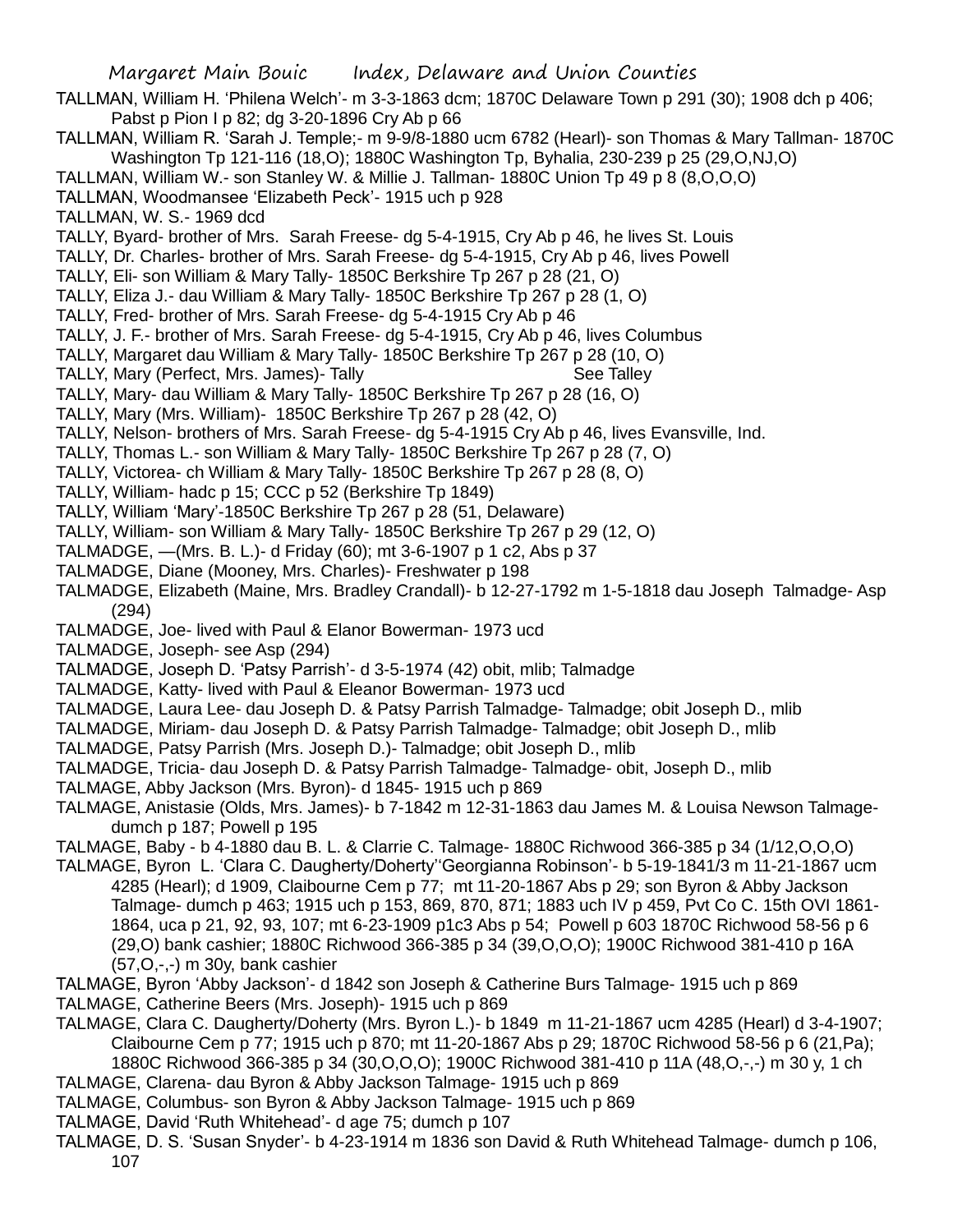TALLMAN, William H. 'Philena Welch'- m 3-3-1863 dcm; 1870C Delaware Town p 291 (30); 1908 dch p 406; Pabst p Pion I p 82; dg 3-20-1896 Cry Ab p 66

TALLMAN, William R. 'Sarah J. Temple;- m 9-9/8-1880 ucm 6782 (Hearl)- son Thomas & Mary Tallman- 1870C Washington Tp 121-116 (18,O); 1880C Washington Tp, Byhalia, 230-239 p 25 (29,O,NJ,O)

TALLMAN, William W.- son Stanley W. & Millie J. Tallman- 1880C Union Tp 49 p 8 (8,O,O,O)

TALLMAN, Woodmansee 'Elizabeth Peck'- 1915 uch p 928

TALLMAN, W. S.- 1969 dcd

TALLY, Byard- brother of Mrs. Sarah Freese- dg 5-4-1915, Cry Ab p 46, he lives St. Louis

TALLY, Dr. Charles- brother of Mrs. Sarah Freese- dg 5-4-1915, Cry Ab p 46, lives Powell

TALLY, Eli- son William & Mary Tally- 1850C Berkshire Tp 267 p 28 (21, O)

TALLY, Eliza J.- dau William & Mary Tally- 1850C Berkshire Tp 267 p 28 (1, O)

TALLY, Fred- brother of Mrs. Sarah Freese- dg 5-4-1915 Cry Ab p 46

TALLY, J. F.- brother of Mrs. Sarah Freese- dg 5-4-1915, Cry Ab p 46, lives Columbus

TALLY, Margaret dau William & Mary Tally- 1850C Berkshire Tp 267 p 28 (10, O)

TALLY, Mary (Perfect, Mrs. James)- Tally See Talley

TALLY, Mary- dau William & Mary Tally- 1850C Berkshire Tp 267 p 28 (16, O)

TALLY, Mary (Mrs. William)- 1850C Berkshire Tp 267 p 28 (42, O)

TALLY, Nelson- brothers of Mrs. Sarah Freese- dg 5-4-1915 Cry Ab p 46, lives Evansville, Ind.

TALLY, Thomas L.- son William & Mary Tally- 1850C Berkshire Tp 267 p 28 (7, O)

TALLY, Victorea- ch William & Mary Tally- 1850C Berkshire Tp 267 p 28 (8, O)

TALLY, William- hadc p 15; CCC p 52 (Berkshire Tp 1849)

TALLY, William 'Mary'-1850C Berkshire Tp 267 p 28 (51, Delaware)

TALLY, William- son William & Mary Tally- 1850C Berkshire Tp 267 p 29 (12, O)

TALMADGE, —(Mrs. B. L.)- d Friday (60); mt 3-6-1907 p 1 c2, Abs p 37

TALMADGE, Diane (Mooney, Mrs. Charles)- Freshwater p 198

TALMADGE, Elizabeth (Maine, Mrs. Bradley Crandall)- b 12-27-1792 m 1-5-1818 dau Joseph Talmadge- Asp (294)

TALMADGE, Joe- lived with Paul & Elanor Bowerman- 1973 ucd

TALMADGE, Joseph- see Asp (294)

TALMADGE, Joseph D. 'Patsy Parrish'- d 3-5-1974 (42) obit, mlib; Talmadge

TALMADGE, Katty- lived with Paul & Eleanor Bowerman- 1973 ucd

TALMADGE, Laura Lee- dau Joseph D. & Patsy Parrish Talmadge- Talmadge; obit Joseph D., mlib

TALMADGE, Miriam- dau Joseph D. & Patsy Parrish Talmadge- Talmadge; obit Joseph D., mlib

TALMADGE, Patsy Parrish (Mrs. Joseph D.)- Talmadge; obit Joseph D., mlib

TALMADGE, Tricia- dau Joseph D. & Patsy Parrish Talmadge- Talmadge- obit, Joseph D., mlib

TALMAGE, Abby Jackson (Mrs. Byron)- d 1845- 1915 uch p 869

TALMAGE, Anistasie (Olds, Mrs. James)- b 7-1842 m 12-31-1863 dau James M. & Louisa Newson Talmage- dumch p 187; Powell p 195

TALMAGE, Baby - b 4-1880 dau B. L. & Clarrie C. Talmage- 1880C Richwood 366-385 p 34 (1/12,O,O,O)

TALMAGE, Byron L. 'Clara C. Daugherty/Doherty''Georgianna Robinson'- b 5-19-1841/3 m 11-21-1867 ucm 4285 (Hearl); d 1909, Claibourne Cem p 77; mt 11-20-1867 Abs p 29; son Byron & Abby Jackson Talmage- dumch p 463; 1915 uch p 153, 869, 870, 871; 1883 uch IV p 459, Pvt Co C. 15th OVI 1861-1864, uca p 21, 92, 93, 107; mt 6-23-1909 p1c3 Abs p 54; Powell p 603 1870C Richwood 58-56 p 6 (29,O) bank cashier; 1880C Richwood 366-385 p 34 (39,O,O,O); 1900C Richwood 381-410 p 16A (57,O,-,-) m 30y, bank cashier

TALMAGE, Byron 'Abby Jackson'- d 1842 son Joseph & Catherine Burs Talmage- 1915 uch p 869

TALMAGE, Catherine Beers (Mrs. Joseph)- 1915 uch p 869

TALMAGE, Clara C. Daugherty/Doherty (Mrs. Byron L.)- b 1849 m 11-21-1867 ucm 4285 (Hearl) d 3-4-1907; Claibourne Cem p 77; 1915 uch p 870; mt 11-20-1867 Abs p 29; 1870C Richwood 58-56 p 6 (21,Pa); 1880C Richwood 366-385 p 34 (30,O,O,O); 1900C Richwood 381-410 p 11A (48,O,-,-) m 30 y, 1 ch

TALMAGE, Clarena- dau Byron & Abby Jackson Talmage- 1915 uch p 869

TALMAGE, Columbus- son Byron & Abby Jackson Talmage- 1915 uch p 869

TALMAGE, David 'Ruth Whitehead'- d age 75; dumch p 107

TALMAGE, D. S. 'Susan Snyder'- b 4-23-1914 m 1836 son David & Ruth Whitehead Talmage- dumch p 106, 107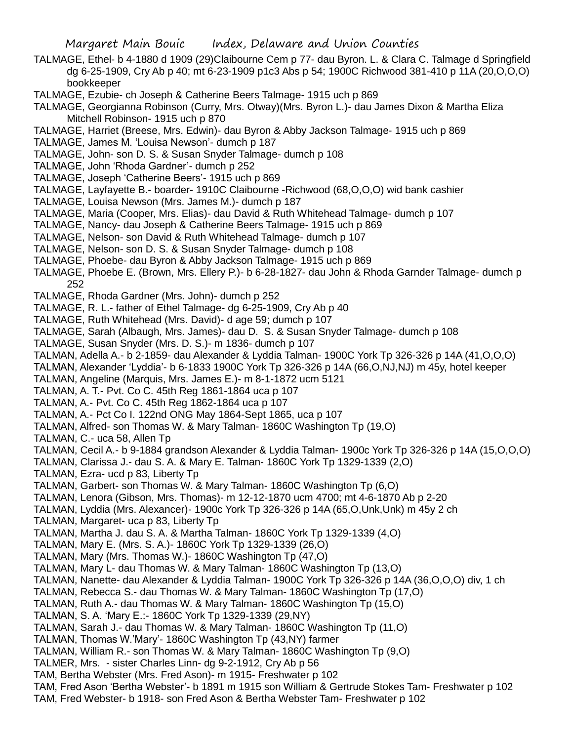TALMAGE, Ethel- b 4-1880 d 1909 (29)Claibourne Cem p 77- dau Byron. L. & Clara C. Talmage d Springfield dg 6-25-1909, Cry Ab p 40; mt 6-23-1909 p1c3 Abs p 54; 1900C Richwood 381-410 p 11A (20,O,O,O) bookkeeper

TALMAGE, Ezubie- ch Joseph & Catherine Beers Talmage- 1915 uch p 869

TALMAGE, Georgianna Robinson (Curry, Mrs. Otway)(Mrs. Byron L.)- dau James Dixon & Martha Eliza Mitchell Robinson- 1915 uch p 870

TALMAGE, Harriet (Breese, Mrs. Edwin)- dau Byron & Abby Jackson Talmage- 1915 uch p 869

TALMAGE, James M. 'Louisa Newson'- dumch p 187

TALMAGE, John- son D. S. & Susan Snyder Talmage- dumch p 108

TALMAGE, John 'Rhoda Gardner'- dumch p 252

TALMAGE, Joseph 'Catherine Beers'- 1915 uch p 869

TALMAGE, Layfayette B.- boarder- 1910C Claibourne -Richwood (68,O,O,O) wid bank cashier

TALMAGE, Louisa Newson (Mrs. James M.)- dumch p 187

TALMAGE, Maria (Cooper, Mrs. Elias)- dau David & Ruth Whitehead Talmage- dumch p 107

TALMAGE, Nancy- dau Joseph & Catherine Beers Talmage- 1915 uch p 869

TALMAGE, Nelson- son David & Ruth Whitehead Talmage- dumch p 107

TALMAGE, Nelson- son D. S. & Susan Snyder Talmage- dumch p 108

TALMAGE, Phoebe- dau Byron & Abby Jackson Talmage- 1915 uch p 869

TALMAGE, Phoebe E. (Brown, Mrs. Ellery P.)- b 6-28-1827- dau John & Rhoda Garnder Talmage- dumch p 252

TALMAGE, Rhoda Gardner (Mrs. John)- dumch p 252

TALMAGE, R. L.- father of Ethel Talmage- dg 6-25-1909, Cry Ab p 40

TALMAGE, Ruth Whitehead (Mrs. David)- d age 59; dumch p 107

TALMAGE, Sarah (Albaugh, Mrs. James)- dau D. S. & Susan Snyder Talmage- dumch p 108

TALMAGE, Susan Snyder (Mrs. D. S.)- m 1836- dumch p 107

TALMAN, Adella A.- b 2-1859- dau Alexander & Lyddia Talman- 1900C York Tp 326-326 p 14A (41,O,O,O)

TALMAN, Alexander 'Lyddia'- b 6-1833 1900C York Tp 326-326 p 14A (66,O,NJ,NJ) m 45y, hotel keeper

TALMAN, Angeline (Marquis, Mrs. James E.)- m 8-1-1872 ucm 5121

TALMAN, A. T.- Pvt. Co C. 45th Reg 1861-1864 uca p 107

TALMAN, A.- Pvt. Co C. 45th Reg 1862-1864 uca p 107

TALMAN, A.- Pct Co I. 122nd ONG May 1864-Sept 1865, uca p 107

TALMAN, Alfred- son Thomas W. & Mary Talman- 1860C Washington Tp (19,O)

TALMAN, C.- uca 58, Allen Tp

TALMAN, Cecil A.- b 9-1884 grandson Alexander & Lyddia Talman- 1900c York Tp 326-326 p 14A (15,O,O,O)

TALMAN, Clarissa J.- dau S. A. & Mary E. Talman- 1860C York Tp 1329-1339 (2,O)

TALMAN, Ezra- ucd p 83, Liberty Tp

TALMAN, Garbert- son Thomas W. & Mary Talman- 1860C Washington Tp (6,O)

TALMAN, Lenora (Gibson, Mrs. Thomas)- m 12-12-1870 ucm 4700; mt 4-6-1870 Ab p 2-20

TALMAN, Lyddia (Mrs. Alexancer)- 1900c York Tp 326-326 p 14A (65,O,Unk,Unk) m 45y 2 ch

TALMAN, Margaret- uca p 83, Liberty Tp

TALMAN, Martha J. dau S. A. & Martha Talman- 1860C York Tp 1329-1339 (4,O)

TALMAN, Mary E. (Mrs. S. A.)- 1860C York Tp 1329-1339 (26,O)

TALMAN, Mary (Mrs. Thomas W.)- 1860C Washington Tp (47,O)

TALMAN, Mary L- dau Thomas W. & Mary Talman- 1860C Washington Tp (13,O)

TALMAN, Nanette- dau Alexander & Lyddia Talman- 1900C York Tp 326-326 p 14A (36,O,O,O) div, 1 ch

TALMAN, Rebecca S.- dau Thomas W. & Mary Talman- 1860C Washington Tp (17,O)

TALMAN, Ruth A.- dau Thomas W. & Mary Talman- 1860C Washington Tp (15,O)

TALMAN, S. A. 'Mary E.:- 1860C York Tp 1329-1339 (29,NY)

TALMAN, Sarah J.- dau Thomas W. & Mary Talman- 1860C Washington Tp (11,O)

TALMAN, Thomas W.'Mary'- 1860C Washington Tp (43,NY) farmer

TALMAN, William R.- son Thomas W. & Mary Talman- 1860C Washington Tp (9,O)

TALMER, Mrs. - sister Charles Linn- dg 9-2-1912, Cry Ab p 56

TAM, Bertha Webster (Mrs. Fred Ason)- m 1915- Freshwater p 102

TAM, Fred Ason 'Bertha Webster'- b 1891 m 1915 son William & Gertrude Stokes Tam- Freshwater p 102

TAM, Fred Webster- b 1918- son Fred Ason & Bertha Webster Tam- Freshwater p 102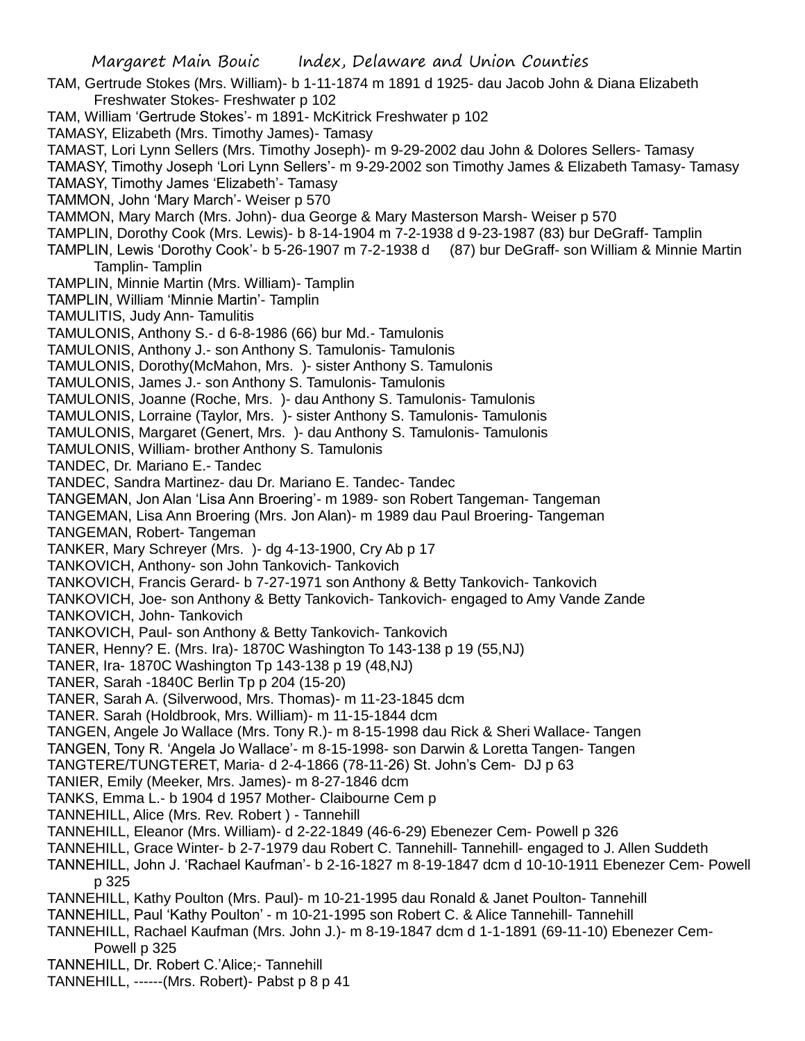TAM, Gertrude Stokes (Mrs. William)- b 1-11-1874 m 1891 d 1925- dau Jacob John & Diana Elizabeth Freshwater Stokes- Freshwater p 102

TAM, William 'Gertrude Stokes'- m 1891- McKitrick Freshwater p 102

TAMASY, Elizabeth (Mrs. Timothy James)- Tamasy

TAMAST, Lori Lynn Sellers (Mrs. Timothy Joseph)- m 9-29-2002 dau John & Dolores Sellers- Tamasy

TAMASY, Timothy Joseph 'Lori Lynn Sellers'- m 9-29-2002 son Timothy James & Elizabeth Tamasy- Tamasy

TAMASY, Timothy James 'Elizabeth'- Tamasy

TAMMON, John 'Mary March'- Weiser p 570

TAMMON, Mary March (Mrs. John)- dua George & Mary Masterson Marsh- Weiser p 570

TAMPLIN, Dorothy Cook (Mrs. Lewis)- b 8-14-1904 m 7-2-1938 d 9-23-1987 (83) bur DeGraff- Tamplin

TAMPLIN, Lewis 'Dorothy Cook'- b 5-26-1907 m 7-2-1938 d (87) bur DeGraff- son William & Minnie Martin Tamplin- Tamplin

TAMPLIN, Minnie Martin (Mrs. William)- Tamplin

TAMPLIN, William 'Minnie Martin'- Tamplin

TAMULITIS, Judy Ann- Tamulitis

TAMULONIS, Anthony S.- d 6-8-1986 (66) bur Md.- Tamulonis

TAMULONIS, Anthony J.- son Anthony S. Tamulonis- Tamulonis

TAMULONIS, Dorothy(McMahon, Mrs. )- sister Anthony S. Tamulonis

TAMULONIS, James J.- son Anthony S. Tamulonis- Tamulonis

TAMULONIS, Joanne (Roche, Mrs. )- dau Anthony S. Tamulonis- Tamulonis

TAMULONIS, Lorraine (Taylor, Mrs. )- sister Anthony S. Tamulonis- Tamulonis

TAMULONIS, Margaret (Genert, Mrs. )- dau Anthony S. Tamulonis- Tamulonis

TAMULONIS, William- brother Anthony S. Tamulonis

TANDEC, Dr. Mariano E.- Tandec

TANDEC, Sandra Martinez- dau Dr. Mariano E. Tandec- Tandec

TANGEMAN, Jon Alan 'Lisa Ann Broering'- m 1989- son Robert Tangeman- Tangeman

TANGEMAN, Lisa Ann Broering (Mrs. Jon Alan)- m 1989 dau Paul Broering- Tangeman

TANGEMAN, Robert- Tangeman

TANKER, Mary Schreyer (Mrs. )- dg 4-13-1900, Cry Ab p 17

TANKOVICH, Anthony- son John Tankovich- Tankovich

TANKOVICH, Francis Gerard- b 7-27-1971 son Anthony & Betty Tankovich- Tankovich

TANKOVICH, Joe- son Anthony & Betty Tankovich- Tankovich- engaged to Amy Vande Zande

TANKOVICH, John- Tankovich

TANKOVICH, Paul- son Anthony & Betty Tankovich- Tankovich

TANER, Henny? E. (Mrs. Ira)- 1870C Washington To 143-138 p 19 (55,NJ)

TANER, Ira- 1870C Washington Tp 143-138 p 19 (48,NJ)

TANER, Sarah -1840C Berlin Tp p 204 (15-20)

TANER, Sarah A. (Silverwood, Mrs. Thomas)- m 11-23-1845 dcm

TANER. Sarah (Holdbrook, Mrs. William)- m 11-15-1844 dcm

TANGEN, Angele Jo Wallace (Mrs. Tony R.)- m 8-15-1998 dau Rick & Sheri Wallace- Tangen

TANGEN, Tony R. 'Angela Jo Wallace'- m 8-15-1998- son Darwin & Loretta Tangen- Tangen

TANGTERE/TUNGTERET, Maria- d 2-4-1866 (78-11-26) St. John's Cem- DJ p 63

TANIER, Emily (Meeker, Mrs. James)- m 8-27-1846 dcm

TANKS, Emma L.- b 1904 d 1957 Mother- Claibourne Cem p

TANNEHILL, Alice (Mrs. Rev. Robert ) - Tannehill

TANNEHILL, Eleanor (Mrs. William)- d 2-22-1849 (46-6-29) Ebenezer Cem- Powell p 326

TANNEHILL, Grace Winter- b 2-7-1979 dau Robert C. Tannehill- Tannehill- engaged to J. Allen Suddeth

TANNEHILL, John J. 'Rachael Kaufman'- b 2-16-1827 m 8-19-1847 dcm d 10-10-1911 Ebenezer Cem- Powell p 325

TANNEHILL, Kathy Poulton (Mrs. Paul)- m 10-21-1995 dau Ronald & Janet Poulton- Tannehill

TANNEHILL, Paul 'Kathy Poulton' - m 10-21-1995 son Robert C. & Alice Tannehill- Tannehill

TANNEHILL, Rachael Kaufman (Mrs. John J.)- m 8-19-1847 dcm d 1-1-1891 (69-11-10) Ebenezer Cem- Powell p 325

TANNEHILL, Dr. Robert C.'Alice;- Tannehill

TANNEHILL, ------(Mrs. Robert)- Pabst p 8 p 41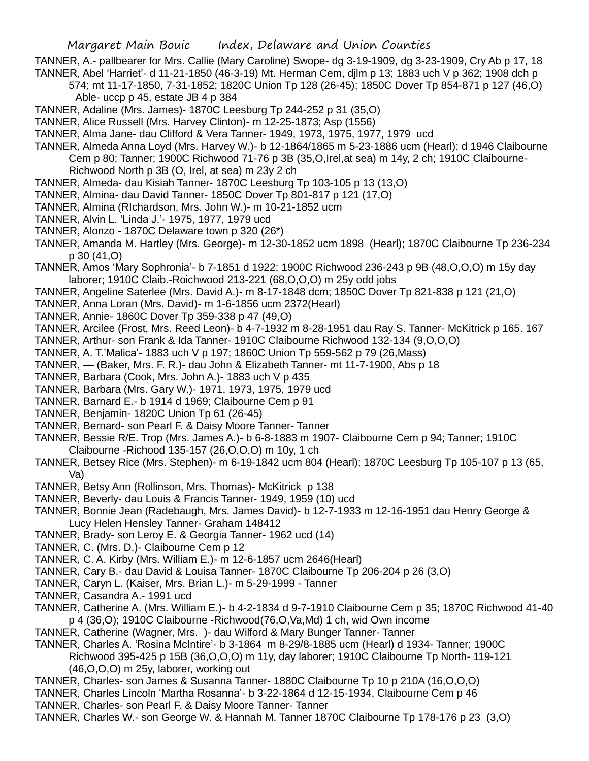TANNER, A.- pallbearer for Mrs. Callie (Mary Caroline) Swope- dg 3-19-1909, dg 3-23-1909, Cry Ab p 17, 18

TANNER, Abel 'Harriet'- d 11-21-1850 (46-3-19) Mt. Herman Cem, djlm p 13; 1883 uch V p 362; 1908 dch p 574; mt 11-17-1850, 7-31-1852; 1820C Union Tp 128 (26-45); 1850C Dover Tp 854-871 p 127 (46,O) Able- uccp p 45, estate JB 4 p 384

TANNER, Adaline (Mrs. James)- 1870C Leesburg Tp 244-252 p 31 (35,O)

TANNER, Alice Russell (Mrs. Harvey Clinton)- m 12-25-1873; Asp (1556)

TANNER, Alma Jane- dau Clifford & Vera Tanner- 1949, 1973, 1975, 1977, 1979 ucd

TANNER, Almeda Anna Loyd (Mrs. Harvey W.)- b 12-1864/1865 m 5-23-1886 ucm (Hearl); d 1946 Claibourne Cem p 80; Tanner; 1900C Richwood 71-76 p 3B (35,O,Irel,at sea) m 14y, 2 ch; 1910C Claibourne-Richwood North p 3B (O, Irel, at sea) m 23y 2 ch

TANNER, Almeda- dau Kisiah Tanner- 1870C Leesburg Tp 103-105 p 13 (13,O)

TANNER, Almina- dau David Tanner- 1850C Dover Tp 801-817 p 121 (17,O)

TANNER, Almina (RIchardson, Mrs. John W.)- m 10-21-1852 ucm

TANNER, Alvin L. 'Linda J.'- 1975, 1977, 1979 ucd

TANNER, Alonzo - 1870C Delaware town p 320 (26*)

TANNER, Amanda M. Hartley (Mrs. George)- m 12-30-1852 ucm 1898 (Hearl); 1870C Claibourne Tp 236-234 p 30 (41,O)

TANNER, Amos 'Mary Sophronia'- b 7-1851 d 1922; 1900C Richwood 236-243 p 9B (48,O,O,O) m 15y day laborer; 1910C Claib.-Roichwood 213-221 (68,O,O,O) m 25y odd jobs

TANNER, Angeline Saterlee (Mrs. David A.)- m 8-17-1848 dcm; 1850C Dover Tp 821-838 p 121 (21,O)

TANNER, Anna Loran (Mrs. David)- m 1-6-1856 ucm 2372(Hearl)

TANNER, Annie- 1860C Dover Tp 359-338 p 47 (49,O)

TANNER, Arcilee (Frost, Mrs. Reed Leon)- b 4-7-1932 m 8-28-1951 dau Ray S. Tanner- McKitrick p 165. 167

TANNER, Arthur- son Frank & Ida Tanner- 1910C Claibourne Richwood 132-134 (9,O,O,O)

TANNER, A. T.'Malica'- 1883 uch V p 197; 1860C Union Tp 559-562 p 79 (26,Mass)

TANNER, — (Baker, Mrs. F. R.)- dau John & Elizabeth Tanner- mt 11-7-1900, Abs p 18

TANNER, Barbara (Cook, Mrs. John A.)- 1883 uch V p 435

TANNER, Barbara (Mrs. Gary W.)- 1971, 1973, 1975, 1979 ucd

TANNER, Barnard E.- b 1914 d 1969; Claibourne Cem p 91

TANNER, Benjamin- 1820C Union Tp 61 (26-45)

TANNER, Bernard- son Pearl F. & Daisy Moore Tanner- Tanner

TANNER, Bessie R/E. Trop (Mrs. James A.)- b 6-8-1883 m 1907- Claibourne Cem p 94; Tanner; 1910C Claibourne -Richood 135-157 (26,O,O,O) m 10y, 1 ch

TANNER, Betsey Rice (Mrs. Stephen)- m 6-19-1842 ucm 804 (Hearl); 1870C Leesburg Tp 105-107 p 13 (65, Va)

TANNER, Betsy Ann (Rollinson, Mrs. Thomas)- McKitrick p 138

TANNER, Beverly- dau Louis & Francis Tanner- 1949, 1959 (10) ucd

TANNER, Bonnie Jean (Radebaugh, Mrs. James David)- b 12-7-1933 m 12-16-1951 dau Henry George & Lucy Helen Hensley Tanner- Graham 148412

TANNER, Brady- son Leroy E. & Georgia Tanner- 1962 ucd (14)

TANNER, C. (Mrs. D.)- Claibourne Cem p 12

TANNER, C. A. Kirby (Mrs. William E.)- m 12-6-1857 ucm 2646(Hearl)

TANNER, Cary B.- dau David & Louisa Tanner- 1870C Claibourne Tp 206-204 p 26 (3,O)

TANNER, Caryn L. (Kaiser, Mrs. Brian L.)- m 5-29-1999 - Tanner

TANNER, Casandra A.- 1991 ucd

TANNER, Catherine A. (Mrs. William E.)- b 4-2-1834 d 9-7-1910 Claibourne Cem p 35; 1870C Richwood 41-40 p 4 (36,O); 1910C Claibourne -Richwood(76,O,Va,Md) 1 ch, wid Own income

TANNER, Catherine (Wagner, Mrs. )- dau Wilford & Mary Bunger Tanner- Tanner

TANNER, Charles A. 'Rosina McIntire'- b 3-1864 m 8-29/8-1885 ucm (Hearl) d 1934- Tanner; 1900C Richwood 395-425 p 15B (36,O,O,O) m 11y, day laborer; 1910C Claibourne Tp North- 119-121 (46,O,O,O) m 25y, laborer, working out

TANNER, Charles- son James & Susanna Tanner- 1880C Claibourne Tp 10 p 210A (16,O,O,O)

TANNER, Charles Lincoln 'Martha Rosanna'- b 3-22-1864 d 12-15-1934, Claibourne Cem p 46

TANNER, Charles- son Pearl F. & Daisy Moore Tanner- Tanner

TANNER, Charles W.- son George W. & Hannah M. Tanner 1870C Claibourne Tp 178-176 p 23 (3,O)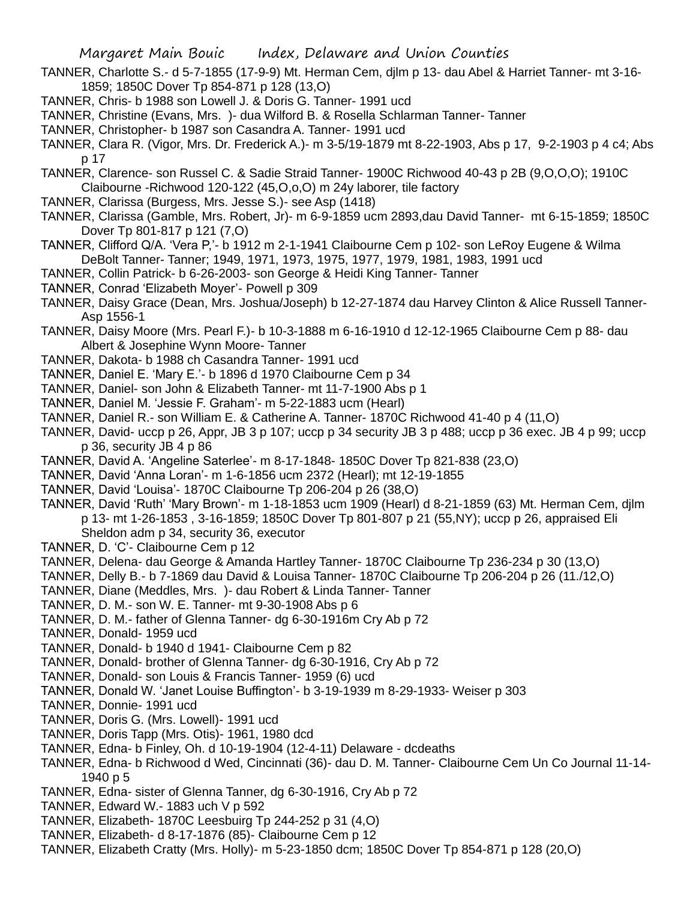TANNER, Charlotte S.- d 5-7-1855 (17-9-9) Mt. Herman Cem, djlm p 13- dau Abel & Harriet Tanner- mt 3-16-1859; 1850C Dover Tp 854-871 p 128 (13,O)

TANNER, Chris- b 1988 son Lowell J. & Doris G. Tanner- 1991 ucd

TANNER, Christine (Evans, Mrs. )- dua Wilford B. & Rosella Schlarman Tanner- Tanner

TANNER, Christopher- b 1987 son Casandra A. Tanner- 1991 ucd

TANNER, Clara R. (Vigor, Mrs. Dr. Frederick A.)- m 3-5/19-1879 mt 8-22-1903, Abs p 17, 9-2-1903 p 4 c4; Abs p 17

TANNER, Clarence- son Russel C. & Sadie Straid Tanner- 1900C Richwood 40-43 p 2B (9,O,O,O); 1910C Claibourne -Richwood 120-122 (45,O,o,O) m 24y laborer, tile factory

TANNER, Clarissa (Burgess, Mrs. Jesse S.)- see Asp (1418)

TANNER, Clarissa (Gamble, Mrs. Robert, Jr)- m 6-9-1859 ucm 2893,dau David Tanner- mt 6-15-1859; 1850C Dover Tp 801-817 p 121 (7,O)

TANNER, Clifford Q/A. 'Vera P,'- b 1912 m 2-1-1941 Claibourne Cem p 102- son LeRoy Eugene & Wilma DeBolt Tanner- Tanner; 1949, 1971, 1973, 1975, 1977, 1979, 1981, 1983, 1991 ucd

TANNER, Collin Patrick- b 6-26-2003- son George & Heidi King Tanner- Tanner

TANNER, Conrad 'Elizabeth Moyer'- Powell p 309

TANNER, Daisy Grace (Dean, Mrs. Joshua/Joseph) b 12-27-1874 dau Harvey Clinton & Alice Russell Tanner- Asp 1556-1

TANNER, Daisy Moore (Mrs. Pearl F.)- b 10-3-1888 m 6-16-1910 d 12-12-1965 Claibourne Cem p 88- dau Albert & Josephine Wynn Moore- Tanner

TANNER, Dakota- b 1988 ch Casandra Tanner- 1991 ucd

TANNER, Daniel E. 'Mary E.'- b 1896 d 1970 Claibourne Cem p 34

TANNER, Daniel- son John & Elizabeth Tanner- mt 11-7-1900 Abs p 1

TANNER, Daniel M. 'Jessie F. Graham'- m 5-22-1883 ucm (Hearl)

TANNER, Daniel R.- son William E. & Catherine A. Tanner- 1870C Richwood 41-40 p 4 (11,O)

TANNER, David- uccp p 26, Appr, JB 3 p 107; uccp p 34 security JB 3 p 488; uccp p 36 exec. JB 4 p 99; uccp p 36, security JB 4 p 86

TANNER, David A. 'Angeline Saterlee'- m 8-17-1848- 1850C Dover Tp 821-838 (23,O)

TANNER, David 'Anna Loran'- m 1-6-1856 ucm 2372 (Hearl); mt 12-19-1855

TANNER, David 'Louisa'- 1870C Claibourne Tp 206-204 p 26 (38,O)

TANNER, David 'Ruth' 'Mary Brown'- m 1-18-1853 ucm 1909 (Hearl) d 8-21-1859 (63) Mt. Herman Cem, djlm p 13- mt 1-26-1853 , 3-16-1859; 1850C Dover Tp 801-807 p 21 (55,NY); uccp p 26, appraised Eli Sheldon adm p 34, security 36, executor

TANNER, D. 'C'- Claibourne Cem p 12

TANNER, Delena- dau George & Amanda Hartley Tanner- 1870C Claibourne Tp 236-234 p 30 (13,O)

TANNER, Delly B.- b 7-1869 dau David & Louisa Tanner- 1870C Claibourne Tp 206-204 p 26 (11./12,O)

TANNER, Diane (Meddles, Mrs. )- dau Robert & Linda Tanner- Tanner

TANNER, D. M.- son W. E. Tanner- mt 9-30-1908 Abs p 6

TANNER, D. M.- father of Glenna Tanner- dg 6-30-1916m Cry Ab p 72

TANNER, Donald- 1959 ucd

TANNER, Donald- b 1940 d 1941- Claibourne Cem p 82

TANNER, Donald- brother of Glenna Tanner- dg 6-30-1916, Cry Ab p 72

TANNER, Donald- son Louis & Francis Tanner- 1959 (6) ucd

TANNER, Donald W. 'Janet Louise Buffington'- b 3-19-1939 m 8-29-1933- Weiser p 303

TANNER, Donnie- 1991 ucd

TANNER, Doris G. (Mrs. Lowell)- 1991 ucd

TANNER, Doris Tapp (Mrs. Otis)- 1961, 1980 dcd

TANNER, Edna- b Finley, Oh. d 10-19-1904 (12-4-11) Delaware - dcdeaths

TANNER, Edna- b Richwood d Wed, Cincinnati (36)- dau D. M. Tanner- Claibourne Cem Un Co Journal 11-14-1940 p 5

TANNER, Edna- sister of Glenna Tanner, dg 6-30-1916, Cry Ab p 72

TANNER, Edward W.- 1883 uch V p 592

TANNER, Elizabeth- 1870C Leesbuirg Tp 244-252 p 31 (4,O)

TANNER, Elizabeth- d 8-17-1876 (85)- Claibourne Cem p 12

TANNER, Elizabeth Cratty (Mrs. Holly)- m 5-23-1850 dcm; 1850C Dover Tp 854-871 p 128 (20,O)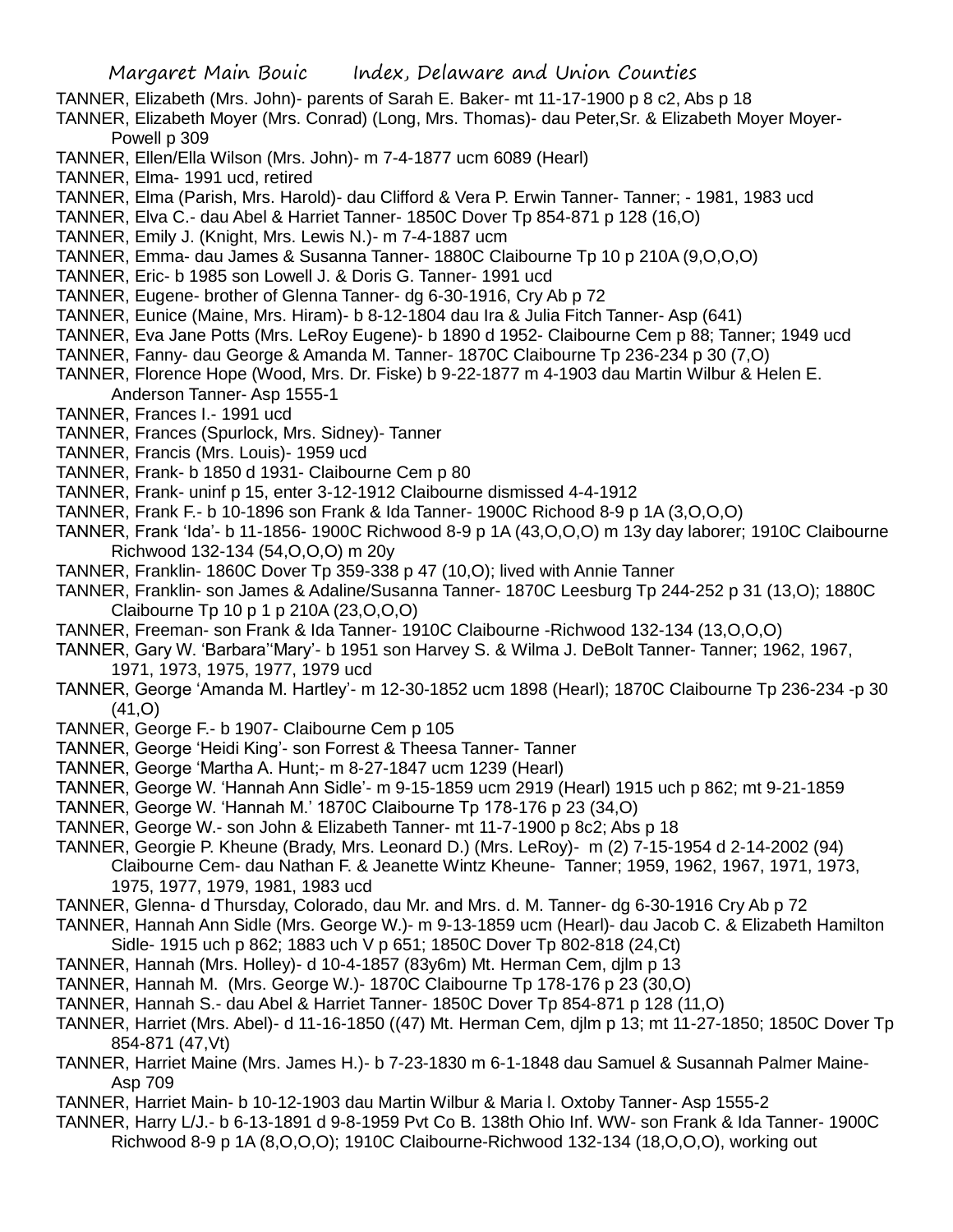TANNER, Elizabeth (Mrs. John)- parents of Sarah E. Baker- mt 11-17-1900 p 8 c2, Abs p 18

TANNER, Elizabeth Moyer (Mrs. Conrad) (Long, Mrs. Thomas)- dau Peter,Sr. & Elizabeth Moyer Moyer-Powell p 309

TANNER, Ellen/Ella Wilson (Mrs. John)- m 7-4-1877 ucm 6089 (Hearl)

TANNER, Elma- 1991 ucd, retired

TANNER, Elma (Parish, Mrs. Harold)- dau Clifford & Vera P. Erwin Tanner- Tanner; - 1981, 1983 ucd

TANNER, Elva C.- dau Abel & Harriet Tanner- 1850C Dover Tp 854-871 p 128 (16,O)

TANNER, Emily J. (Knight, Mrs. Lewis N.)- m 7-4-1887 ucm

TANNER, Emma- dau James & Susanna Tanner- 1880C Claibourne Tp 10 p 210A (9,O,O,O)

TANNER, Eric- b 1985 son Lowell J. & Doris G. Tanner- 1991 ucd

TANNER, Eugene- brother of Glenna Tanner- dg 6-30-1916, Cry Ab p 72

TANNER, Eunice (Maine, Mrs. Hiram)- b 8-12-1804 dau Ira & Julia Fitch Tanner- Asp (641)

TANNER, Eva Jane Potts (Mrs. LeRoy Eugene)- b 1890 d 1952- Claibourne Cem p 88; Tanner; 1949 ucd

TANNER, Fanny- dau George & Amanda M. Tanner- 1870C Claibourne Tp 236-234 p 30 (7,O)

TANNER, Florence Hope (Wood, Mrs. Dr. Fiske) b 9-22-1877 m 4-1903 dau Martin Wilbur & Helen E. Anderson Tanner- Asp 1555-1

TANNER, Frances I.- 1991 ucd

TANNER, Frances (Spurlock, Mrs. Sidney)- Tanner

TANNER, Francis (Mrs. Louis)- 1959 ucd

TANNER, Frank- b 1850 d 1931- Claibourne Cem p 80

TANNER, Frank- uninf p 15, enter 3-12-1912 Claibourne dismissed 4-4-1912

TANNER, Frank F.- b 10-1896 son Frank & Ida Tanner- 1900C Richood 8-9 p 1A (3,O,O,O)

TANNER, Frank 'Ida'- b 11-1856- 1900C Richwood 8-9 p 1A (43,O,O,O) m 13y day laborer; 1910C Claibourne Richwood 132-134 (54,O,O,O) m 20y

TANNER, Franklin- 1860C Dover Tp 359-338 p 47 (10,O); lived with Annie Tanner

TANNER, Franklin- son James & Adaline/Susanna Tanner- 1870C Leesburg Tp 244-252 p 31 (13,O); 1880C Claibourne Tp 10 p 1 p 210A (23,O,O,O)

TANNER, Freeman- son Frank & Ida Tanner- 1910C Claibourne -Richwood 132-134 (13,O,O,O)

TANNER, Gary W. 'Barbara''Mary'- b 1951 son Harvey S. & Wilma J. DeBolt Tanner- Tanner; 1962, 1967, 1971, 1973, 1975, 1977, 1979 ucd

TANNER, George 'Amanda M. Hartley'- m 12-30-1852 ucm 1898 (Hearl); 1870C Claibourne Tp 236-234 -p 30 (41,O)

TANNER, George F.- b 1907- Claibourne Cem p 105

TANNER, George 'Heidi King'- son Forrest & Theesa Tanner- Tanner

TANNER, George 'Martha A. Hunt;- m 8-27-1847 ucm 1239 (Hearl)

TANNER, George W. 'Hannah Ann Sidle'- m 9-15-1859 ucm 2919 (Hearl) 1915 uch p 862; mt 9-21-1859

TANNER, George W. 'Hannah M.' 1870C Claibourne Tp 178-176 p 23 (34,O)

TANNER, George W.- son John & Elizabeth Tanner- mt 11-7-1900 p 8c2; Abs p 18

TANNER, Georgie P. Kheune (Brady, Mrs. Leonard D.) (Mrs. LeRoy)- m (2) 7-15-1954 d 2-14-2002 (94) Claibourne Cem- dau Nathan F. & Jeanette Wintz Kheune- Tanner; 1959, 1962, 1967, 1971, 1973, 1975, 1977, 1979, 1981, 1983 ucd

TANNER, Glenna- d Thursday, Colorado, dau Mr. and Mrs. d. M. Tanner- dg 6-30-1916 Cry Ab p 72

TANNER, Hannah Ann Sidle (Mrs. George W.)- m 9-13-1859 ucm (Hearl)- dau Jacob C. & Elizabeth Hamilton Sidle- 1915 uch p 862; 1883 uch V p 651; 1850C Dover Tp 802-818 (24,Ct)

TANNER, Hannah (Mrs. Holley)- d 10-4-1857 (83y6m) Mt. Herman Cem, djlm p 13

TANNER, Hannah M. (Mrs. George W.)- 1870C Claibourne Tp 178-176 p 23 (30,O)

TANNER, Hannah S.- dau Abel & Harriet Tanner- 1850C Dover Tp 854-871 p 128 (11,O)

TANNER, Harriet (Mrs. Abel)- d 11-16-1850 ((47) Mt. Herman Cem, djlm p 13; mt 11-27-1850; 1850C Dover Tp 854-871 (47,Vt)

TANNER, Harriet Maine (Mrs. James H.)- b 7-23-1830 m 6-1-1848 dau Samuel & Susannah Palmer Maine- Asp 709

TANNER, Harriet Main- b 10-12-1903 dau Martin Wilbur & Maria l. Oxtoby Tanner- Asp 1555-2

TANNER, Harry L/J.- b 6-13-1891 d 9-8-1959 Pvt Co B. 138th Ohio Inf. WW- son Frank & Ida Tanner- 1900C Richwood 8-9 p 1A (8,O,O,O); 1910C Claibourne-Richwood 132-134 (18,O,O,O), working out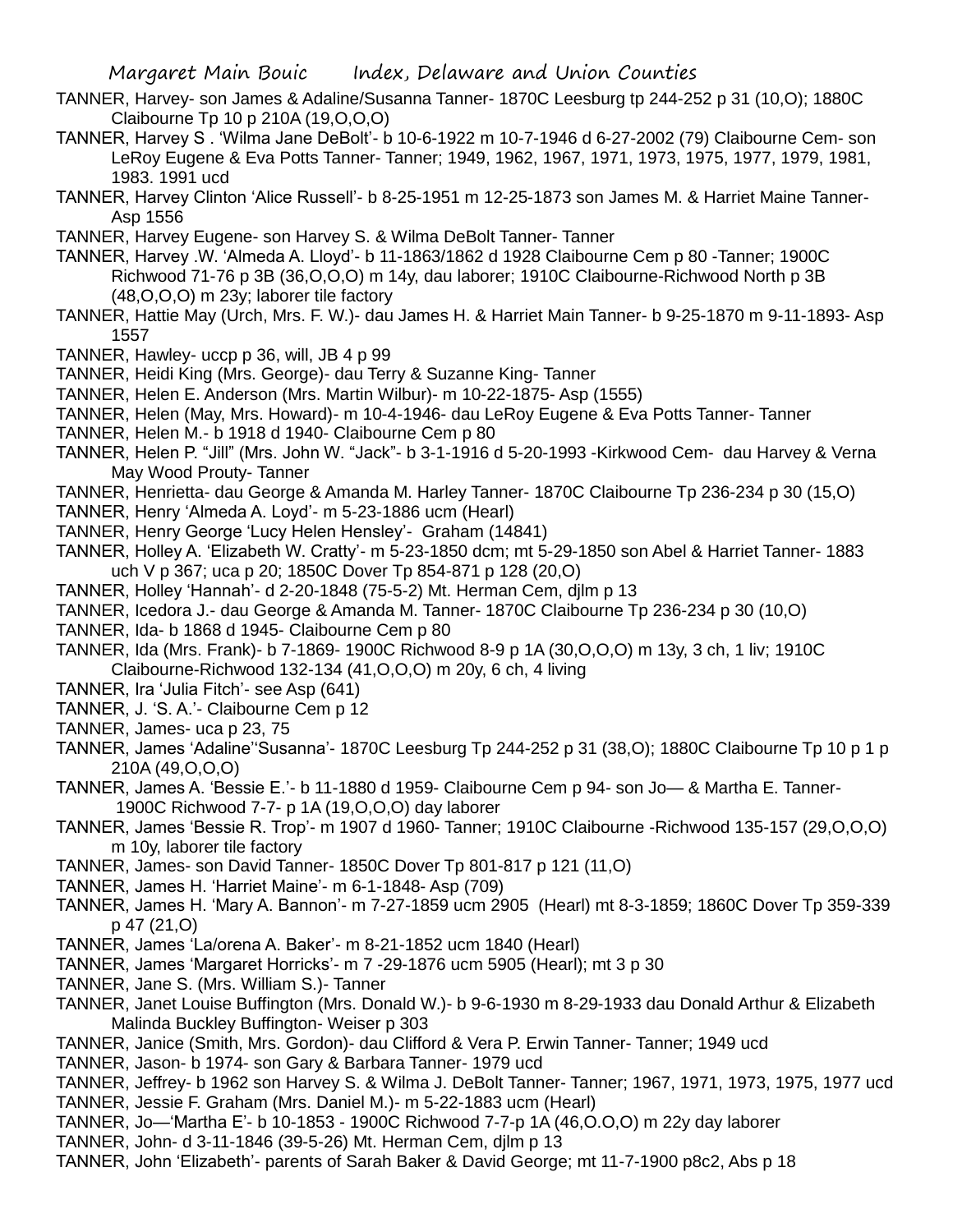TANNER, Harvey- son James & Adaline/Susanna Tanner- 1870C Leesburg tp 244-252 p 31 (10,O); 1880C Claibourne Tp 10 p 210A (19,O,O,O)

TANNER, Harvey S . 'Wilma Jane DeBolt'- b 10-6-1922 m 10-7-1946 d 6-27-2002 (79) Claibourne Cem- son LeRoy Eugene & Eva Potts Tanner- Tanner; 1949, 1962, 1967, 1971, 1973, 1975, 1977, 1979, 1981, 1983. 1991 ucd

TANNER, Harvey Clinton 'Alice Russell'- b 8-25-1951 m 12-25-1873 son James M. & Harriet Maine Tanner- Asp 1556

TANNER, Harvey Eugene- son Harvey S. & Wilma DeBolt Tanner- Tanner

TANNER, Harvey .W. 'Almeda A. Lloyd'- b 11-1863/1862 d 1928 Claibourne Cem p 80 -Tanner; 1900C Richwood 71-76 p 3B (36,O,O,O) m 14y, dau laborer; 1910C Claibourne-Richwood North p 3B (48,O,O,O) m 23y; laborer tile factory

TANNER, Hattie May (Urch, Mrs. F. W.)- dau James H. & Harriet Main Tanner- b 9-25-1870 m 9-11-1893- Asp 1557

TANNER, Hawley- uccp p 36, will, JB 4 p 99

TANNER, Heidi King (Mrs. George)- dau Terry & Suzanne King- Tanner

TANNER, Helen E. Anderson (Mrs. Martin Wilbur)- m 10-22-1875- Asp (1555)

TANNER, Helen (May, Mrs. Howard)- m 10-4-1946- dau LeRoy Eugene & Eva Potts Tanner- Tanner

TANNER, Helen M.- b 1918 d 1940- Claibourne Cem p 80

TANNER, Helen P. "Jill" (Mrs. John W. "Jack"- b 3-1-1916 d 5-20-1993 -Kirkwood Cem- dau Harvey & Verna May Wood Prouty- Tanner

TANNER, Henrietta- dau George & Amanda M. Harley Tanner- 1870C Claibourne Tp 236-234 p 30 (15,O)

TANNER, Henry 'Almeda A. Loyd'- m 5-23-1886 ucm (Hearl)

TANNER, Henry George 'Lucy Helen Hensley'- Graham (14841)

TANNER, Holley A. 'Elizabeth W. Cratty'- m 5-23-1850 dcm; mt 5-29-1850 son Abel & Harriet Tanner- 1883 uch V p 367; uca p 20; 1850C Dover Tp 854-871 p 128 (20,O)

TANNER, Holley 'Hannah'- d 2-20-1848 (75-5-2) Mt. Herman Cem, djlm p 13

TANNER, Icedora J.- dau George & Amanda M. Tanner- 1870C Claibourne Tp 236-234 p 30 (10,O)

TANNER, Ida- b 1868 d 1945- Claibourne Cem p 80

TANNER, Ida (Mrs. Frank)- b 7-1869- 1900C Richwood 8-9 p 1A (30,O,O,O) m 13y, 3 ch, 1 liv; 1910C Claibourne-Richwood 132-134 (41,O,O,O) m 20y, 6 ch, 4 living

TANNER, Ira 'Julia Fitch'- see Asp (641)

TANNER, J. 'S. A.'- Claibourne Cem p 12

TANNER, James- uca p 23, 75

TANNER, James 'Adaline''Susanna'- 1870C Leesburg Tp 244-252 p 31 (38,O); 1880C Claibourne Tp 10 p 1 p 210A (49,O,O,O)

TANNER, James A. 'Bessie E.'- b 11-1880 d 1959- Claibourne Cem p 94- son Jo— & Martha E. Tanner- 1900C Richwood 7-7- p 1A (19,O,O,O) day laborer

TANNER, James 'Bessie R. Trop'- m 1907 d 1960- Tanner; 1910C Claibourne -Richwood 135-157 (29,O,O,O) m 10y, laborer tile factory

TANNER, James- son David Tanner- 1850C Dover Tp 801-817 p 121 (11,O)

TANNER, James H. 'Harriet Maine'- m 6-1-1848- Asp (709)

TANNER, James H. 'Mary A. Bannon'- m 7-27-1859 ucm 2905 (Hearl) mt 8-3-1859; 1860C Dover Tp 359-339 p 47 (21,O)

TANNER, James 'La/orena A. Baker'- m 8-21-1852 ucm 1840 (Hearl)

TANNER, James 'Margaret Horricks'- m 7 -29-1876 ucm 5905 (Hearl); mt 3 p 30

TANNER, Jane S. (Mrs. William S.)- Tanner

TANNER, Janet Louise Buffington (Mrs. Donald W.)- b 9-6-1930 m 8-29-1933 dau Donald Arthur & Elizabeth Malinda Buckley Buffington- Weiser p 303

TANNER, Janice (Smith, Mrs. Gordon)- dau Clifford & Vera P. Erwin Tanner- Tanner; 1949 ucd

TANNER, Jason- b 1974- son Gary & Barbara Tanner- 1979 ucd

TANNER, Jeffrey- b 1962 son Harvey S. & Wilma J. DeBolt Tanner- Tanner; 1967, 1971, 1973, 1975, 1977 ucd

TANNER, Jessie F. Graham (Mrs. Daniel M.)- m 5-22-1883 ucm (Hearl)

TANNER, Jo—'Martha E'- b 10-1853 - 1900C Richwood 7-7-p 1A (46,O.O,O) m 22y day laborer

TANNER, John- d 3-11-1846 (39-5-26) Mt. Herman Cem, djlm p 13

TANNER, John 'Elizabeth'- parents of Sarah Baker & David George; mt 11-7-1900 p8c2, Abs p 18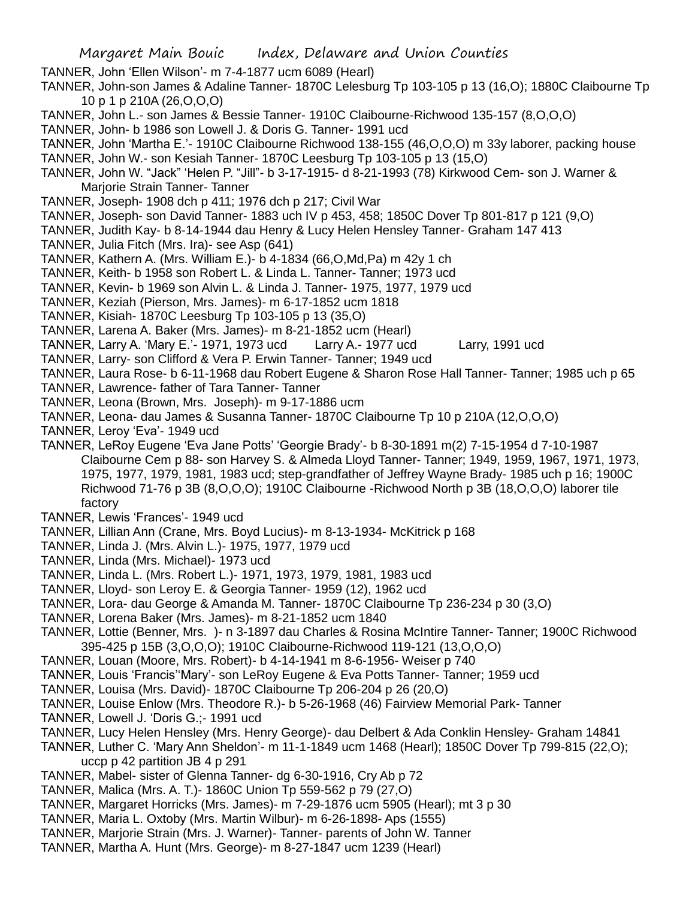TANNER, John 'Ellen Wilson'- m 7-4-1877 ucm 6089 (Hearl)

TANNER, John-son James & Adaline Tanner- 1870C Lelesburg Tp 103-105 p 13 (16,O); 1880C Claibourne Tp 10 p 1 p 210A (26,O,O,O)

TANNER, John L.- son James & Bessie Tanner- 1910C Claibourne-Richwood 135-157 (8,O,O,O)

TANNER, John- b 1986 son Lowell J. & Doris G. Tanner- 1991 ucd

TANNER, John 'Martha E.'- 1910C Claibourne Richwood 138-155 (46,O,O,O) m 33y laborer, packing house

TANNER, John W.- son Kesiah Tanner- 1870C Leesburg Tp 103-105 p 13 (15,O)

TANNER, John W. "Jack" 'Helen P. "Jill"- b 3-17-1915- d 8-21-1993 (78) Kirkwood Cem- son J. Warner & Marjorie Strain Tanner- Tanner

TANNER, Joseph- 1908 dch p 411; 1976 dch p 217; Civil War

TANNER, Joseph- son David Tanner- 1883 uch IV p 453, 458; 1850C Dover Tp 801-817 p 121 (9,O)

TANNER, Judith Kay- b 8-14-1944 dau Henry & Lucy Helen Hensley Tanner- Graham 147 413

TANNER, Julia Fitch (Mrs. Ira)- see Asp (641)

TANNER, Kathern A. (Mrs. William E.)- b 4-1834 (66,O,Md,Pa) m 42y 1 ch

TANNER, Keith- b 1958 son Robert L. & Linda L. Tanner- Tanner; 1973 ucd

TANNER, Kevin- b 1969 son Alvin L. & Linda J. Tanner- 1975, 1977, 1979 ucd

TANNER, Keziah (Pierson, Mrs. James)- m 6-17-1852 ucm 1818

TANNER, Kisiah- 1870C Leesburg Tp 103-105 p 13 (35,O)

TANNER, Larena A. Baker (Mrs. James)- m 8-21-1852 ucm (Hearl)

TANNER, Larry A. 'Mary E.'- 1971, 1973 ucd   Larry A.- 1977 ucd   Larry, 1991 ucd

TANNER, Larry- son Clifford & Vera P. Erwin Tanner- Tanner; 1949 ucd

TANNER, Laura Rose- b 6-11-1968 dau Robert Eugene & Sharon Rose Hall Tanner- Tanner; 1985 uch p 65

TANNER, Lawrence- father of Tara Tanner- Tanner

TANNER, Leona (Brown, Mrs. Joseph)- m 9-17-1886 ucm

TANNER, Leona- dau James & Susanna Tanner- 1870C Claibourne Tp 10 p 210A (12,O,O,O)

TANNER, Leroy 'Eva'- 1949 ucd

TANNER, LeRoy Eugene 'Eva Jane Potts' 'Georgie Brady'- b 8-30-1891 m(2) 7-15-1954 d 7-10-1987 Claibourne Cem p 88- son Harvey S. & Almeda Lloyd Tanner- Tanner; 1949, 1959, 1967, 1971, 1973, 1975, 1977, 1979, 1981, 1983 ucd; step-grandfather of Jeffrey Wayne Brady- 1985 uch p 16; 1900C Richwood 71-76 p 3B (8,O,O,O); 1910C Claibourne -Richwood North p 3B (18,O,O,O) laborer tile factory

TANNER, Lewis 'Frances'- 1949 ucd

TANNER, Lillian Ann (Crane, Mrs. Boyd Lucius)- m 8-13-1934- McKitrick p 168

TANNER, Linda J. (Mrs. Alvin L.)- 1975, 1977, 1979 ucd

TANNER, Linda (Mrs. Michael)- 1973 ucd

TANNER, Linda L. (Mrs. Robert L.)- 1971, 1973, 1979, 1981, 1983 ucd

TANNER, Lloyd- son Leroy E. & Georgia Tanner- 1959 (12), 1962 ucd

TANNER, Lora- dau George & Amanda M. Tanner- 1870C Claibourne Tp 236-234 p 30 (3,O)

TANNER, Lorena Baker (Mrs. James)- m 8-21-1852 ucm 1840

TANNER, Lottie (Benner, Mrs. )- n 3-1897 dau Charles & Rosina McIntire Tanner- Tanner; 1900C Richwood 395-425 p 15B (3,O,O,O); 1910C Claibourne-Richwood 119-121 (13,O,O,O)

TANNER, Louan (Moore, Mrs. Robert)- b 4-14-1941 m 8-6-1956- Weiser p 740

TANNER, Louis 'Francis''Mary'- son LeRoy Eugene & Eva Potts Tanner- Tanner; 1959 ucd

TANNER, Louisa (Mrs. David)- 1870C Claibourne Tp 206-204 p 26 (20,O)

TANNER, Louise Enlow (Mrs. Theodore R.)- b 5-26-1968 (46) Fairview Memorial Park- Tanner

TANNER, Lowell J. 'Doris G.;- 1991 ucd

TANNER, Lucy Helen Hensley (Mrs. Henry George)- dau Delbert & Ada Conklin Hensley- Graham 14841

TANNER, Luther C. 'Mary Ann Sheldon'- m 11-1-1849 ucm 1468 (Hearl); 1850C Dover Tp 799-815 (22,O); uccp p 42 partition JB 4 p 291

TANNER, Mabel- sister of Glenna Tanner- dg 6-30-1916, Cry Ab p 72

TANNER, Malica (Mrs. A. T.)- 1860C Union Tp 559-562 p 79 (27,O)

TANNER, Margaret Horricks (Mrs. James)- m 7-29-1876 ucm 5905 (Hearl); mt 3 p 30

TANNER, Maria L. Oxtoby (Mrs. Martin Wilbur)- m 6-26-1898- Aps (1555)

TANNER, Marjorie Strain (Mrs. J. Warner)- Tanner- parents of John W. Tanner

TANNER, Martha A. Hunt (Mrs. George)- m 8-27-1847 ucm 1239 (Hearl)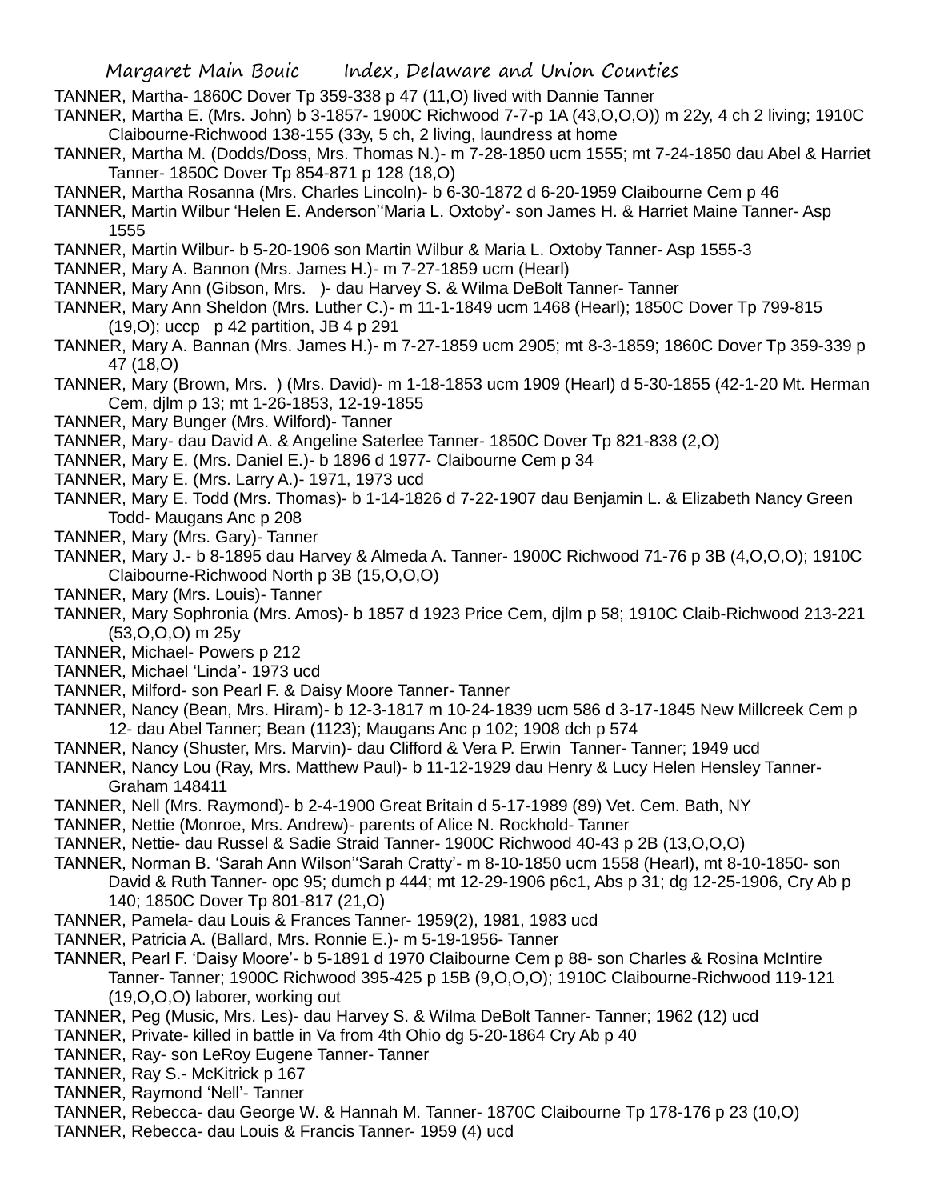TANNER, Martha- 1860C Dover Tp 359-338 p 47 (11,O) lived with Dannie Tanner

TANNER, Martha E. (Mrs. John) b 3-1857- 1900C Richwood 7-7-p 1A (43,O,O,O)) m 22y, 4 ch 2 living; 1910C Claibourne-Richwood 138-155 (33y, 5 ch, 2 living, laundress at home

TANNER, Martha M. (Dodds/Doss, Mrs. Thomas N.)- m 7-28-1850 ucm 1555; mt 7-24-1850 dau Abel & Harriet Tanner- 1850C Dover Tp 854-871 p 128 (18,O)

TANNER, Martha Rosanna (Mrs. Charles Lincoln)- b 6-30-1872 d 6-20-1959 Claibourne Cem p 46

TANNER, Martin Wilbur 'Helen E. Anderson''Maria L. Oxtoby'- son James H. & Harriet Maine Tanner- Asp 1555

TANNER, Martin Wilbur- b 5-20-1906 son Martin Wilbur & Maria L. Oxtoby Tanner- Asp 1555-3

TANNER, Mary A. Bannon (Mrs. James H.)- m 7-27-1859 ucm (Hearl)

TANNER, Mary Ann (Gibson, Mrs. )- dau Harvey S. & Wilma DeBolt Tanner- Tanner

TANNER, Mary Ann Sheldon (Mrs. Luther C.)- m 11-1-1849 ucm 1468 (Hearl); 1850C Dover Tp 799-815 (19,O); uccp p 42 partition, JB 4 p 291

TANNER, Mary A. Bannan (Mrs. James H.)- m 7-27-1859 ucm 2905; mt 8-3-1859; 1860C Dover Tp 359-339 p 47 (18,O)

TANNER, Mary (Brown, Mrs. ) (Mrs. David)- m 1-18-1853 ucm 1909 (Hearl) d 5-30-1855 (42-1-20 Mt. Herman Cem, djlm p 13; mt 1-26-1853, 12-19-1855

TANNER, Mary Bunger (Mrs. Wilford)- Tanner

TANNER, Mary- dau David A. & Angeline Saterlee Tanner- 1850C Dover Tp 821-838 (2,O)

TANNER, Mary E. (Mrs. Daniel E.)- b 1896 d 1977- Claibourne Cem p 34

TANNER, Mary E. (Mrs. Larry A.)- 1971, 1973 ucd

TANNER, Mary E. Todd (Mrs. Thomas)- b 1-14-1826 d 7-22-1907 dau Benjamin L. & Elizabeth Nancy Green Todd- Maugans Anc p 208

TANNER, Mary (Mrs. Gary)- Tanner

TANNER, Mary J.- b 8-1895 dau Harvey & Almeda A. Tanner- 1900C Richwood 71-76 p 3B (4,O,O,O); 1910C Claibourne-Richwood North p 3B (15,O,O,O)

TANNER, Mary (Mrs. Louis)- Tanner

TANNER, Mary Sophronia (Mrs. Amos)- b 1857 d 1923 Price Cem, djlm p 58; 1910C Claib-Richwood 213-221 (53,O,O,O) m 25y

TANNER, Michael- Powers p 212

TANNER, Michael 'Linda'- 1973 ucd

TANNER, Milford- son Pearl F. & Daisy Moore Tanner- Tanner

TANNER, Nancy (Bean, Mrs. Hiram)- b 12-3-1817 m 10-24-1839 ucm 586 d 3-17-1845 New Millcreek Cem p 12- dau Abel Tanner; Bean (1123); Maugans Anc p 102; 1908 dch p 574

TANNER, Nancy (Shuster, Mrs. Marvin)- dau Clifford & Vera P. Erwin Tanner- Tanner; 1949 ucd

TANNER, Nancy Lou (Ray, Mrs. Matthew Paul)- b 11-12-1929 dau Henry & Lucy Helen Hensley Tanner- Graham 148411

TANNER, Nell (Mrs. Raymond)- b 2-4-1900 Great Britain d 5-17-1989 (89) Vet. Cem. Bath, NY

TANNER, Nettie (Monroe, Mrs. Andrew)- parents of Alice N. Rockhold- Tanner

TANNER, Nettie- dau Russel & Sadie Straid Tanner- 1900C Richwood 40-43 p 2B (13,O,O,O)

TANNER, Norman B. 'Sarah Ann Wilson''Sarah Cratty'- m 8-10-1850 ucm 1558 (Hearl), mt 8-10-1850- son David & Ruth Tanner- opc 95; dumch p 444; mt 12-29-1906 p6c1, Abs p 31; dg 12-25-1906, Cry Ab p 140; 1850C Dover Tp 801-817 (21,O)

TANNER, Pamela- dau Louis & Frances Tanner- 1959(2), 1981, 1983 ucd

TANNER, Patricia A. (Ballard, Mrs. Ronnie E.)- m 5-19-1956- Tanner

TANNER, Pearl F. 'Daisy Moore'- b 5-1891 d 1970 Claibourne Cem p 88- son Charles & Rosina McIntire Tanner- Tanner; 1900C Richwood 395-425 p 15B (9,O,O,O); 1910C Claibourne-Richwood 119-121 (19,O,O,O) laborer, working out

TANNER, Peg (Music, Mrs. Les)- dau Harvey S. & Wilma DeBolt Tanner- Tanner; 1962 (12) ucd

TANNER, Private- killed in battle in Va from 4th Ohio dg 5-20-1864 Cry Ab p 40

TANNER, Ray- son LeRoy Eugene Tanner- Tanner

TANNER, Ray S.- McKitrick p 167

TANNER, Raymond 'Nell'- Tanner

TANNER, Rebecca- dau George W. & Hannah M. Tanner- 1870C Claibourne Tp 178-176 p 23 (10,O)

TANNER, Rebecca- dau Louis & Francis Tanner- 1959 (4) ucd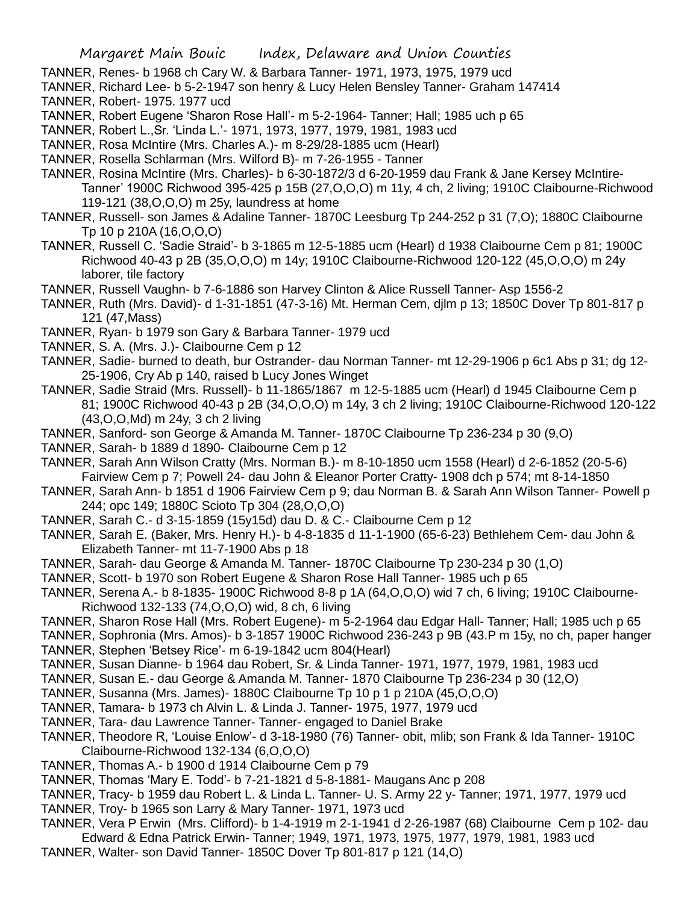TANNER, Renes- b 1968 ch Cary W. & Barbara Tanner- 1971, 1973, 1975, 1979 ucd

TANNER, Richard Lee- b 5-2-1947 son henry & Lucy Helen Bensley Tanner- Graham 147414

TANNER, Robert- 1975. 1977 ucd

TANNER, Robert Eugene 'Sharon Rose Hall'- m 5-2-1964- Tanner; Hall; 1985 uch p 65

TANNER, Robert L.,Sr. 'Linda L.'- 1971, 1973, 1977, 1979, 1981, 1983 ucd

TANNER, Rosa McIntire (Mrs. Charles A.)- m 8-29/28-1885 ucm (Hearl)

TANNER, Rosella Schlarman (Mrs. Wilford B)- m 7-26-1955 - Tanner

TANNER, Rosina McIntire (Mrs. Charles)- b 6-30-1872/3 d 6-20-1959 dau Frank & Jane Kersey McIntire- Tanner' 1900C Richwood 395-425 p 15B (27,O,O,O) m 11y, 4 ch, 2 living; 1910C Claibourne-Richwood 119-121 (38,O,O,O) m 25y, laundress at home

TANNER, Russell- son James & Adaline Tanner- 1870C Leesburg Tp 244-252 p 31 (7,O); 1880C Claibourne Tp 10 p 210A (16,O,O,O)

TANNER, Russell C. 'Sadie Straid'- b 3-1865 m 12-5-1885 ucm (Hearl) d 1938 Claibourne Cem p 81; 1900C Richwood 40-43 p 2B (35,O,O,O) m 14y; 1910C Claibourne-Richwood 120-122 (45,O,O,O) m 24y laborer, tile factory

TANNER, Russell Vaughn- b 7-6-1886 son Harvey Clinton & Alice Russell Tanner- Asp 1556-2

TANNER, Ruth (Mrs. David)- d 1-31-1851 (47-3-16) Mt. Herman Cem, djlm p 13; 1850C Dover Tp 801-817 p 121 (47,Mass)

TANNER, Ryan- b 1979 son Gary & Barbara Tanner- 1979 ucd

TANNER, S. A. (Mrs. J.)- Claibourne Cem p 12

TANNER, Sadie- burned to death, bur Ostrander- dau Norman Tanner- mt 12-29-1906 p 6c1 Abs p 31; dg 12-25-1906, Cry Ab p 140, raised b Lucy Jones Winget

TANNER, Sadie Straid (Mrs. Russell)- b 11-1865/1867 m 12-5-1885 ucm (Hearl) d 1945 Claibourne Cem p 81; 1900C Richwood 40-43 p 2B (34,O,O,O) m 14y, 3 ch 2 living; 1910C Claibourne-Richwood 120-122 (43,O,O,Md) m 24y, 3 ch 2 living

TANNER, Sanford- son George & Amanda M. Tanner- 1870C Claibourne Tp 236-234 p 30 (9,O)

TANNER, Sarah- b 1889 d 1890- Claibourne Cem p 12

TANNER, Sarah Ann Wilson Cratty (Mrs. Norman B.)- m 8-10-1850 ucm 1558 (Hearl) d 2-6-1852 (20-5-6) Fairview Cem p 7; Powell 24- dau John & Eleanor Porter Cratty- 1908 dch p 574; mt 8-14-1850

TANNER, Sarah Ann- b 1851 d 1906 Fairview Cem p 9; dau Norman B. & Sarah Ann Wilson Tanner- Powell p 244; opc 149; 1880C Scioto Tp 304 (28,O,O,O)

TANNER, Sarah C.- d 3-15-1859 (15y15d) dau D. & C.- Claibourne Cem p 12

TANNER, Sarah E. (Baker, Mrs. Henry H.)- b 4-8-1835 d 11-1-1900 (65-6-23) Bethlehem Cem- dau John & Elizabeth Tanner- mt 11-7-1900 Abs p 18

TANNER, Sarah- dau George & Amanda M. Tanner- 1870C Claibourne Tp 230-234 p 30 (1,O)

TANNER, Scott- b 1970 son Robert Eugene & Sharon Rose Hall Tanner- 1985 uch p 65

TANNER, Serena A.- b 8-1835- 1900C Richwood 8-8 p 1A (64,O,O,O) wid 7 ch, 6 living; 1910C Claibourne-Richwood 132-133 (74,O,O,O) wid, 8 ch, 6 living

TANNER, Sharon Rose Hall (Mrs. Robert Eugene)- m 5-2-1964 dau Edgar Hall- Tanner; Hall; 1985 uch p 65

TANNER, Sophronia (Mrs. Amos)- b 3-1857 1900C Richwood 236-243 p 9B (43.P m 15y, no ch, paper hanger

TANNER, Stephen 'Betsey Rice'- m 6-19-1842 ucm 804(Hearl)

TANNER, Susan Dianne- b 1964 dau Robert, Sr. & Linda Tanner- 1971, 1977, 1979, 1981, 1983 ucd

TANNER, Susan E.- dau George & Amanda M. Tanner- 1870 Claibourne Tp 236-234 p 30 (12,O)

TANNER, Susanna (Mrs. James)- 1880C Claibourne Tp 10 p 1 p 210A (45,O,O,O)

TANNER, Tamara- b 1973 ch Alvin L. & Linda J. Tanner- 1975, 1977, 1979 ucd

TANNER, Tara- dau Lawrence Tanner- Tanner- engaged to Daniel Brake

TANNER, Theodore R, 'Louise Enlow'- d 3-18-1980 (76) Tanner- obit, mlib; son Frank & Ida Tanner- 1910C Claibourne-Richwood 132-134 (6,O,O,O)

TANNER, Thomas A.- b 1900 d 1914 Claibourne Cem p 79

TANNER, Thomas 'Mary E. Todd'- b 7-21-1821 d 5-8-1881- Maugans Anc p 208

TANNER, Tracy- b 1959 dau Robert L. & Linda L. Tanner- U. S. Army 22 y- Tanner; 1971, 1977, 1979 ucd

TANNER, Troy- b 1965 son Larry & Mary Tanner- 1971, 1973 ucd

TANNER, Vera P Erwin (Mrs. Clifford)- b 1-4-1919 m 2-1-1941 d 2-26-1987 (68) Claibourne Cem p 102- dau Edward & Edna Patrick Erwin- Tanner; 1949, 1971, 1973, 1975, 1977, 1979, 1981, 1983 ucd

TANNER, Walter- son David Tanner- 1850C Dover Tp 801-817 p 121 (14,O)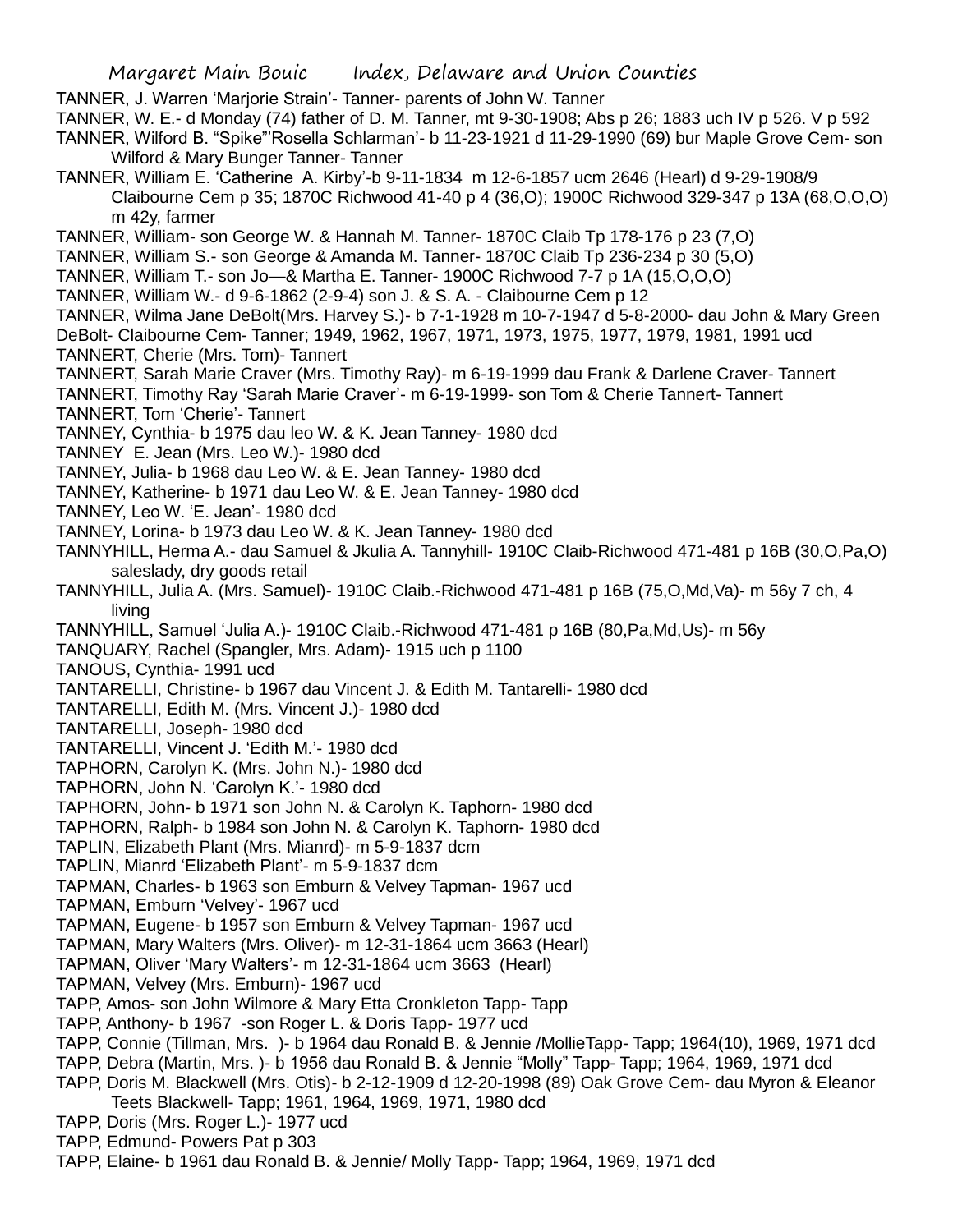TANNER, J. Warren 'Marjorie Strain'- Tanner- parents of John W. Tanner

TANNER, W. E.- d Monday (74) father of D. M. Tanner, mt 9-30-1908; Abs p 26; 1883 uch IV p 526. V p 592

TANNER, Wilford B. "Spike"'Rosella Schlarman'- b 11-23-1921 d 11-29-1990 (69) bur Maple Grove Cem- son Wilford & Mary Bunger Tanner- Tanner

TANNER, William E. 'Catherine A. Kirby'-b 9-11-1834 m 12-6-1857 ucm 2646 (Hearl) d 9-29-1908/9 Claibourne Cem p 35; 1870C Richwood 41-40 p 4 (36,O); 1900C Richwood 329-347 p 13A (68,O,O,O) m 42y, farmer

TANNER, William- son George W. & Hannah M. Tanner- 1870C Claib Tp 178-176 p 23 (7,O)

TANNER, William S.- son George & Amanda M. Tanner- 1870C Claib Tp 236-234 p 30 (5,O)

TANNER, William T.- son Jo—& Martha E. Tanner- 1900C Richwood 7-7 p 1A (15,O,O,O)

TANNER, William W.- d 9-6-1862 (2-9-4) son J. & S. A. - Claibourne Cem p 12

TANNER, Wilma Jane DeBolt(Mrs. Harvey S.)- b 7-1-1928 m 10-7-1947 d 5-8-2000- dau John & Mary Green DeBolt- Claibourne Cem- Tanner; 1949, 1962, 1967, 1971, 1973, 1975, 1977, 1979, 1981, 1991 ucd

TANNERT, Cherie (Mrs. Tom)- Tannert

TANNERT, Sarah Marie Craver (Mrs. Timothy Ray)- m 6-19-1999 dau Frank & Darlene Craver- Tannert

TANNERT, Timothy Ray 'Sarah Marie Craver'- m 6-19-1999- son Tom & Cherie Tannert- Tannert

TANNERT, Tom 'Cherie'- Tannert

TANNEY, Cynthia- b 1975 dau leo W. & K. Jean Tanney- 1980 dcd

TANNEY E. Jean (Mrs. Leo W.)- 1980 dcd

TANNEY, Julia- b 1968 dau Leo W. & E. Jean Tanney- 1980 dcd

TANNEY, Katherine- b 1971 dau Leo W. & E. Jean Tanney- 1980 dcd

TANNEY, Leo W. 'E. Jean'- 1980 dcd

TANNEY, Lorina- b 1973 dau Leo W. & K. Jean Tanney- 1980 dcd

TANNYHILL, Herma A.- dau Samuel & Jkulia A. Tannyhill- 1910C Claib-Richwood 471-481 p 16B (30,O,Pa,O) saleslady, dry goods retail

TANNYHILL, Julia A. (Mrs. Samuel)- 1910C Claib.-Richwood 471-481 p 16B (75,O,Md,Va)- m 56y 7 ch, 4 living

TANNYHILL, Samuel 'Julia A.)- 1910C Claib.-Richwood 471-481 p 16B (80,Pa,Md,Us)- m 56y

TANQUARY, Rachel (Spangler, Mrs. Adam)- 1915 uch p 1100

TANOUS, Cynthia- 1991 ucd

TANTARELLI, Christine- b 1967 dau Vincent J. & Edith M. Tantarelli- 1980 dcd

TANTARELLI, Edith M. (Mrs. Vincent J.)- 1980 dcd

TANTARELLI, Joseph- 1980 dcd

TANTARELLI, Vincent J. 'Edith M.'- 1980 dcd

TAPHORN, Carolyn K. (Mrs. John N.)- 1980 dcd

TAPHORN, John N. 'Carolyn K.'- 1980 dcd

TAPHORN, John- b 1971 son John N. & Carolyn K. Taphorn- 1980 dcd

TAPHORN, Ralph- b 1984 son John N. & Carolyn K. Taphorn- 1980 dcd

TAPLIN, Elizabeth Plant (Mrs. Mianrd)- m 5-9-1837 dcm

TAPLIN, Mianrd 'Elizabeth Plant'- m 5-9-1837 dcm

TAPMAN, Charles- b 1963 son Emburn & Velvey Tapman- 1967 ucd

TAPMAN, Emburn 'Velvey'- 1967 ucd

TAPMAN, Eugene- b 1957 son Emburn & Velvey Tapman- 1967 ucd

TAPMAN, Mary Walters (Mrs. Oliver)- m 12-31-1864 ucm 3663 (Hearl)

TAPMAN, Oliver 'Mary Walters'- m 12-31-1864 ucm 3663 (Hearl)

TAPMAN, Velvey (Mrs. Emburn)- 1967 ucd

TAPP, Amos- son John Wilmore & Mary Etta Cronkleton Tapp- Tapp

TAPP, Anthony- b 1967 -son Roger L. & Doris Tapp- 1977 ucd

TAPP, Connie (Tillman, Mrs. )- b 1964 dau Ronald B. & Jennie /MollieTapp- Tapp; 1964(10), 1969, 1971 dcd

TAPP, Debra (Martin, Mrs. )- b 1956 dau Ronald B. & Jennie "Molly" Tapp- Tapp; 1964, 1969, 1971 dcd

TAPP, Doris M. Blackwell (Mrs. Otis)- b 2-12-1909 d 12-20-1998 (89) Oak Grove Cem- dau Myron & Eleanor Teets Blackwell- Tapp; 1961, 1964, 1969, 1971, 1980 dcd

TAPP, Doris (Mrs. Roger L.)- 1977 ucd

TAPP, Edmund- Powers Pat p 303

TAPP, Elaine- b 1961 dau Ronald B. & Jennie/ Molly Tapp- Tapp; 1964, 1969, 1971 dcd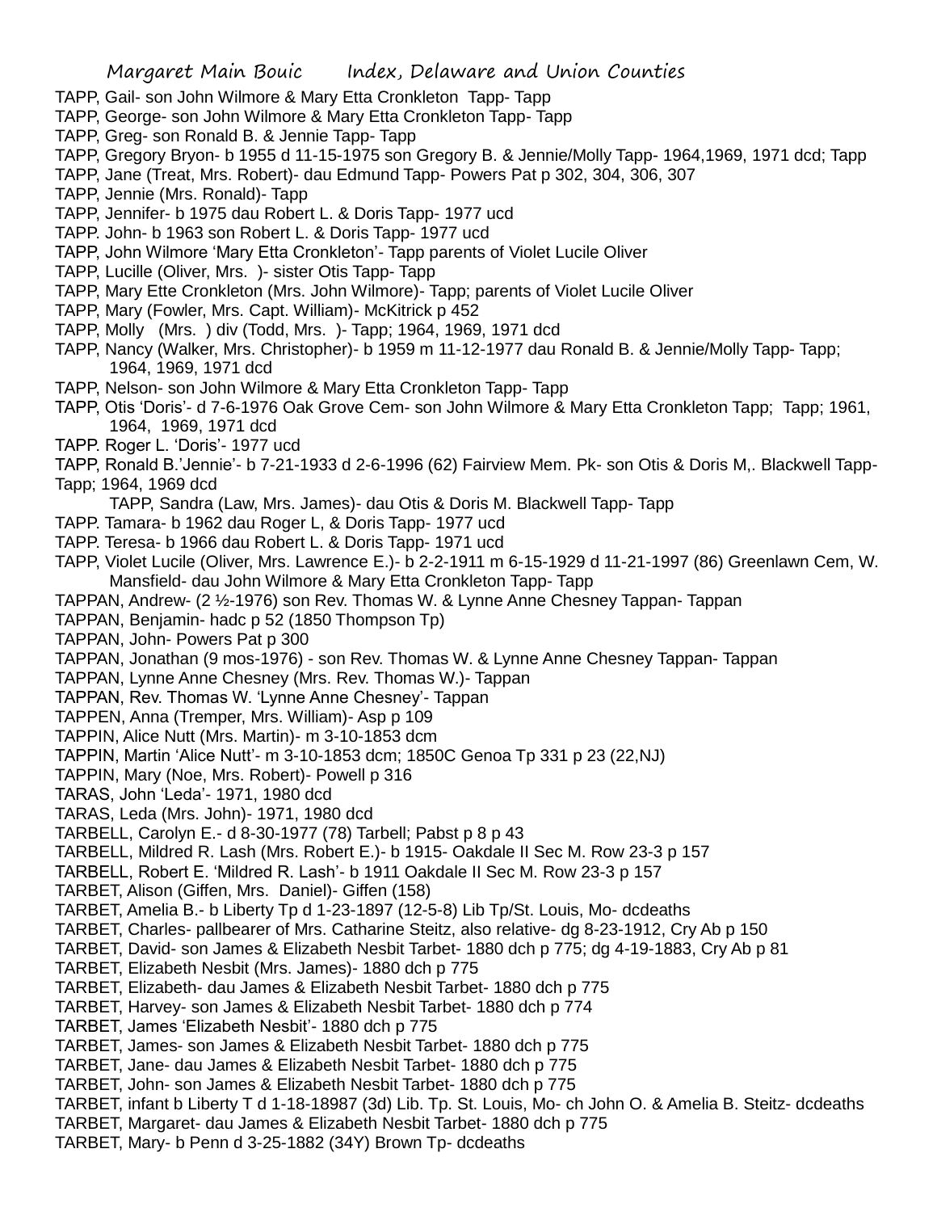TAPP, Gail- son John Wilmore & Mary Etta Cronkleton Tapp- Tapp
TAPP, George- son John Wilmore & Mary Etta Cronkleton Tapp- Tapp
TAPP, Greg- son Ronald B. & Jennie Tapp- Tapp
TAPP, Gregory Bryon- b 1955 d 11-15-1975 son Gregory B. & Jennie/Molly Tapp- 1964,1969, 1971 dcd; Tapp
TAPP, Jane (Treat, Mrs. Robert)- dau Edmund Tapp- Powers Pat p 302, 304, 306, 307
TAPP, Jennie (Mrs. Ronald)- Tapp
TAPP, Jennifer- b 1975 dau Robert L. & Doris Tapp- 1977 ucd
TAPP. John- b 1963 son Robert L. & Doris Tapp- 1977 ucd
TAPP, John Wilmore 'Mary Etta Cronkleton'- Tapp parents of Violet Lucile Oliver
TAPP, Lucille (Oliver, Mrs. )- sister Otis Tapp- Tapp
TAPP, Mary Ette Cronkleton (Mrs. John Wilmore)- Tapp; parents of Violet Lucile Oliver
TAPP, Mary (Fowler, Mrs. Capt. William)- McKitrick p 452
TAPP, Molly (Mrs. ) div (Todd, Mrs. )- Tapp; 1964, 1969, 1971 dcd
TAPP, Nancy (Walker, Mrs. Christopher)- b 1959 m 11-12-1977 dau Ronald B. & Jennie/Molly Tapp- Tapp; 1964, 1969, 1971 dcd
TAPP, Nelson- son John Wilmore & Mary Etta Cronkleton Tapp- Tapp
TAPP, Otis 'Doris'- d 7-6-1976 Oak Grove Cem- son John Wilmore & Mary Etta Cronkleton Tapp; Tapp; 1961, 1964, 1969, 1971 dcd
TAPP. Roger L. 'Doris'- 1977 ucd
TAPP, Ronald B.'Jennie'- b 7-21-1933 d 2-6-1996 (62) Fairview Mem. Pk- son Otis & Doris M,. Blackwell Tapp- Tapp; 1964, 1969 dcd
TAPP, Sandra (Law, Mrs. James)- dau Otis & Doris M. Blackwell Tapp- Tapp
TAPP. Tamara- b 1962 dau Roger L, & Doris Tapp- 1977 ucd
TAPP. Teresa- b 1966 dau Robert L. & Doris Tapp- 1971 ucd
TAPP, Violet Lucile (Oliver, Mrs. Lawrence E.)- b 2-2-1911 m 6-15-1929 d 11-21-1997 (86) Greenlawn Cem, W. Mansfield- dau John Wilmore & Mary Etta Cronkleton Tapp- Tapp
TAPPAN, Andrew- (2 ½-1976) son Rev. Thomas W. & Lynne Anne Chesney Tappan- Tappan
TAPPAN, Benjamin- hadc p 52 (1850 Thompson Tp)
TAPPAN, John- Powers Pat p 300
TAPPAN, Jonathan (9 mos-1976) - son Rev. Thomas W. & Lynne Anne Chesney Tappan- Tappan
TAPPAN, Lynne Anne Chesney (Mrs. Rev. Thomas W.)- Tappan
TAPPAN, Rev. Thomas W. 'Lynne Anne Chesney'- Tappan
TAPPEN, Anna (Tremper, Mrs. William)- Asp p 109
TAPPIN, Alice Nutt (Mrs. Martin)- m 3-10-1853 dcm
TAPPIN, Martin 'Alice Nutt'- m 3-10-1853 dcm; 1850C Genoa Tp 331 p 23 (22,NJ)
TAPPIN, Mary (Noe, Mrs. Robert)- Powell p 316
TARAS, John 'Leda'- 1971, 1980 dcd
TARAS, Leda (Mrs. John)- 1971, 1980 dcd
TARBELL, Carolyn E.- d 8-30-1977 (78) Tarbell; Pabst p 8 p 43
TARBELL, Mildred R. Lash (Mrs. Robert E.)- b 1915- Oakdale II Sec M. Row 23-3 p 157
TARBELL, Robert E. 'Mildred R. Lash'- b 1911 Oakdale II Sec M. Row 23-3 p 157
TARBET, Alison (Giffen, Mrs. Daniel)- Giffen (158)
TARBET, Amelia B.- b Liberty Tp d 1-23-1897 (12-5-8) Lib Tp/St. Louis, Mo- dcdeaths
TARBET, Charles- pallbearer of Mrs. Catharine Steitz, also relative- dg 8-23-1912, Cry Ab p 150
TARBET, David- son James & Elizabeth Nesbit Tarbet- 1880 dch p 775; dg 4-19-1883, Cry Ab p 81
TARBET, Elizabeth Nesbit (Mrs. James)- 1880 dch p 775
TARBET, Elizabeth- dau James & Elizabeth Nesbit Tarbet- 1880 dch p 775
TARBET, Harvey- son James & Elizabeth Nesbit Tarbet- 1880 dch p 774
TARBET, James 'Elizabeth Nesbit'- 1880 dch p 775
TARBET, James- son James & Elizabeth Nesbit Tarbet- 1880 dch p 775
TARBET, Jane- dau James & Elizabeth Nesbit Tarbet- 1880 dch p 775
TARBET, John- son James & Elizabeth Nesbit Tarbet- 1880 dch p 775
TARBET, infant b Liberty T d 1-18-18987 (3d) Lib. Tp. St. Louis, Mo- ch John O. & Amelia B. Steitz- dcdeaths
TARBET, Margaret- dau James & Elizabeth Nesbit Tarbet- 1880 dch p 775
TARBET, Mary- b Penn d 3-25-1882 (34Y) Brown Tp- dcdeaths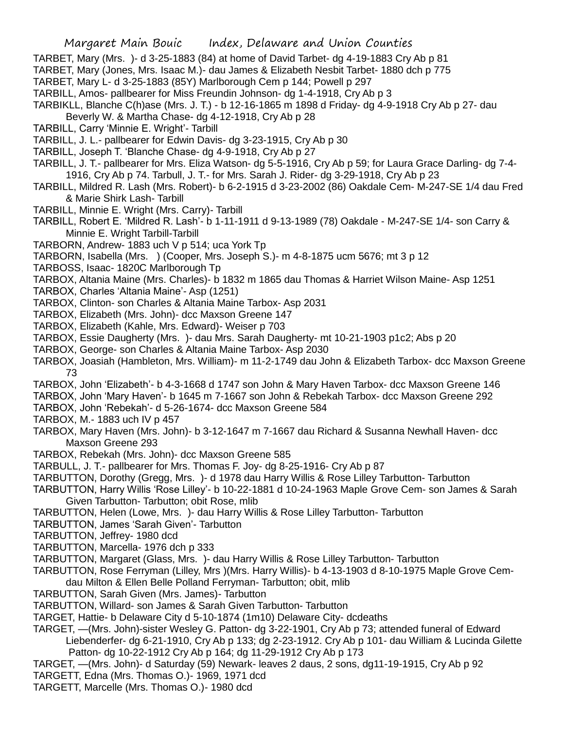TARBET, Mary (Mrs. )- d 3-25-1883 (84) at home of David Tarbet- dg 4-19-1883 Cry Ab p 81

TARBET, Mary (Jones, Mrs. Isaac M.)- dau James & Elizabeth Nesbit Tarbet- 1880 dch p 775

TARBET, Mary L- d 3-25-1883 (85Y) Marlborough Cem p 144; Powell p 297

TARBILL, Amos- pallbearer for Miss Freundin Johnson- dg 1-4-1918, Cry Ab p 3

TARBIKLL, Blanche C(h)ase (Mrs. J. T.) - b 12-16-1865 m 1898 d Friday- dg 4-9-1918 Cry Ab p 27- dau Beverly W. & Martha Chase- dg 4-12-1918, Cry Ab p 28

TARBILL, Carry 'Minnie E. Wright'- Tarbill

TARBILL, J. L.- pallbearer for Edwin Davis- dg 3-23-1915, Cry Ab p 30

TARBILL, Joseph T. 'Blanche Chase- dg 4-9-1918, Cry Ab p 27

TARBILL, J. T.- pallbearer for Mrs. Eliza Watson- dg 5-5-1916, Cry Ab p 59; for Laura Grace Darling- dg 7-4-1916, Cry Ab p 74. Tarbull, J. T.- for Mrs. Sarah J. Rider- dg 3-29-1918, Cry Ab p 23

TARBILL, Mildred R. Lash (Mrs. Robert)- b 6-2-1915 d 3-23-2002 (86) Oakdale Cem- M-247-SE 1/4 dau Fred & Marie Shirk Lash- Tarbill

TARBILL, Minnie E. Wright (Mrs. Carry)- Tarbill

TARBILL, Robert E. 'Mildred R. Lash'- b 1-11-1911 d 9-13-1989 (78) Oakdale - M-247-SE 1/4- son Carry & Minnie E. Wright Tarbill-Tarbill

TARBORN, Andrew- 1883 uch V p 514; uca York Tp

TARBORN, Isabella (Mrs. ) (Cooper, Mrs. Joseph S.)- m 4-8-1875 ucm 5676; mt 3 p 12

TARBOSS, Isaac- 1820C Marlborough Tp

TARBOX, Altania Maine (Mrs. Charles)- b 1832 m 1865 dau Thomas & Harriet Wilson Maine- Asp 1251

TARBOX, Charles 'Altania Maine'- Asp (1251)

TARBOX, Clinton- son Charles & Altania Maine Tarbox- Asp 2031

TARBOX, Elizabeth (Mrs. John)- dcc Maxson Greene 147

TARBOX, Elizabeth (Kahle, Mrs. Edward)- Weiser p 703

TARBOX, Essie Daugherty (Mrs. )- dau Mrs. Sarah Daugherty- mt 10-21-1903 p1c2; Abs p 20

TARBOX, George- son Charles & Altania Maine Tarbox- Asp 2030

TARBOX, Joasiah (Hambleton, Mrs. William)- m 11-2-1749 dau John & Elizabeth Tarbox- dcc Maxson Greene 73

TARBOX, John 'Elizabeth'- b 4-3-1668 d 1747 son John & Mary Haven Tarbox- dcc Maxson Greene 146

TARBOX, John 'Mary Haven'- b 1645 m 7-1667 son John & Rebekah Tarbox- dcc Maxson Greene 292

TARBOX, John 'Rebekah'- d 5-26-1674- dcc Maxson Greene 584

TARBOX, M.- 1883 uch IV p 457

TARBOX, Mary Haven (Mrs. John)- b 3-12-1647 m 7-1667 dau Richard & Susanna Newhall Haven- dcc Maxson Greene 293

TARBOX, Rebekah (Mrs. John)- dcc Maxson Greene 585

TARBULL, J. T.- pallbearer for Mrs. Thomas F. Joy- dg 8-25-1916- Cry Ab p 87

TARBUTTON, Dorothy (Gregg, Mrs. )- d 1978 dau Harry Willis & Rose Lilley Tarbutton- Tarbutton

TARBUTTON, Harry Willis 'Rose Lilley'- b 10-22-1881 d 10-24-1963 Maple Grove Cem- son James & Sarah Given Tarbutton- Tarbutton; obit Rose, mlib

TARBUTTON, Helen (Lowe, Mrs. )- dau Harry Willis & Rose Lilley Tarbutton- Tarbutton

TARBUTTON, James 'Sarah Given'- Tarbutton

TARBUTTON, Jeffrey- 1980 dcd

TARBUTTON, Marcella- 1976 dch p 333

TARBUTTON, Margaret (Glass, Mrs. )- dau Harry Willis & Rose Lilley Tarbutton- Tarbutton

TARBUTTON, Rose Ferryman (Lilley, Mrs )(Mrs. Harry Willis)- b 4-13-1903 d 8-10-1975 Maple Grove Cem- dau Milton & Ellen Belle Polland Ferryman- Tarbutton; obit, mlib

TARBUTTON, Sarah Given (Mrs. James)- Tarbutton

TARBUTTON, Willard- son James & Sarah Given Tarbutton- Tarbutton

TARGET, Hattie- b Delaware City d 5-10-1874 (1m10) Delaware City- dcdeaths

TARGET, —(Mrs. John)-sister Wesley G. Patton- dg 3-22-1901, Cry Ab p 73; attended funeral of Edward Liebenderfer- dg 6-21-1910, Cry Ab p 133; dg 2-23-1912. Cry Ab p 101- dau William & Lucinda Gilette Patton- dg 10-22-1912 Cry Ab p 164; dg 11-29-1912 Cry Ab p 173

TARGET, —(Mrs. John)- d Saturday (59) Newark- leaves 2 daus, 2 sons, dg11-19-1915, Cry Ab p 92

TARGETT, Edna (Mrs. Thomas O.)- 1969, 1971 dcd

TARGETT, Marcelle (Mrs. Thomas O.)- 1980 dcd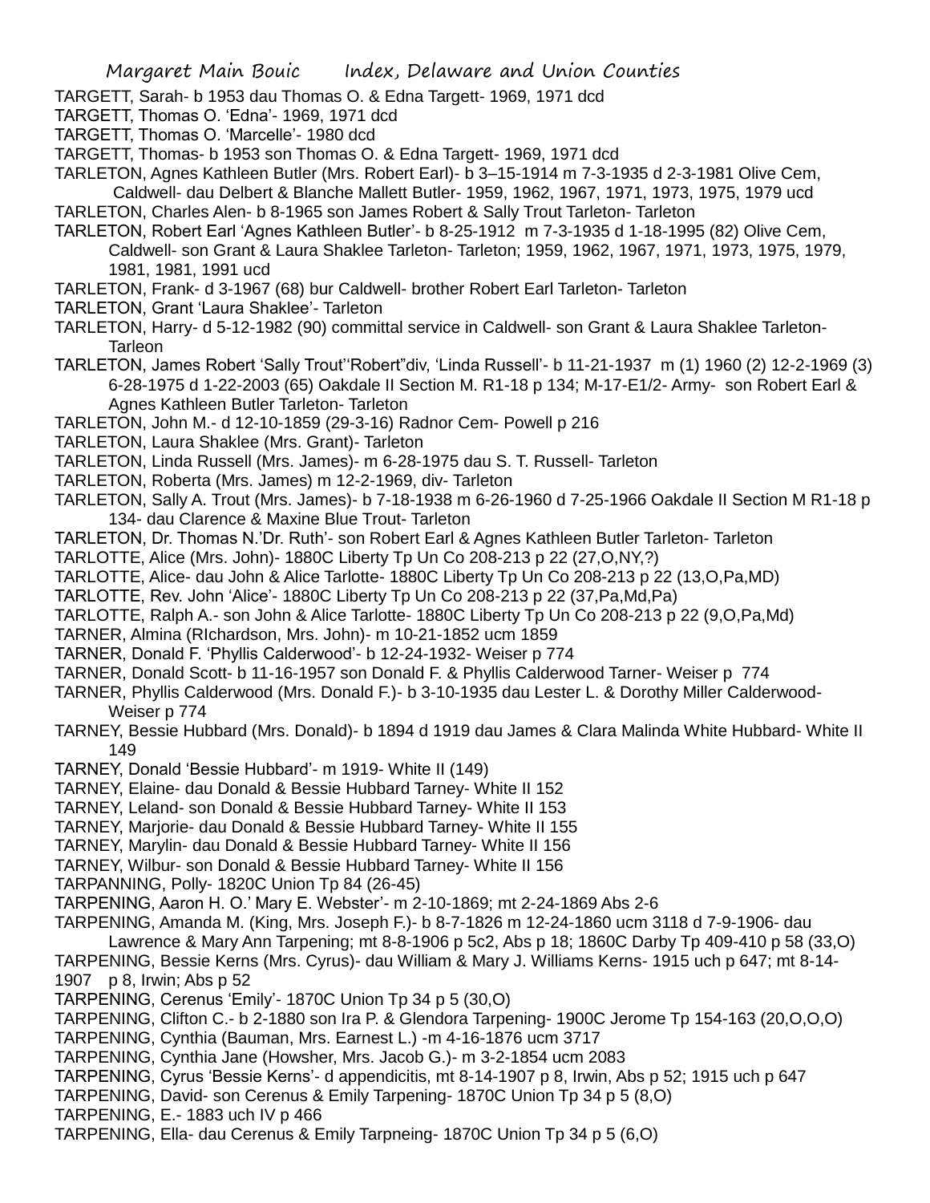TARGETT, Sarah- b 1953 dau Thomas O. & Edna Targett- 1969, 1971 dcd

TARGETT, Thomas O. 'Edna'- 1969, 1971 dcd

TARGETT, Thomas O. 'Marcelle'- 1980 dcd

TARGETT, Thomas- b 1953 son Thomas O. & Edna Targett- 1969, 1971 dcd

TARLETON, Agnes Kathleen Butler (Mrs. Robert Earl)- b 3–15-1914 m 7-3-1935 d 2-3-1981 Olive Cem, Caldwell- dau Delbert & Blanche Mallett Butler- 1959, 1962, 1967, 1971, 1973, 1975, 1979 ucd

TARLETON, Charles Alen- b 8-1965 son James Robert & Sally Trout Tarleton- Tarleton

TARLETON, Robert Earl 'Agnes Kathleen Butler'- b 8-25-1912 m 7-3-1935 d 1-18-1995 (82) Olive Cem, Caldwell- son Grant & Laura Shaklee Tarleton- Tarleton; 1959, 1962, 1967, 1971, 1973, 1975, 1979, 1981, 1981, 1991 ucd

TARLETON, Frank- d 3-1967 (68) bur Caldwell- brother Robert Earl Tarleton- Tarleton

TARLETON, Grant 'Laura Shaklee'- Tarleton

TARLETON, Harry- d 5-12-1982 (90) committal service in Caldwell- son Grant & Laura Shaklee Tarleton- Tarleon

TARLETON, James Robert 'Sally Trout''Robert"div, 'Linda Russell'- b 11-21-1937 m (1) 1960 (2) 12-2-1969 (3) 6-28-1975 d 1-22-2003 (65) Oakdale II Section M. R1-18 p 134; M-17-E1/2- Army- son Robert Earl & Agnes Kathleen Butler Tarleton- Tarleton

TARLETON, John M.- d 12-10-1859 (29-3-16) Radnor Cem- Powell p 216

TARLETON, Laura Shaklee (Mrs. Grant)- Tarleton

TARLETON, Linda Russell (Mrs. James)- m 6-28-1975 dau S. T. Russell- Tarleton

TARLETON, Roberta (Mrs. James) m 12-2-1969, div- Tarleton

TARLETON, Sally A. Trout (Mrs. James)- b 7-18-1938 m 6-26-1960 d 7-25-1966 Oakdale II Section M R1-18 p 134- dau Clarence & Maxine Blue Trout- Tarleton

TARLETON, Dr. Thomas N.'Dr. Ruth'- son Robert Earl & Agnes Kathleen Butler Tarleton- Tarleton

TARLOTTE, Alice (Mrs. John)- 1880C Liberty Tp Un Co 208-213 p 22 (27,O,NY,?)

TARLOTTE, Alice- dau John & Alice Tarlotte- 1880C Liberty Tp Un Co 208-213 p 22 (13,O,Pa,MD)

TARLOTTE, Rev. John 'Alice'- 1880C Liberty Tp Un Co 208-213 p 22 (37,Pa,Md,Pa)

TARLOTTE, Ralph A.- son John & Alice Tarlotte- 1880C Liberty Tp Un Co 208-213 p 22 (9,O,Pa,Md)

TARNER, Almina (RIchardson, Mrs. John)- m 10-21-1852 ucm 1859

TARNER, Donald F. 'Phyllis Calderwood'- b 12-24-1932- Weiser p 774

TARNER, Donald Scott- b 11-16-1957 son Donald F. & Phyllis Calderwood Tarner- Weiser p 774

TARNER, Phyllis Calderwood (Mrs. Donald F.)- b 3-10-1935 dau Lester L. & Dorothy Miller Calderwood- Weiser p 774

TARNEY, Bessie Hubbard (Mrs. Donald)- b 1894 d 1919 dau James & Clara Malinda White Hubbard- White II 149

TARNEY, Donald 'Bessie Hubbard'- m 1919- White II (149)

TARNEY, Elaine- dau Donald & Bessie Hubbard Tarney- White II 152

TARNEY, Leland- son Donald & Bessie Hubbard Tarney- White II 153

TARNEY, Marjorie- dau Donald & Bessie Hubbard Tarney- White II 155

TARNEY, Marylin- dau Donald & Bessie Hubbard Tarney- White II 156

TARNEY, Wilbur- son Donald & Bessie Hubbard Tarney- White II 156

TARPANNING, Polly- 1820C Union Tp 84 (26-45)

TARPENING, Aaron H. O.' Mary E. Webster'- m 2-10-1869; mt 2-24-1869 Abs 2-6

TARPENING, Amanda M. (King, Mrs. Joseph F.)- b 8-7-1826 m 12-24-1860 ucm 3118 d 7-9-1906- dau Lawrence & Mary Ann Tarpening; mt 8-8-1906 p 5c2, Abs p 18; 1860C Darby Tp 409-410 p 58 (33,O)

TARPENING, Bessie Kerns (Mrs. Cyrus)- dau William & Mary J. Williams Kerns- 1915 uch p 647; mt 8-14-1907 p 8, Irwin; Abs p 52

TARPENING, Cerenus 'Emily'- 1870C Union Tp 34 p 5 (30,O)

TARPENING, Clifton C.- b 2-1880 son Ira P. & Glendora Tarpening- 1900C Jerome Tp 154-163 (20,O,O,O)

TARPENING, Cynthia (Bauman, Mrs. Earnest L.) -m 4-16-1876 ucm 3717

TARPENING, Cynthia Jane (Howsher, Mrs. Jacob G.)- m 3-2-1854 ucm 2083

TARPENING, Cyrus 'Bessie Kerns'- d appendicitis, mt 8-14-1907 p 8, Irwin, Abs p 52; 1915 uch p 647

TARPENING, David- son Cerenus & Emily Tarpening- 1870C Union Tp 34 p 5 (8,O)

TARPENING, E.- 1883 uch IV p 466

TARPENING, Ella- dau Cerenus & Emily Tarpneing- 1870C Union Tp 34 p 5 (6,O)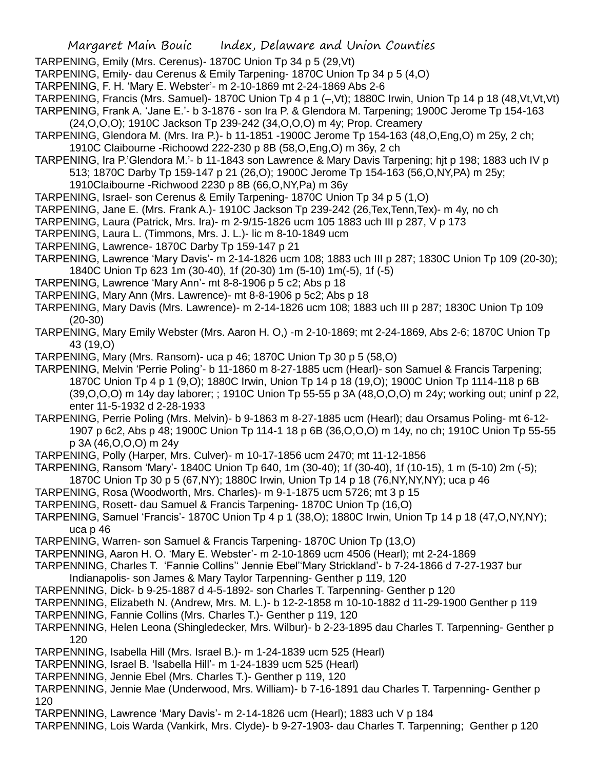TARPENING, Emily (Mrs. Cerenus)- 1870C Union Tp 34 p 5 (29,Vt)

TARPENING, Emily- dau Cerenus & Emily Tarpening- 1870C Union Tp 34 p 5 (4,O)

TARPENING, F. H. 'Mary E. Webster'- m 2-10-1869 mt 2-24-1869 Abs 2-6

TARPENING, Francis (Mrs. Samuel)- 1870C Union Tp 4 p 1 (–,Vt); 1880C Irwin, Union Tp 14 p 18 (48,Vt,Vt,Vt)

TARPENING, Frank A. 'Jane E.'- b 3-1876 - son Ira P. & Glendora M. Tarpening; 1900C Jerome Tp 154-163 (24,O,O,O); 1910C Jackson Tp 239-242 (34,O,O,O) m 4y; Prop. Creamery

TARPENING, Glendora M. (Mrs. Ira P.)- b 11-1851 -1900C Jerome Tp 154-163 (48,O,Eng,O) m 25y, 2 ch; 1910C Claibourne -Richoowd 222-230 p 8B (58,O,Eng,O) m 36y, 2 ch

TARPENING, Ira P.'Glendora M.'- b 11-1843 son Lawrence & Mary Davis Tarpening; hjt p 198; 1883 uch IV p 513; 1870C Darby Tp 159-147 p 21 (26,O); 1900C Jerome Tp 154-163 (56,O,NY,PA) m 25y; 1910Claibourne -Richwood 2230 p 8B (66,O,NY,Pa) m 36y

TARPENING, Israel- son Cerenus & Emily Tarpening- 1870C Union Tp 34 p 5 (1,O)

TARPENING, Jane E. (Mrs. Frank A.)- 1910C Jackson Tp 239-242 (26,Tex,Tenn,Tex)- m 4y, no ch

TARPENING, Laura (Patrick, Mrs. Ira)- m 2-9/15-1826 ucm 105 1883 uch III p 287, V p 173

TARPENING, Laura L. (Timmons, Mrs. J. L.)- lic m 8-10-1849 ucm

TARPENING, Lawrence- 1870C Darby Tp 159-147 p 21

TARPENING, Lawrence 'Mary Davis'- m 2-14-1826 ucm 108; 1883 uch III p 287; 1830C Union Tp 109 (20-30); 1840C Union Tp 623 1m (30-40), 1f (20-30) 1m (5-10) 1m(-5), 1f (-5)

TARPENING, Lawrence 'Mary Ann'- mt 8-8-1906 p 5 c2; Abs p 18

TARPENING, Mary Ann (Mrs. Lawrence)- mt 8-8-1906 p 5c2; Abs p 18

TARPENING, Mary Davis (Mrs. Lawrence)- m 2-14-1826 ucm 108; 1883 uch III p 287; 1830C Union Tp 109 (20-30)

TARPENING, Mary Emily Webster (Mrs. Aaron H. O,) -m 2-10-1869; mt 2-24-1869, Abs 2-6; 1870C Union Tp 43 (19,O)

TARPENING, Mary (Mrs. Ransom)- uca p 46; 1870C Union Tp 30 p 5 (58,O)

TARPENING, Melvin 'Perrie Poling'- b 11-1860 m 8-27-1885 ucm (Hearl)- son Samuel & Francis Tarpening; 1870C Union Tp 4 p 1 (9,O); 1880C Irwin, Union Tp 14 p 18 (19,O); 1900C Union Tp 1114-118 p 6B (39,O,O,O) m 14y day laborer; ; 1910C Union Tp 55-55 p 3A (48,O,O,O) m 24y; working out; uninf p 22, enter 11-5-1932 d 2-28-1933

TARPENING, Perrie Poling (Mrs. Melvin)- b 9-1863 m 8-27-1885 ucm (Hearl); dau Orsamus Poling- mt 6-12-1907 p 6c2, Abs p 48; 1900C Union Tp 114-1 18 p 6B (36,O,O,O) m 14y, no ch; 1910C Union Tp 55-55 p 3A (46,O,O,O) m 24y

TARPENING, Polly (Harper, Mrs. Culver)- m 10-17-1856 ucm 2470; mt 11-12-1856

TARPENING, Ransom 'Mary'- 1840C Union Tp 640, 1m (30-40); 1f (30-40), 1f (10-15), 1 m (5-10) 2m (-5); 1870C Union Tp 30 p 5 (67,NY); 1880C Irwin, Union Tp 14 p 18 (76,NY,NY,NY); uca p 46

TARPENING, Rosa (Woodworth, Mrs. Charles)- m 9-1-1875 ucm 5726; mt 3 p 15

TARPENING, Rosett- dau Samuel & Francis Tarpening- 1870C Union Tp (16,O)

TARPENING, Samuel 'Francis'- 1870C Union Tp 4 p 1 (38,O); 1880C Irwin, Union Tp 14 p 18 (47,O,NY,NY); uca p 46

TARPENING, Warren- son Samuel & Francis Tarpening- 1870C Union Tp (13,O)

TARPENNING, Aaron H. O. 'Mary E. Webster'- m 2-10-1869 ucm 4506 (Hearl); mt 2-24-1869

TARPENNING, Charles T. 'Fannie Collins'' Jennie Ebel''Mary Strickland'- b 7-24-1866 d 7-27-1937 bur Indianapolis- son James & Mary Taylor Tarpenning- Genther p 119, 120

TARPENNING, Dick- b 9-25-1887 d 4-5-1892- son Charles T. Tarpenning- Genther p 120

TARPENNING, Elizabeth N. (Andrew, Mrs. M. L.)- b 12-2-1858 m 10-10-1882 d 11-29-1900 Genther p 119

TARPENNING, Fannie Collins (Mrs. Charles T.)- Genther p 119, 120

TARPENNING, Helen Leona (Shingledecker, Mrs. Wilbur)- b 2-23-1895 dau Charles T. Tarpenning- Genther p 120

TARPENNING, Isabella Hill (Mrs. Israel B.)- m 1-24-1839 ucm 525 (Hearl)

TARPENNING, Israel B. 'Isabella Hill'- m 1-24-1839 ucm 525 (Hearl)

TARPENNING, Jennie Ebel (Mrs. Charles T.)- Genther p 119, 120

TARPENNING, Jennie Mae (Underwood, Mrs. William)- b 7-16-1891 dau Charles T. Tarpenning- Genther p 120

TARPENNING, Lawrence 'Mary Davis'- m 2-14-1826 ucm (Hearl); 1883 uch V p 184

TARPENNING, Lois Warda (Vankirk, Mrs. Clyde)- b 9-27-1903- dau Charles T. Tarpenning; Genther p 120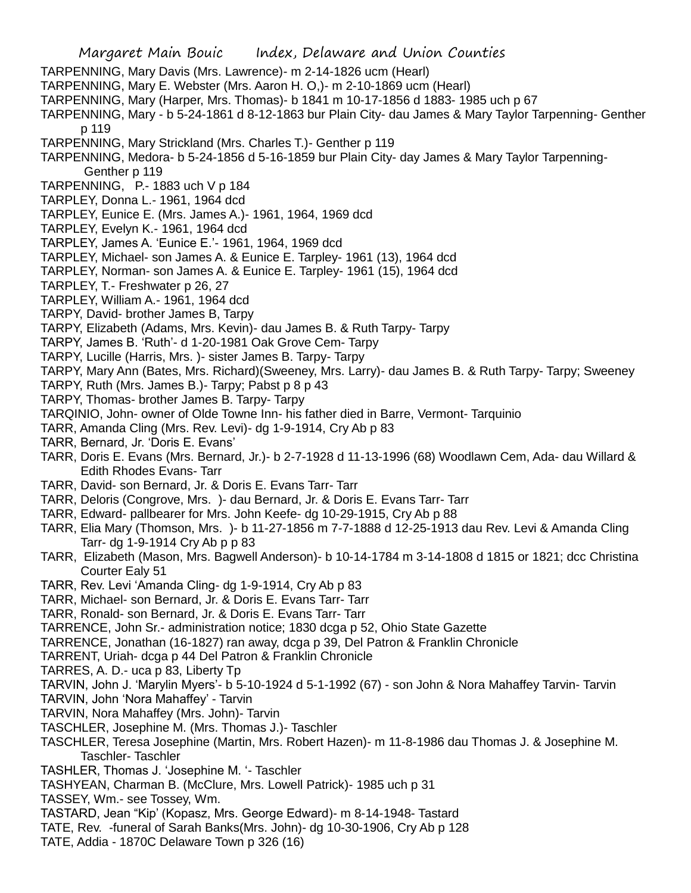TARPENNING, Mary Davis (Mrs. Lawrence)- m 2-14-1826 ucm (Hearl)
TARPENNING, Mary E. Webster (Mrs. Aaron H. O,)- m 2-10-1869 ucm (Hearl)
TARPENNING, Mary (Harper, Mrs. Thomas)- b 1841 m 10-17-1856 d 1883- 1985 uch p 67
TARPENNING, Mary - b 5-24-1861 d 8-12-1863 bur Plain City- dau James & Mary Taylor Tarpenning- Genther p 119
TARPENNING, Mary Strickland (Mrs. Charles T.)- Genther p 119
TARPENNING, Medora- b 5-24-1856 d 5-16-1859 bur Plain City- day James & Mary Taylor Tarpenning- Genther p 119
TARPENNING, P.- 1883 uch V p 184
TARPLEY, Donna L.- 1961, 1964 dcd
TARPLEY, Eunice E. (Mrs. James A.)- 1961, 1964, 1969 dcd
TARPLEY, Evelyn K.- 1961, 1964 dcd
TARPLEY, James A. 'Eunice E.'- 1961, 1964, 1969 dcd
TARPLEY, Michael- son James A. & Eunice E. Tarpley- 1961 (13), 1964 dcd
TARPLEY, Norman- son James A. & Eunice E. Tarpley- 1961 (15), 1964 dcd
TARPLEY, T.- Freshwater p 26, 27
TARPLEY, William A.- 1961, 1964 dcd
TARPY, David- brother James B, Tarpy
TARPY, Elizabeth (Adams, Mrs. Kevin)- dau James B. & Ruth Tarpy- Tarpy
TARPY, James B. 'Ruth'- d 1-20-1981 Oak Grove Cem- Tarpy
TARPY, Lucille (Harris, Mrs. )- sister James B. Tarpy- Tarpy
TARPY, Mary Ann (Bates, Mrs. Richard)(Sweeney, Mrs. Larry)- dau James B. & Ruth Tarpy- Tarpy; Sweeney
TARPY, Ruth (Mrs. James B.)- Tarpy; Pabst p 8 p 43
TARPY, Thomas- brother James B. Tarpy- Tarpy
TARQINIO, John- owner of Olde Towne Inn- his father died in Barre, Vermont- Tarquinio
TARR, Amanda Cling (Mrs. Rev. Levi)- dg 1-9-1914, Cry Ab p 83
TARR, Bernard, Jr. 'Doris E. Evans'
TARR, Doris E. Evans (Mrs. Bernard, Jr.)- b 2-7-1928 d 11-13-1996 (68) Woodlawn Cem, Ada- dau Willard & Edith Rhodes Evans- Tarr
TARR, David- son Bernard, Jr. & Doris E. Evans Tarr- Tarr
TARR, Deloris (Congrove, Mrs. )- dau Bernard, Jr. & Doris E. Evans Tarr- Tarr
TARR, Edward- pallbearer for Mrs. John Keefe- dg 10-29-1915, Cry Ab p 88
TARR, Elia Mary (Thomson, Mrs. )- b 11-27-1856 m 7-7-1888 d 12-25-1913 dau Rev. Levi & Amanda Cling Tarr- dg 1-9-1914 Cry Ab p p 83
TARR, Elizabeth (Mason, Mrs. Bagwell Anderson)- b 10-14-1784 m 3-14-1808 d 1815 or 1821; dcc Christina Courter Ealy 51
TARR, Rev. Levi 'Amanda Cling- dg 1-9-1914, Cry Ab p 83
TARR, Michael- son Bernard, Jr. & Doris E. Evans Tarr- Tarr
TARR, Ronald- son Bernard, Jr. & Doris E. Evans Tarr- Tarr
TARRENCE, John Sr.- administration notice; 1830 dcga p 52, Ohio State Gazette
TARRENCE, Jonathan (16-1827) ran away, dcga p 39, Del Patron & Franklin Chronicle
TARRENT, Uriah- dcga p 44 Del Patron & Franklin Chronicle
TARRES, A. D.- uca p 83, Liberty Tp
TARVIN, John J. 'Marylin Myers'- b 5-10-1924 d 5-1-1992 (67) - son John & Nora Mahaffey Tarvin- Tarvin
TARVIN, John 'Nora Mahaffey' - Tarvin
TARVIN, Nora Mahaffey (Mrs. John)- Tarvin
TASCHLER, Josephine M. (Mrs. Thomas J.)- Taschler
TASCHLER, Teresa Josephine (Martin, Mrs. Robert Hazen)- m 11-8-1986 dau Thomas J. & Josephine M. Taschler- Taschler
TASHLER, Thomas J. 'Josephine M. '- Taschler
TASHYEAN, Charman B. (McClure, Mrs. Lowell Patrick)- 1985 uch p 31
TASSEY, Wm.- see Tossey, Wm.
TASTARD, Jean "Kip' (Kopasz, Mrs. George Edward)- m 8-14-1948- Tastard
TATE, Rev. -funeral of Sarah Banks(Mrs. John)- dg 10-30-1906, Cry Ab p 128
TATE, Addia - 1870C Delaware Town p 326 (16)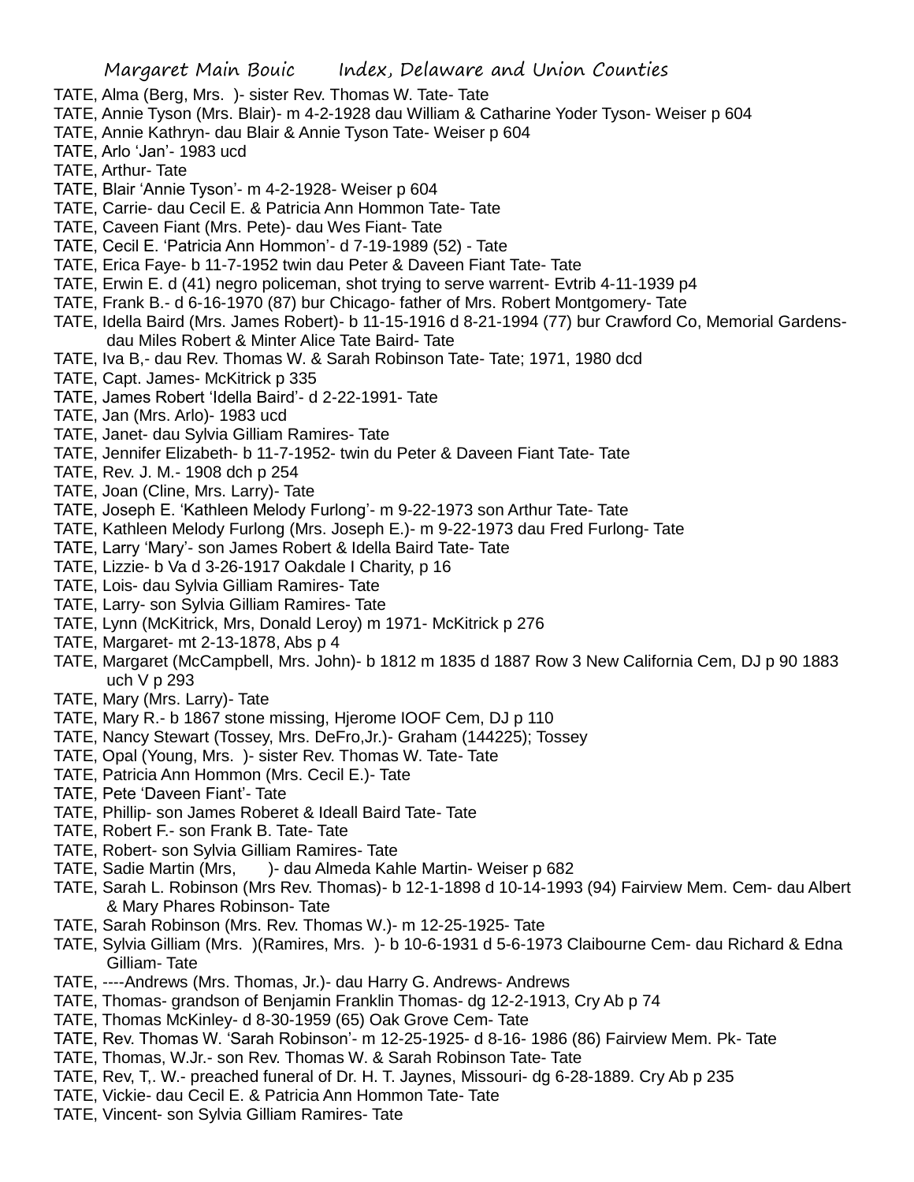TATE, Alma (Berg, Mrs. )- sister Rev. Thomas W. Tate- Tate
TATE, Annie Tyson (Mrs. Blair)- m 4-2-1928 dau William & Catharine Yoder Tyson- Weiser p 604
TATE, Annie Kathryn- dau Blair & Annie Tyson Tate- Weiser p 604
TATE, Arlo 'Jan'- 1983 ucd
TATE, Arthur- Tate
TATE, Blair 'Annie Tyson'- m 4-2-1928- Weiser p 604
TATE, Carrie- dau Cecil E. & Patricia Ann Hommon Tate- Tate
TATE, Caveen Fiant (Mrs. Pete)- dau Wes Fiant- Tate
TATE, Cecil E. 'Patricia Ann Hommon'- d 7-19-1989 (52) - Tate
TATE, Erica Faye- b 11-7-1952 twin dau Peter & Daveen Fiant Tate- Tate
TATE, Erwin E. d (41) negro policeman, shot trying to serve warrent- Evtrib 4-11-1939 p4
TATE, Frank B.- d 6-16-1970 (87) bur Chicago- father of Mrs. Robert Montgomery- Tate
TATE, Idella Baird (Mrs. James Robert)- b 11-15-1916 d 8-21-1994 (77) bur Crawford Co, Memorial Gardens- dau Miles Robert & Minter Alice Tate Baird- Tate
TATE, Iva B,- dau Rev. Thomas W. & Sarah Robinson Tate- Tate; 1971, 1980 dcd
TATE, Capt. James- McKitrick p 335
TATE, James Robert 'Idella Baird'- d 2-22-1991- Tate
TATE, Jan (Mrs. Arlo)- 1983 ucd
TATE, Janet- dau Sylvia Gilliam Ramires- Tate
TATE, Jennifer Elizabeth- b 11-7-1952- twin du Peter & Daveen Fiant Tate- Tate
TATE, Rev. J. M.- 1908 dch p 254
TATE, Joan (Cline, Mrs. Larry)- Tate
TATE, Joseph E. 'Kathleen Melody Furlong'- m 9-22-1973 son Arthur Tate- Tate
TATE, Kathleen Melody Furlong (Mrs. Joseph E.)- m 9-22-1973 dau Fred Furlong- Tate
TATE, Larry 'Mary'- son James Robert & Idella Baird Tate- Tate
TATE, Lizzie- b Va d 3-26-1917 Oakdale I Charity, p 16
TATE, Lois- dau Sylvia Gilliam Ramires- Tate
TATE, Larry- son Sylvia Gilliam Ramires- Tate
TATE, Lynn (McKitrick, Mrs, Donald Leroy) m 1971- McKitrick p 276
TATE, Margaret- mt 2-13-1878, Abs p 4
TATE, Margaret (McCampbell, Mrs. John)- b 1812 m 1835 d 1887 Row 3 New California Cem, DJ p 90 1883 uch V p 293
TATE, Mary (Mrs. Larry)- Tate
TATE, Mary R.- b 1867 stone missing, Hjerome IOOF Cem, DJ p 110
TATE, Nancy Stewart (Tossey, Mrs. DeFro,Jr.)- Graham (144225); Tossey
TATE, Opal (Young, Mrs. )- sister Rev. Thomas W. Tate- Tate
TATE, Patricia Ann Hommon (Mrs. Cecil E.)- Tate
TATE, Pete 'Daveen Fiant'- Tate
TATE, Phillip- son James Roberet & Ideall Baird Tate- Tate
TATE, Robert F.- son Frank B. Tate- Tate
TATE, Robert- son Sylvia Gilliam Ramires- Tate
TATE, Sadie Martin (Mrs, )- dau Almeda Kahle Martin- Weiser p 682
TATE, Sarah L. Robinson (Mrs Rev. Thomas)- b 12-1-1898 d 10-14-1993 (94) Fairview Mem. Cem- dau Albert & Mary Phares Robinson- Tate
TATE, Sarah Robinson (Mrs. Rev. Thomas W.)- m 12-25-1925- Tate
TATE, Sylvia Gilliam (Mrs. )(Ramires, Mrs. )- b 10-6-1931 d 5-6-1973 Claibourne Cem- dau Richard & Edna Gilliam- Tate
TATE, ----Andrews (Mrs. Thomas, Jr.)- dau Harry G. Andrews- Andrews
TATE, Thomas- grandson of Benjamin Franklin Thomas- dg 12-2-1913, Cry Ab p 74
TATE, Thomas McKinley- d 8-30-1959 (65) Oak Grove Cem- Tate
TATE, Rev. Thomas W. 'Sarah Robinson'- m 12-25-1925- d 8-16- 1986 (86) Fairview Mem. Pk- Tate
TATE, Thomas, W.Jr.- son Rev. Thomas W. & Sarah Robinson Tate- Tate
TATE, Rev, T,. W.- preached funeral of Dr. H. T. Jaynes, Missouri- dg 6-28-1889. Cry Ab p 235
TATE, Vickie- dau Cecil E. & Patricia Ann Hommon Tate- Tate
TATE, Vincent- son Sylvia Gilliam Ramires- Tate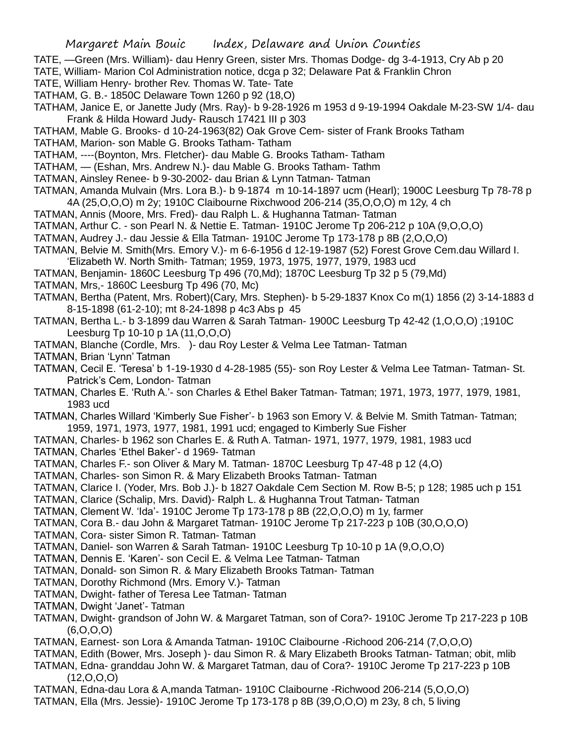TATE, —Green (Mrs. William)- dau Henry Green, sister Mrs. Thomas Dodge- dg 3-4-1913, Cry Ab p 20

TATE, William- Marion Col Administration notice, dcga p 32; Delaware Pat & Franklin Chron

TATE, William Henry- brother Rev. Thomas W. Tate- Tate

TATHAM, G. B.- 1850C Delaware Town 1260 p 92 (18,O)

TATHAM, Janice E, or Janette Judy (Mrs. Ray)- b 9-28-1926 m 1953 d 9-19-1994 Oakdale M-23-SW 1/4- dau Frank & Hilda Howard Judy- Rausch 17421 III p 303

TATHAM, Mable G. Brooks- d 10-24-1963(82) Oak Grove Cem- sister of Frank Brooks Tatham

TATHAM, Marion- son Mable G. Brooks Tatham- Tatham

TATHAM, ----(Boynton, Mrs. Fletcher)- dau Mable G. Brooks Tatham- Tatham

TATHAM, — (Eshan, Mrs. Andrew N.)- dau Mable G. Brooks Tatham- Tathm

TATMAN, Ainsley Renee- b 9-30-2002- dau Brian & Lynn Tatman- Tatman

TATMAN, Amanda Mulvain (Mrs. Lora B.)- b 9-1874 m 10-14-1897 ucm (Hearl); 1900C Leesburg Tp 78-78 p 4A (25,O,O,O) m 2y; 1910C Claibourne Rixchwood 206-214 (35,O,O,O) m 12y, 4 ch

TATMAN, Annis (Moore, Mrs. Fred)- dau Ralph L. & Hughanna Tatman- Tatman

TATMAN, Arthur C. - son Pearl N. & Nettie E. Tatman- 1910C Jerome Tp 206-212 p 10A (9,O,O,O)

TATMAN, Audrey J.- dau Jessie & Ella Tatman- 1910C Jerome Tp 173-178 p 8B (2,O,O,O)

TATMAN, Belvie M. Smith(Mrs. Emory V.)- m 6-6-1956 d 12-19-1987 (52) Forest Grove Cem.dau Willard I. 'Elizabeth W. North Smith- Tatman; 1959, 1973, 1975, 1977, 1979, 1983 ucd

TATMAN, Benjamin- 1860C Leesburg Tp 496 (70,Md); 1870C Leesburg Tp 32 p 5 (79,Md)

TATMAN, Mrs,- 1860C Leesburg Tp 496 (70, Mc)

TATMAN, Bertha (Patent, Mrs. Robert)(Cary, Mrs. Stephen)- b 5-29-1837 Knox Co m(1) 1856 (2) 3-14-1883 d 8-15-1898 (61-2-10); mt 8-24-1898 p 4c3 Abs p 45

TATMAN, Bertha L.- b 3-1899 dau Warren & Sarah Tatman- 1900C Leesburg Tp 42-42 (1,O,O,O) ;1910C Leesburg Tp 10-10 p 1A (11,O,O,O)

TATMAN, Blanche (Cordle, Mrs. )- dau Roy Lester & Velma Lee Tatman- Tatman

TATMAN, Brian 'Lynn' Tatman

TATMAN, Cecil E. 'Teresa' b 1-19-1930 d 4-28-1985 (55)- son Roy Lester & Velma Lee Tatman- Tatman- St. Patrick's Cem, London- Tatman

TATMAN, Charles E. 'Ruth A.'- son Charles & Ethel Baker Tatman- Tatman; 1971, 1973, 1977, 1979, 1981, 1983 ucd

TATMAN, Charles Willard 'Kimberly Sue Fisher'- b 1963 son Emory V. & Belvie M. Smith Tatman- Tatman; 1959, 1971, 1973, 1977, 1981, 1991 ucd; engaged to Kimberly Sue Fisher

TATMAN, Charles- b 1962 son Charles E. & Ruth A. Tatman- 1971, 1977, 1979, 1981, 1983 ucd

TATMAN, Charles 'Ethel Baker'- d 1969- Tatman

TATMAN, Charles F.- son Oliver & Mary M. Tatman- 1870C Leesburg Tp 47-48 p 12 (4,O)

TATMAN, Charles- son Simon R. & Mary Elizabeth Brooks Tatman- Tatman

TATMAN, Clarice I. (Yoder, Mrs. Bob J.)- b 1827 Oakdale Cem Section M. Row B-5; p 128; 1985 uch p 151

TATMAN, Clarice (Schalip, Mrs. David)- Ralph L. & Hughanna Trout Tatman- Tatman

TATMAN, Clement W. 'Ida'- 1910C Jerome Tp 173-178 p 8B (22,O,O,O) m 1y, farmer

TATMAN, Cora B.- dau John & Margaret Tatman- 1910C Jerome Tp 217-223 p 10B (30,O,O,O)

TATMAN, Cora- sister Simon R. Tatman- Tatman

TATMAN, Daniel- son Warren & Sarah Tatman- 1910C Leesburg Tp 10-10 p 1A (9,O,O,O)

TATMAN, Dennis E. 'Karen'- son Cecil E. & Velma Lee Tatman- Tatman

TATMAN, Donald- son Simon R. & Mary Elizabeth Brooks Tatman- Tatman

TATMAN, Dorothy Richmond (Mrs. Emory V.)- Tatman

TATMAN, Dwight- father of Teresa Lee Tatman- Tatman

TATMAN, Dwight 'Janet'- Tatman

TATMAN, Dwight- grandson of John W. & Margaret Tatman, son of Cora?- 1910C Jerome Tp 217-223 p 10B (6,O,O,O)

TATMAN, Earnest- son Lora & Amanda Tatman- 1910C Claibourne -Richood 206-214 (7,O,O,O)

TATMAN, Edith (Bower, Mrs. Joseph )- dau Simon R. & Mary Elizabeth Brooks Tatman- Tatman; obit, mlib

TATMAN, Edna- granddau John W. & Margaret Tatman, dau of Cora?- 1910C Jerome Tp 217-223 p 10B (12,O,O,O)

TATMAN, Edna-dau Lora & A,manda Tatman- 1910C Claibourne -Richwood 206-214 (5,O,O,O)

TATMAN, Ella (Mrs. Jessie)- 1910C Jerome Tp 173-178 p 8B (39,O,O,O) m 23y, 8 ch, 5 living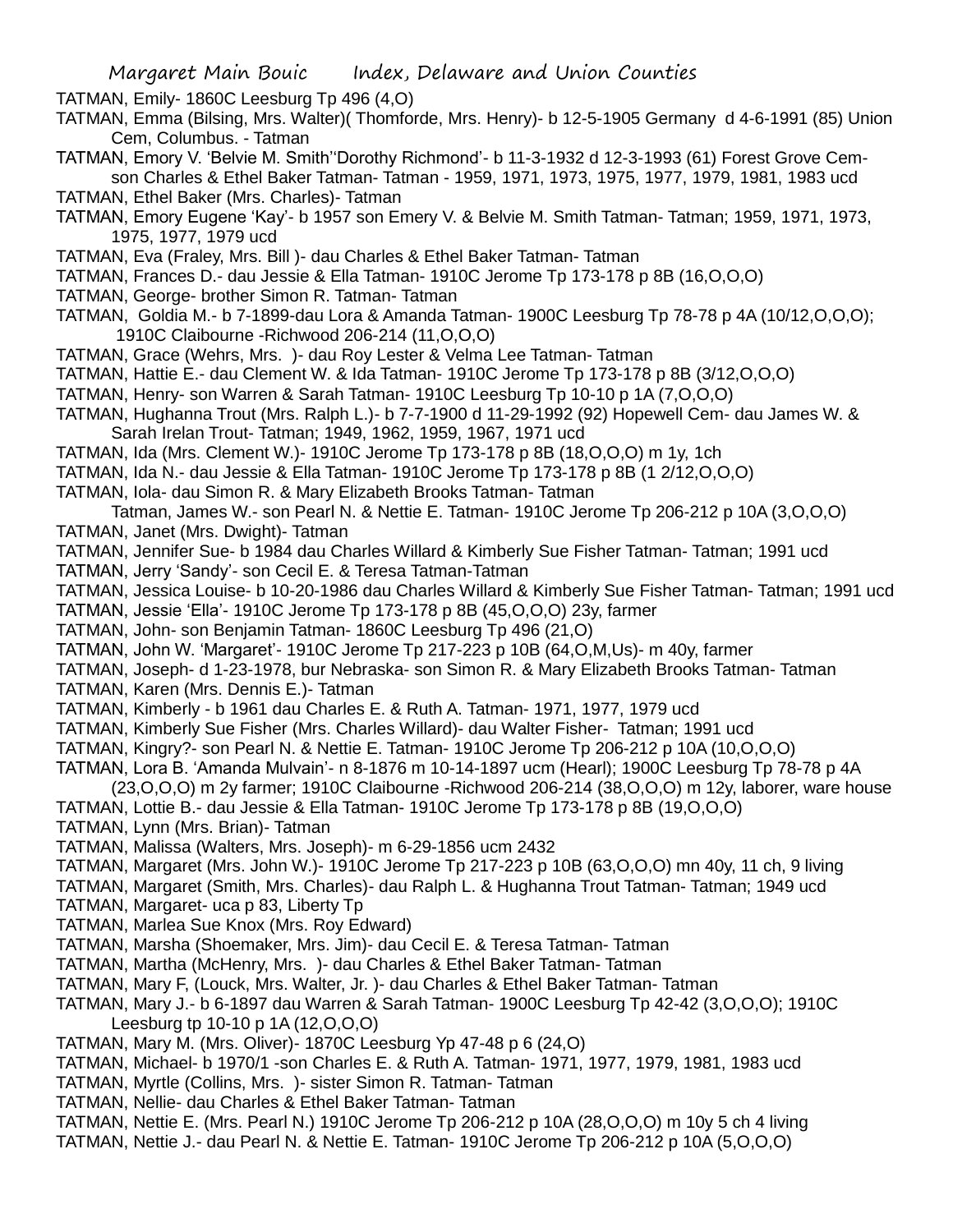TATMAN, Emily- 1860C Leesburg Tp 496 (4,O)

TATMAN, Emma (Bilsing, Mrs. Walter)( Thomforde, Mrs. Henry)- b 12-5-1905 Germany d 4-6-1991 (85) Union Cem, Columbus. - Tatman

TATMAN, Emory V. 'Belvie M. Smith''Dorothy Richmond'- b 11-3-1932 d 12-3-1993 (61) Forest Grove Cem- son Charles & Ethel Baker Tatman- Tatman - 1959, 1971, 1973, 1975, 1977, 1979, 1981, 1983 ucd

TATMAN, Ethel Baker (Mrs. Charles)- Tatman

TATMAN, Emory Eugene 'Kay'- b 1957 son Emery V. & Belvie M. Smith Tatman- Tatman; 1959, 1971, 1973, 1975, 1977, 1979 ucd

TATMAN, Eva (Fraley, Mrs. Bill )- dau Charles & Ethel Baker Tatman- Tatman

TATMAN, Frances D.- dau Jessie & Ella Tatman- 1910C Jerome Tp 173-178 p 8B (16,O,O,O)

TATMAN, George- brother Simon R. Tatman- Tatman

TATMAN, Goldia M.- b 7-1899-dau Lora & Amanda Tatman- 1900C Leesburg Tp 78-78 p 4A (10/12,O,O,O); 1910C Claibourne -Richwood 206-214 (11,O,O,O)

TATMAN, Grace (Wehrs, Mrs. )- dau Roy Lester & Velma Lee Tatman- Tatman

TATMAN, Hattie E.- dau Clement W. & Ida Tatman- 1910C Jerome Tp 173-178 p 8B (3/12,O,O,O)

TATMAN, Henry- son Warren & Sarah Tatman- 1910C Leesburg Tp 10-10 p 1A (7,O,O,O)

TATMAN, Hughanna Trout (Mrs. Ralph L.)- b 7-7-1900 d 11-29-1992 (92) Hopewell Cem- dau James W. & Sarah Irelan Trout- Tatman; 1949, 1962, 1959, 1967, 1971 ucd

TATMAN, Ida (Mrs. Clement W.)- 1910C Jerome Tp 173-178 p 8B (18,O,O,O) m 1y, 1ch

TATMAN, Ida N.- dau Jessie & Ella Tatman- 1910C Jerome Tp 173-178 p 8B (1 2/12,O,O,O)

TATMAN, Iola- dau Simon R. & Mary Elizabeth Brooks Tatman- Tatman

Tatman, James W.- son Pearl N. & Nettie E. Tatman- 1910C Jerome Tp 206-212 p 10A (3,O,O,O)

TATMAN, Janet (Mrs. Dwight)- Tatman

TATMAN, Jennifer Sue- b 1984 dau Charles Willard & Kimberly Sue Fisher Tatman- Tatman; 1991 ucd

TATMAN, Jerry 'Sandy'- son Cecil E. & Teresa Tatman-Tatman

TATMAN, Jessica Louise- b 10-20-1986 dau Charles Willard & Kimberly Sue Fisher Tatman- Tatman; 1991 ucd

TATMAN, Jessie 'Ella'- 1910C Jerome Tp 173-178 p 8B (45,O,O,O) 23y, farmer

TATMAN, John- son Benjamin Tatman- 1860C Leesburg Tp 496 (21,O)

TATMAN, John W. 'Margaret'- 1910C Jerome Tp 217-223 p 10B (64,O,M,Us)- m 40y, farmer

TATMAN, Joseph- d 1-23-1978, bur Nebraska- son Simon R. & Mary Elizabeth Brooks Tatman- Tatman

TATMAN, Karen (Mrs. Dennis E.)- Tatman

TATMAN, Kimberly - b 1961 dau Charles E. & Ruth A. Tatman- 1971, 1977, 1979 ucd

TATMAN, Kimberly Sue Fisher (Mrs. Charles Willard)- dau Walter Fisher- Tatman; 1991 ucd

TATMAN, Kingry?- son Pearl N. & Nettie E. Tatman- 1910C Jerome Tp 206-212 p 10A (10,O,O,O)

TATMAN, Lora B. 'Amanda Mulvain'- n 8-1876 m 10-14-1897 ucm (Hearl); 1900C Leesburg Tp 78-78 p 4A (23,O,O,O) m 2y farmer; 1910C Claibourne -Richwood 206-214 (38,O,O,O) m 12y, laborer, ware house

TATMAN, Lottie B.- dau Jessie & Ella Tatman- 1910C Jerome Tp 173-178 p 8B (19,O,O,O)

TATMAN, Lynn (Mrs. Brian)- Tatman

TATMAN, Malissa (Walters, Mrs. Joseph)- m 6-29-1856 ucm 2432

TATMAN, Margaret (Mrs. John W.)- 1910C Jerome Tp 217-223 p 10B (63,O,O,O) mn 40y, 11 ch, 9 living

TATMAN, Margaret (Smith, Mrs. Charles)- dau Ralph L. & Hughanna Trout Tatman- Tatman; 1949 ucd

TATMAN, Margaret- uca p 83, Liberty Tp

TATMAN, Marlea Sue Knox (Mrs. Roy Edward)

TATMAN, Marsha (Shoemaker, Mrs. Jim)- dau Cecil E. & Teresa Tatman- Tatman

TATMAN, Martha (McHenry, Mrs. )- dau Charles & Ethel Baker Tatman- Tatman

TATMAN, Mary F, (Louck, Mrs. Walter, Jr. )- dau Charles & Ethel Baker Tatman- Tatman

TATMAN, Mary J.- b 6-1897 dau Warren & Sarah Tatman- 1900C Leesburg Tp 42-42 (3,O,O,O); 1910C Leesburg tp 10-10 p 1A (12,O,O,O)

TATMAN, Mary M. (Mrs. Oliver)- 1870C Leesburg Yp 47-48 p 6 (24,O)

TATMAN, Michael- b 1970/1 -son Charles E. & Ruth A. Tatman- 1971, 1977, 1979, 1981, 1983 ucd

TATMAN, Myrtle (Collins, Mrs. )- sister Simon R. Tatman- Tatman

TATMAN, Nellie- dau Charles & Ethel Baker Tatman- Tatman

TATMAN, Nettie E. (Mrs. Pearl N.) 1910C Jerome Tp 206-212 p 10A (28,O,O,O) m 10y 5 ch 4 living

TATMAN, Nettie J.- dau Pearl N. & Nettie E. Tatman- 1910C Jerome Tp 206-212 p 10A (5,O,O,O)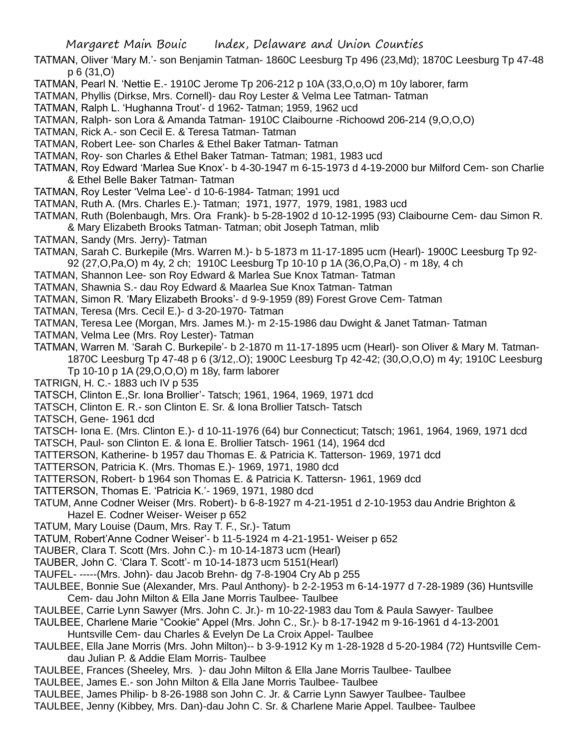TATMAN, Oliver 'Mary M.'- son Benjamin Tatman- 1860C Leesburg Tp 496 (23,Md); 1870C Leesburg Tp 47-48 p 6 (31,O)

TATMAN, Pearl N. 'Nettie E.- 1910C Jerome Tp 206-212 p 10A (33,O,o,O) m 10y laborer, farm

TATMAN, Phyllis (Dirkse, Mrs. Cornell)- dau Roy Lester & Velma Lee Tatman- Tatman

TATMAN, Ralph L. 'Hughanna Trout'- d 1962- Tatman; 1959, 1962 ucd

TATMAN, Ralph- son Lora & Amanda Tatman- 1910C Claibourne -Richoowd 206-214 (9,O,O,O)

TATMAN, Rick A.- son Cecil E. & Teresa Tatman- Tatman

TATMAN, Robert Lee- son Charles & Ethel Baker Tatman- Tatman

TATMAN, Roy- son Charles & Ethel Baker Tatman- Tatman; 1981, 1983 ucd

TATMAN, Roy Edward 'Marlea Sue Knox'- b 4-30-1947 m 6-15-1973 d 4-19-2000 bur Milford Cem- son Charlie & Ethel Belle Baker Tatman- Tatman

TATMAN, Roy Lester 'Velma Lee'- d 10-6-1984- Tatman; 1991 ucd

TATMAN, Ruth A. (Mrs. Charles E.)- Tatman; 1971, 1977, 1979, 1981, 1983 ucd

TATMAN, Ruth (Bolenbaugh, Mrs. Ora Frank)- b 5-28-1902 d 10-12-1995 (93) Claibourne Cem- dau Simon R. & Mary Elizabeth Brooks Tatman- Tatman; obit Joseph Tatman, mlib

TATMAN, Sandy (Mrs. Jerry)- Tatman

TATMAN, Sarah C. Burkepile (Mrs. Warren M.)- b 5-1873 m 11-17-1895 ucm (Hearl)- 1900C Leesburg Tp 92-92 (27,O,Pa,O) m 4y, 2 ch; 1910C Leesburg Tp 10-10 p 1A (36,O,Pa,O) - m 18y, 4 ch

TATMAN, Shannon Lee- son Roy Edward & Marlea Sue Knox Tatman- Tatman

TATMAN, Shawnia S.- dau Roy Edward & Maarlea Sue Knox Tatman- Tatman

TATMAN, Simon R. 'Mary Elizabeth Brooks'- d 9-9-1959 (89) Forest Grove Cem- Tatman

TATMAN, Teresa (Mrs. Cecil E.)- d 3-20-1970- Tatman

TATMAN, Teresa Lee (Morgan, Mrs. James M.)- m 2-15-1986 dau Dwight & Janet Tatman- Tatman

TATMAN, Velma Lee (Mrs. Roy Lester)- Tatman

TATMAN, Warren M. 'Sarah C. Burkepile'- b 2-1870 m 11-17-1895 ucm (Hearl)- son Oliver & Mary M. Tatman- 1870C Leesburg Tp 47-48 p 6 (3/12,.O); 1900C Leesburg Tp 42-42; (30,O,O,O) m 4y; 1910C Leesburg Tp 10-10 p 1A (29,O,O,O) m 18y, farm laborer

TATRIGN, H. C.- 1883 uch IV p 535

TATSCH, Clinton E.,Sr. Iona Brollier'- Tatsch; 1961, 1964, 1969, 1971 dcd

TATSCH, Clinton E. R.- son Clinton E. Sr. & Iona Brollier Tatsch- Tatsch

TATSCH, Gene- 1961 dcd

TATSCH- Iona E. (Mrs. Clinton E.)- d 10-11-1976 (64) bur Connecticut; Tatsch; 1961, 1964, 1969, 1971 dcd

TATSCH, Paul- son Clinton E. & Iona E. Brollier Tatsch- 1961 (14), 1964 dcd

TATTERSON, Katherine- b 1957 dau Thomas E. & Patricia K. Tatterson- 1969, 1971 dcd

TATTERSON, Patricia K. (Mrs. Thomas E.)- 1969, 1971, 1980 dcd

TATTERSON, Robert- b 1964 son Thomas E. & Patricia K. Tattersn- 1961, 1969 dcd

TATTERSON, Thomas E. 'Patricia K.'- 1969, 1971, 1980 dcd

TATUM, Anne Codner Weiser (Mrs. Robert)- b 6-8-1927 m 4-21-1951 d 2-10-1953 dau Andrie Brighton & Hazel E. Codner Weiser- Weiser p 652

TATUM, Mary Louise (Daum, Mrs. Ray T. F., Sr.)- Tatum

TATUM, Robert'Anne Codner Weiser'- b 11-5-1924 m 4-21-1951- Weiser p 652

TAUBER, Clara T. Scott (Mrs. John C.)- m 10-14-1873 ucm (Hearl)

TAUBER, John C. 'Clara T. Scott'- m 10-14-1873 ucm 5151(Hearl)

TAUFEL- -----(Mrs. John)- dau Jacob Brehn- dg 7-8-1904 Cry Ab p 255

TAULBEE, Bonnie Sue (Alexander, Mrs. Paul Anthony)- b 2-2-1953 m 6-14-1977 d 7-28-1989 (36) Huntsville Cem- dau John Milton & Ella Jane Morris Taulbee- Taulbee

TAULBEE, Carrie Lynn Sawyer (Mrs. John C. Jr.)- m 10-22-1983 dau Tom & Paula Sawyer- Taulbee

TAULBEE, Charlene Marie "Cookie" Appel (Mrs. John C., Sr.)- b 8-17-1942 m 9-16-1961 d 4-13-2001 Huntsville Cem- dau Charles & Evelyn De La Croix Appel- Taulbee

TAULBEE, Ella Jane Morris (Mrs. John Milton)-- b 3-9-1912 Ky m 1-28-1928 d 5-20-1984 (72) Huntsville Cem- dau Julian P. & Addie Elam Morris- Taulbee

TAULBEE, Frances (Sheeley, Mrs. )- dau John Milton & Ella Jane Morris Taulbee- Taulbee

TAULBEE, James E.- son John Milton & Ella Jane Morris Taulbee- Taulbee

TAULBEE, James Philip- b 8-26-1988 son John C. Jr. & Carrie Lynn Sawyer Taulbee- Taulbee

TAULBEE, Jenny (Kibbey, Mrs. Dan)-dau John C. Sr. & Charlene Marie Appel. Taulbee- Taulbee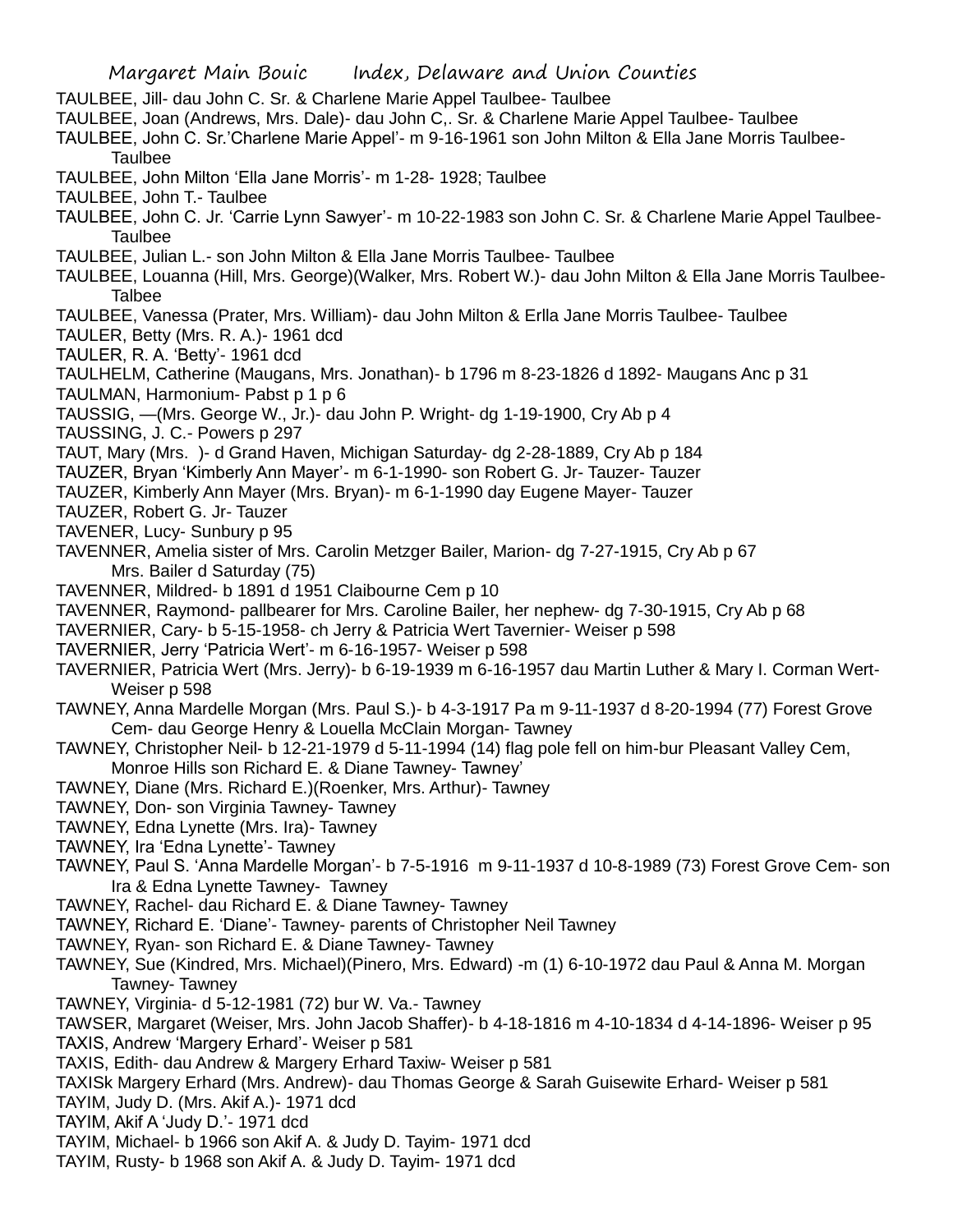TAULBEE, Jill- dau John C. Sr. & Charlene Marie Appel Taulbee- Taulbee

TAULBEE, Joan (Andrews, Mrs. Dale)- dau John C,. Sr. & Charlene Marie Appel Taulbee- Taulbee

TAULBEE, John C. Sr.'Charlene Marie Appel'- m 9-16-1961 son John Milton & Ella Jane Morris Taulbee- Taulbee

TAULBEE, John Milton 'Ella Jane Morris'- m 1-28- 1928; Taulbee

TAULBEE, John T.- Taulbee

TAULBEE, John C. Jr. 'Carrie Lynn Sawyer'- m 10-22-1983 son John C. Sr. & Charlene Marie Appel Taulbee- Taulbee

TAULBEE, Julian L.- son John Milton & Ella Jane Morris Taulbee- Taulbee

TAULBEE, Louanna (Hill, Mrs. George)(Walker, Mrs. Robert W.)- dau John Milton & Ella Jane Morris Taulbee- Talbee

TAULBEE, Vanessa (Prater, Mrs. William)- dau John Milton & Erlla Jane Morris Taulbee- Taulbee

TAULER, Betty (Mrs. R. A.)- 1961 dcd

TAULER, R. A. 'Betty'- 1961 dcd

TAULHELM, Catherine (Maugans, Mrs. Jonathan)- b 1796 m 8-23-1826 d 1892- Maugans Anc p 31

TAULMAN, Harmonium- Pabst p 1 p 6

TAUSSIG, —(Mrs. George W., Jr.)- dau John P. Wright- dg 1-19-1900, Cry Ab p 4

TAUSSING, J. C.- Powers p 297

TAUT, Mary (Mrs. )- d Grand Haven, Michigan Saturday- dg 2-28-1889, Cry Ab p 184

TAUZER, Bryan 'Kimberly Ann Mayer'- m 6-1-1990- son Robert G. Jr- Tauzer- Tauzer

TAUZER, Kimberly Ann Mayer (Mrs. Bryan)- m 6-1-1990 day Eugene Mayer- Tauzer

TAUZER, Robert G. Jr- Tauzer

TAVENER, Lucy- Sunbury p 95

TAVENNER, Amelia sister of Mrs. Carolin Metzger Bailer, Marion- dg 7-27-1915, Cry Ab p 67
    Mrs. Bailer d Saturday (75)

TAVENNER, Mildred- b 1891 d 1951 Claibourne Cem p 10

TAVENNER, Raymond- pallbearer for Mrs. Caroline Bailer, her nephew- dg 7-30-1915, Cry Ab p 68

TAVERNIER, Cary- b 5-15-1958- ch Jerry & Patricia Wert Tavernier- Weiser p 598

TAVERNIER, Jerry 'Patricia Wert'- m 6-16-1957- Weiser p 598

TAVERNIER, Patricia Wert (Mrs. Jerry)- b 6-19-1939 m 6-16-1957 dau Martin Luther & Mary I. Corman Wert- Weiser p 598

TAWNEY, Anna Mardelle Morgan (Mrs. Paul S.)- b 4-3-1917 Pa m 9-11-1937 d 8-20-1994 (77) Forest Grove Cem- dau George Henry & Louella McClain Morgan- Tawney

TAWNEY, Christopher Neil- b 12-21-1979 d 5-11-1994 (14) flag pole fell on him-bur Pleasant Valley Cem, Monroe Hills son Richard E. & Diane Tawney- Tawney'

TAWNEY, Diane (Mrs. Richard E.)(Roenker, Mrs. Arthur)- Tawney

TAWNEY, Don- son Virginia Tawney- Tawney

TAWNEY, Edna Lynette (Mrs. Ira)- Tawney

TAWNEY, Ira 'Edna Lynette'- Tawney

TAWNEY, Paul S. 'Anna Mardelle Morgan'- b 7-5-1916 m 9-11-1937 d 10-8-1989 (73) Forest Grove Cem- son Ira & Edna Lynette Tawney- Tawney

TAWNEY, Rachel- dau Richard E. & Diane Tawney- Tawney

TAWNEY, Richard E. 'Diane'- Tawney- parents of Christopher Neil Tawney

TAWNEY, Ryan- son Richard E. & Diane Tawney- Tawney

TAWNEY, Sue (Kindred, Mrs. Michael)(Pinero, Mrs. Edward) -m (1) 6-10-1972 dau Paul & Anna M. Morgan Tawney- Tawney

TAWNEY, Virginia- d 5-12-1981 (72) bur W. Va.- Tawney

TAWSER, Margaret (Weiser, Mrs. John Jacob Shaffer)- b 4-18-1816 m 4-10-1834 d 4-14-1896- Weiser p 95

TAXIS, Andrew 'Margery Erhard'- Weiser p 581

TAXIS, Edith- dau Andrew & Margery Erhard Taxiw- Weiser p 581

TAXISk Margery Erhard (Mrs. Andrew)- dau Thomas George & Sarah Guisewite Erhard- Weiser p 581

TAYIM, Judy D. (Mrs. Akif A.)- 1971 dcd

TAYIM, Akif A 'Judy D.'- 1971 dcd

TAYIM, Michael- b 1966 son Akif A. & Judy D. Tayim- 1971 dcd

TAYIM, Rusty- b 1968 son Akif A. & Judy D. Tayim- 1971 dcd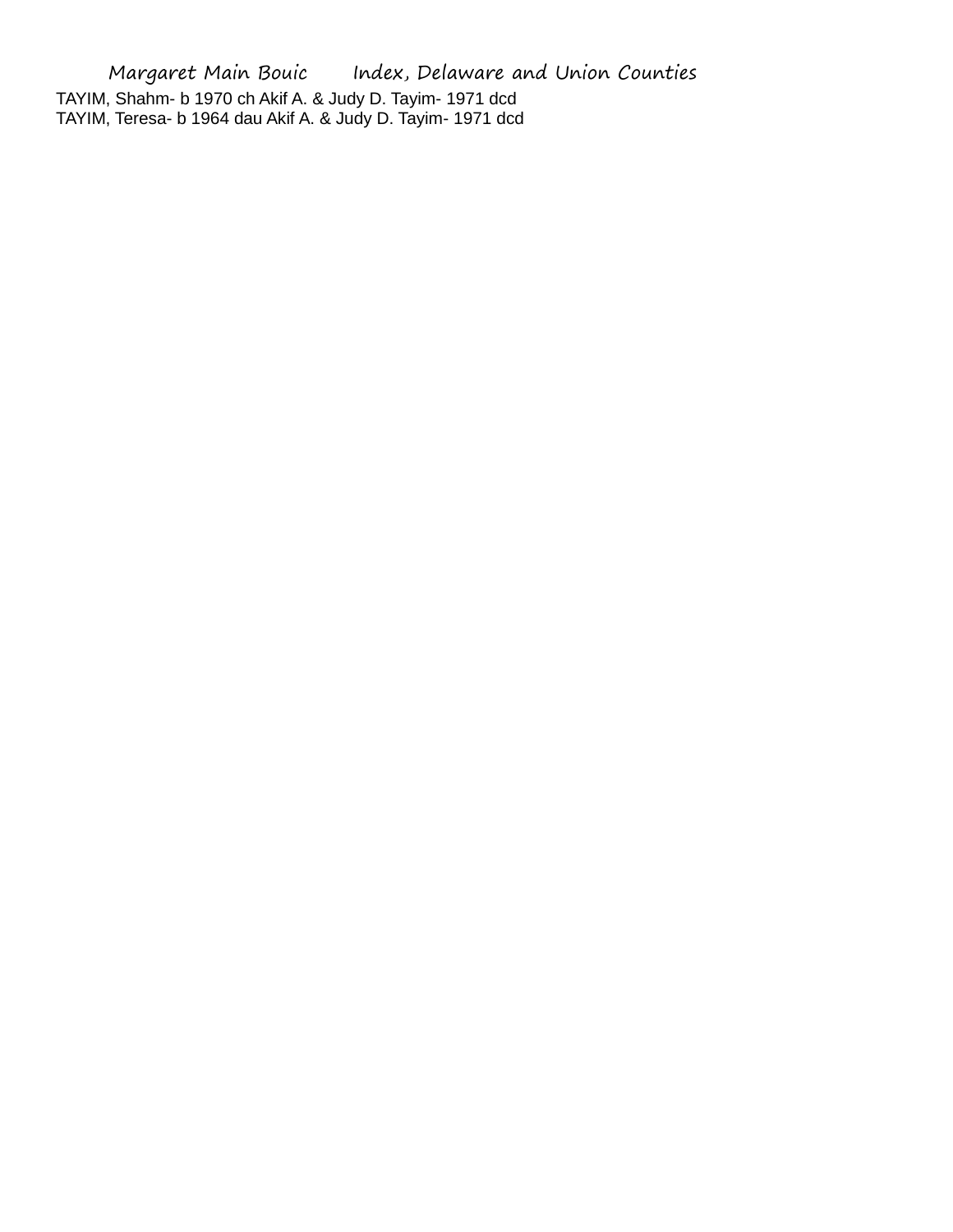TAYIM, Shahm- b 1970 ch Akif A. & Judy D. Tayim- 1971 dcd
TAYIM, Teresa- b 1964 dau Akif A. & Judy D. Tayim- 1971 dcd